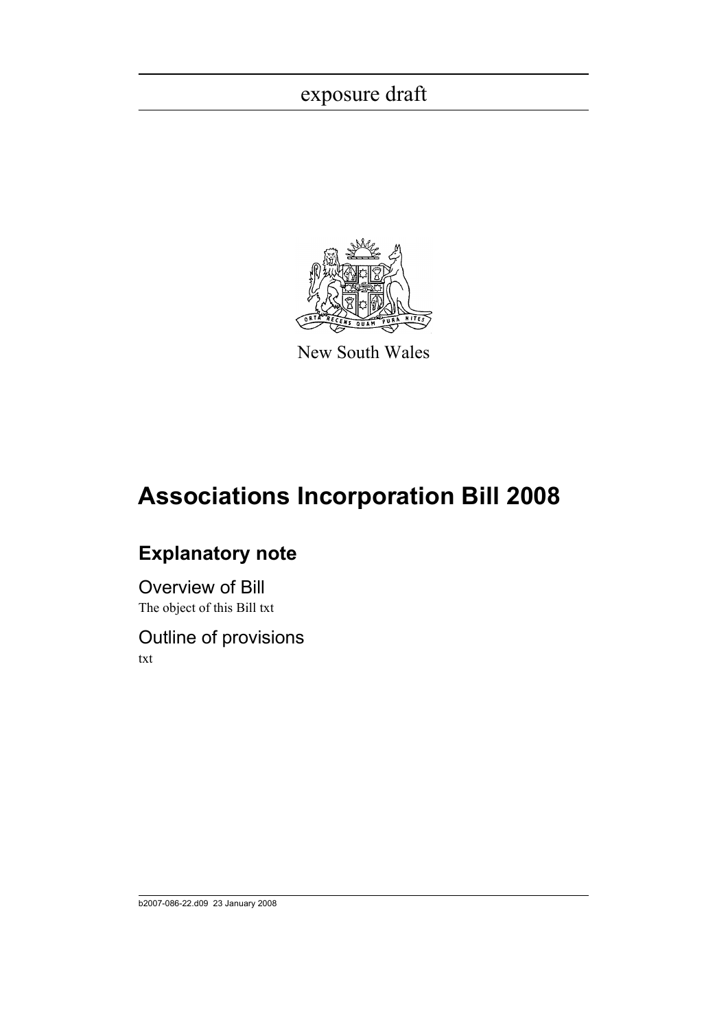exposure draft

New South Wales

# Associations Incorporation Bill 2008

## Explanatory note

### Overview of Bill

The object of this Bill txt

### Outline of provisions

txt

b2007-086-22.d09 23 January 2008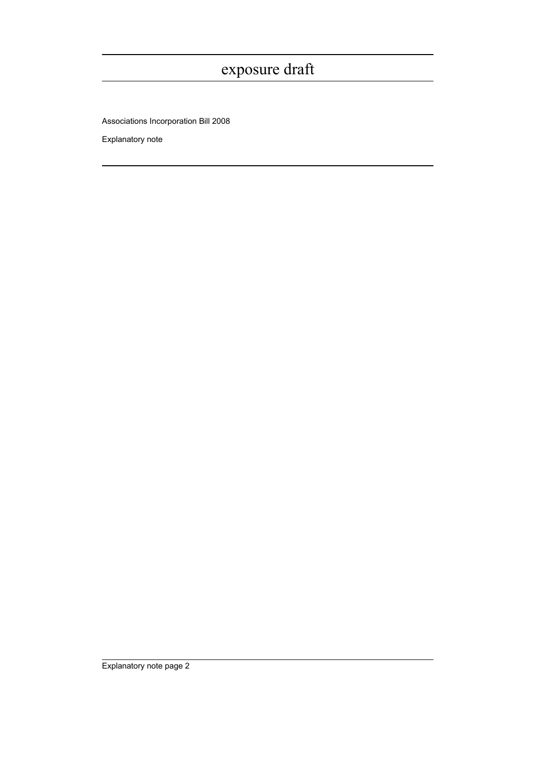exposure draft

Associations Incorporation Bill 2008

Explanatory note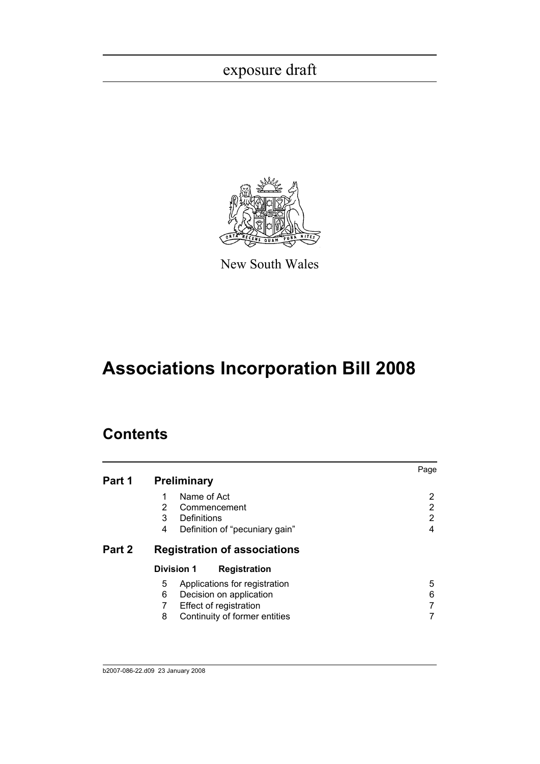exposure draft

New South Wales

# Associations Incorporation Bill 2008

## Contents

| | | Page |
|---|---|---|
| **Part 1** | **Preliminary** | |
| | 1 Name of Act | 2 |
| | 2 Commencement | 2 |
| | 3 Definitions | 2 |
| | 4 Definition of "pecuniary gain" | 4 |
| **Part 2** | **Registration of associations** | |
| | **Division 1 Registration** | |
| | 5 Applications for registration | 5 |
| | 6 Decision on application | 6 |
| | 7 Effect of registration | 7 |
| | 8 Continuity of former entities | 7 |

b2007-086-22.d09 23 January 2008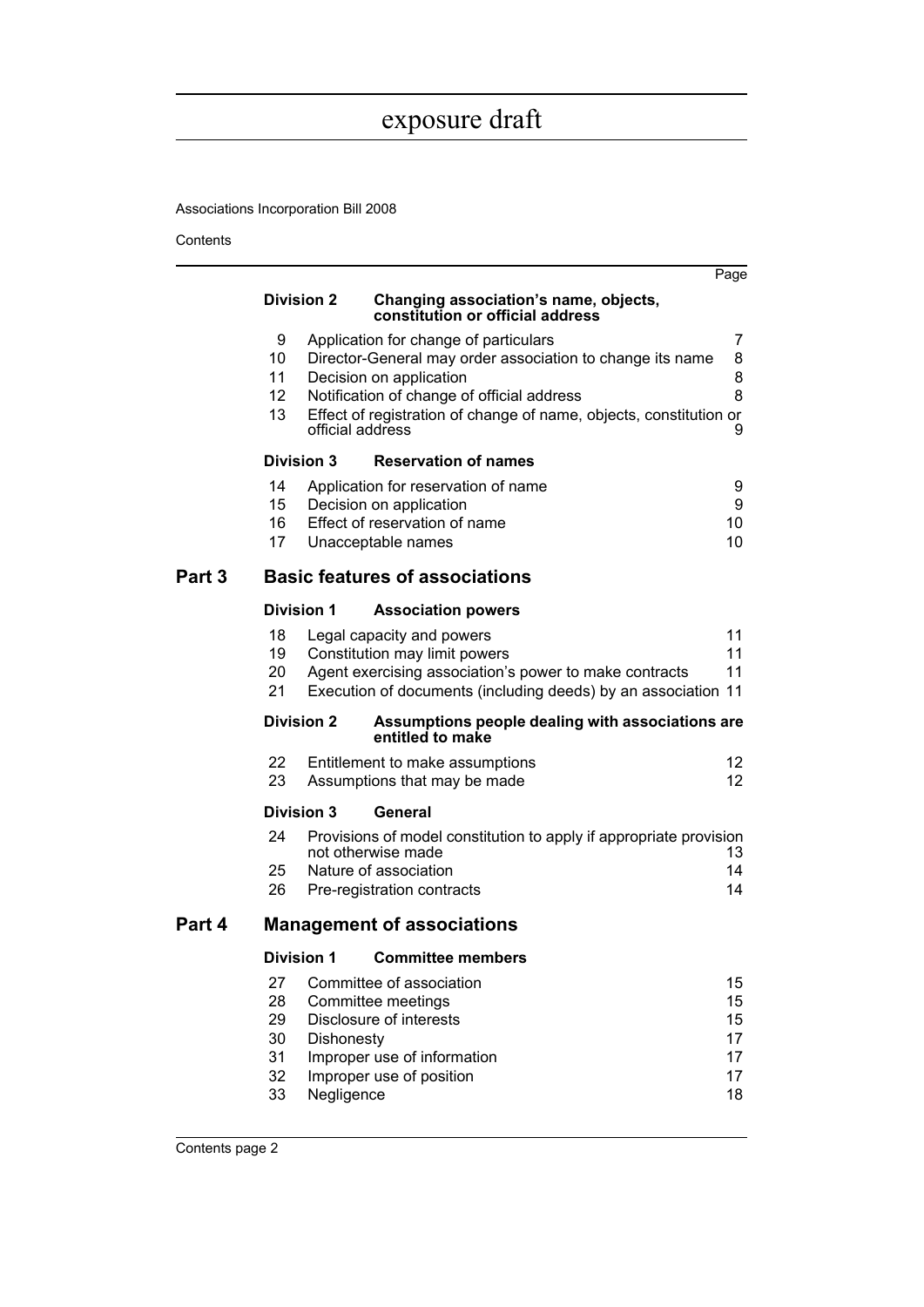exposure draft

Associations Incorporation Bill 2008

Contents

| | | Page |
|---|---|---|
| **Division 2** | **Changing association's name, objects, constitution or official address** | |
| 9 | Application for change of particulars | 7 |
| 10 | Director-General may order association to change its name | 8 |
| 11 | Decision on application | 8 |
| 12 | Notification of change of official address | 8 |
| 13 | Effect of registration of change of name, objects, constitution or official address | 9 |
| **Division 3** | **Reservation of names** | |
| 14 | Application for reservation of name | 9 |
| 15 | Decision on application | 9 |
| 16 | Effect of reservation of name | 10 |
| 17 | Unacceptable names | 10 |

## Part 3 Basic features of associations

| | | |
|---|---|---|
| **Division 1** | **Association powers** | |
| 18 | Legal capacity and powers | 11 |
| 19 | Constitution may limit powers | 11 |
| 20 | Agent exercising association's power to make contracts | 11 |
| 21 | Execution of documents (including deeds) by an association | 11 |
| **Division 2** | **Assumptions people dealing with associations are entitled to make** | |
| 22 | Entitlement to make assumptions | 12 |
| 23 | Assumptions that may be made | 12 |
| **Division 3** | **General** | |
| 24 | Provisions of model constitution to apply if appropriate provision not otherwise made | 13 |
| 25 | Nature of association | 14 |
| 26 | Pre-registration contracts | 14 |

## Part 4 Management of associations

| | | |
|---|---|---|
| **Division 1** | **Committee members** | |
| 27 | Committee of association | 15 |
| 28 | Committee meetings | 15 |
| 29 | Disclosure of interests | 15 |
| 30 | Dishonesty | 17 |
| 31 | Improper use of information | 17 |
| 32 | Improper use of position | 17 |
| 33 | Negligence | 18 |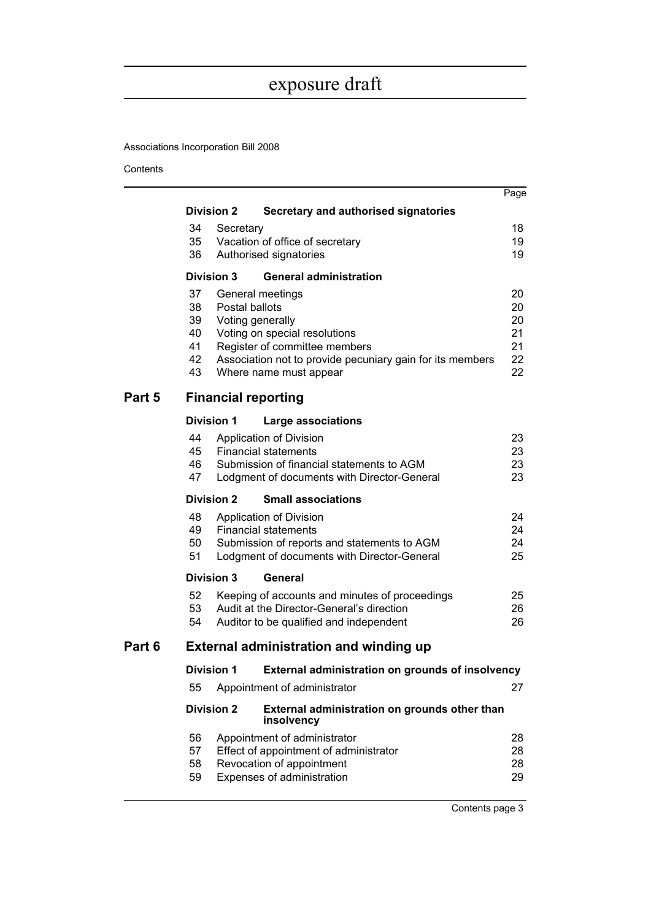# exposure draft

Associations Incorporation Bill 2008

Contents

| | | Page |
|---|---|---|
| **Division 2** | **Secretary and authorised signatories** | |
| 34 | Secretary | 18 |
| 35 | Vacation of office of secretary | 19 |
| 36 | Authorised signatories | 19 |
| **Division 3** | **General administration** | |
| 37 | General meetings | 20 |
| 38 | Postal ballots | 20 |
| 39 | Voting generally | 20 |
| 40 | Voting on special resolutions | 21 |
| 41 | Register of committee members | 21 |
| 42 | Association not to provide pecuniary gain for its members | 22 |
| 43 | Where name must appear | 22 |

## Part 5 Financial reporting

| | | |
|---|---|---|
| **Division 1** | **Large associations** | |
| 44 | Application of Division | 23 |
| 45 | Financial statements | 23 |
| 46 | Submission of financial statements to AGM | 23 |
| 47 | Lodgment of documents with Director-General | 23 |
| **Division 2** | **Small associations** | |
| 48 | Application of Division | 24 |
| 49 | Financial statements | 24 |
| 50 | Submission of reports and statements to AGM | 24 |
| 51 | Lodgment of documents with Director-General | 25 |
| **Division 3** | **General** | |
| 52 | Keeping of accounts and minutes of proceedings | 25 |
| 53 | Audit at the Director-General's direction | 26 |
| 54 | Auditor to be qualified and independent | 26 |

## Part 6 External administration and winding up

| | | |
|---|---|---|
| **Division 1** | **External administration on grounds of insolvency** | |
| 55 | Appointment of administrator | 27 |
| **Division 2** | **External administration on grounds other than insolvency** | |
| 56 | Appointment of administrator | 28 |
| 57 | Effect of appointment of administrator | 28 |
| 58 | Revocation of appointment | 28 |
| 59 | Expenses of administration | 29 |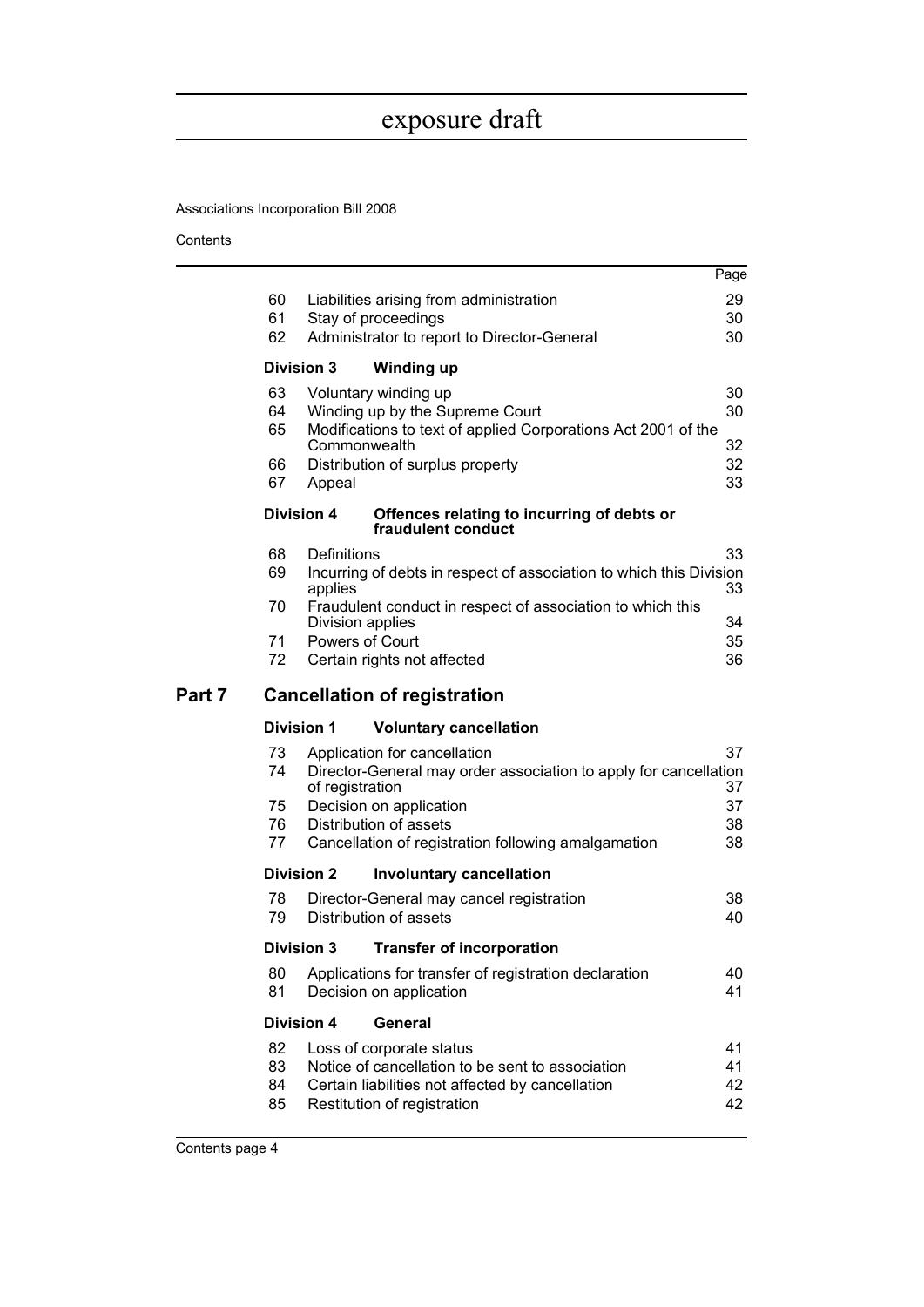| | | Page |
|---|---|---|
| 60 | Liabilities arising from administration | 29 |
| 61 | Stay of proceedings | 30 |
| 62 | Administrator to report to Director-General | 30 |
| **Division 3** | **Winding up** | |
| 63 | Voluntary winding up | 30 |
| 64 | Winding up by the Supreme Court | 30 |
| 65 | Modifications to text of applied Corporations Act 2001 of the Commonwealth | 32 |
| 66 | Distribution of surplus property | 32 |
| 67 | Appeal | 33 |
| **Division 4** | **Offences relating to incurring of debts or fraudulent conduct** | |
| 68 | Definitions | 33 |
| 69 | Incurring of debts in respect of association to which this Division applies | 33 |
| 70 | Fraudulent conduct in respect of association to which this Division applies | 34 |
| 71 | Powers of Court | 35 |
| 72 | Certain rights not affected | 36 |
| **Part 7** | **Cancellation of registration** | |
| **Division 1** | **Voluntary cancellation** | |
| 73 | Application for cancellation | 37 |
| 74 | Director-General may order association to apply for cancellation of registration | 37 |
| 75 | Decision on application | 37 |
| 76 | Distribution of assets | 38 |
| 77 | Cancellation of registration following amalgamation | 38 |
| **Division 2** | **Involuntary cancellation** | |
| 78 | Director-General may cancel registration | 38 |
| 79 | Distribution of assets | 40 |
| **Division 3** | **Transfer of incorporation** | |
| 80 | Applications for transfer of registration declaration | 40 |
| 81 | Decision on application | 41 |
| **Division 4** | **General** | |
| 82 | Loss of corporate status | 41 |
| 83 | Notice of cancellation to be sent to association | 41 |
| 84 | Certain liabilities not affected by cancellation | 42 |
| 85 | Restitution of registration | 42 |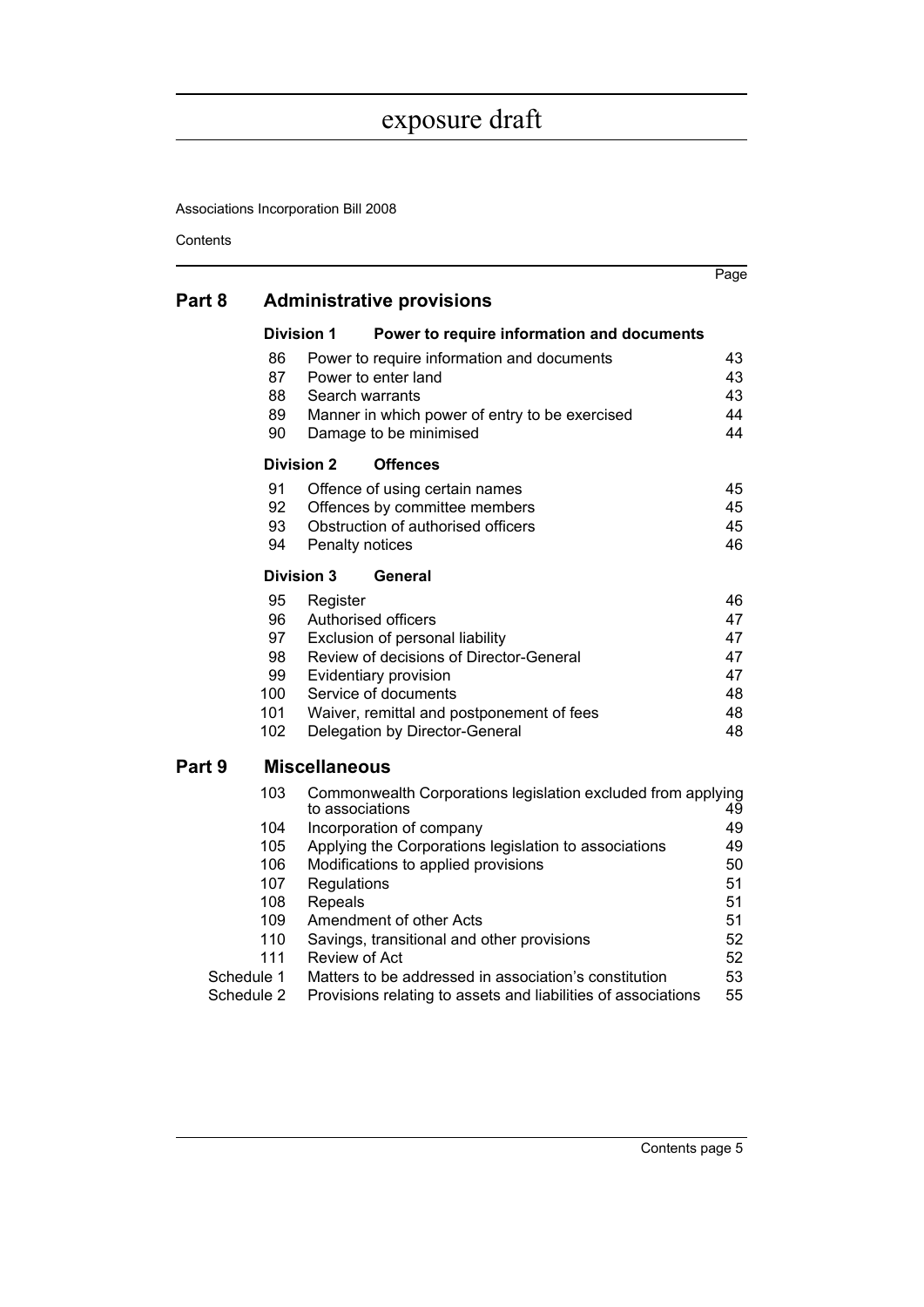exposure draft

Associations Incorporation Bill 2008

Contents

| | | | Page |
|---|---|---|---|
| **Part 8** | **Administrative provisions** | | |
| | **Division 1** | **Power to require information and documents** | |
| | 86 | Power to require information and documents | 43 |
| | 87 | Power to enter land | 43 |
| | 88 | Search warrants | 43 |
| | 89 | Manner in which power of entry to be exercised | 44 |
| | 90 | Damage to be minimised | 44 |
| | **Division 2** | **Offences** | |
| | 91 | Offence of using certain names | 45 |
| | 92 | Offences by committee members | 45 |
| | 93 | Obstruction of authorised officers | 45 |
| | 94 | Penalty notices | 46 |
| | **Division 3** | **General** | |
| | 95 | Register | 46 |
| | 96 | Authorised officers | 47 |
| | 97 | Exclusion of personal liability | 47 |
| | 98 | Review of decisions of Director-General | 47 |
| | 99 | Evidentiary provision | 47 |
| | 100 | Service of documents | 48 |
| | 101 | Waiver, remittal and postponement of fees | 48 |
| | 102 | Delegation by Director-General | 48 |
| **Part 9** | **Miscellaneous** | | |
| | 103 | Commonwealth Corporations legislation excluded from applying to associations | 49 |
| | 104 | Incorporation of company | 49 |
| | 105 | Applying the Corporations legislation to associations | 49 |
| | 106 | Modifications to applied provisions | 50 |
| | 107 | Regulations | 51 |
| | 108 | Repeals | 51 |
| | 109 | Amendment of other Acts | 51 |
| | 110 | Savings, transitional and other provisions | 52 |
| | 111 | Review of Act | 52 |
| Schedule 1 | | Matters to be addressed in association's constitution | 53 |
| Schedule 2 | | Provisions relating to assets and liabilities of associations | 55 |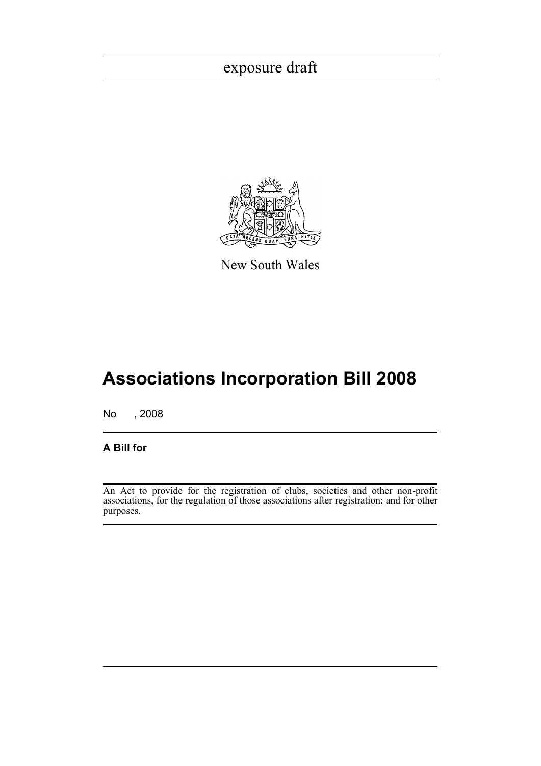exposure draft

New South Wales

# Associations Incorporation Bill 2008

No , 2008

**A Bill for**

An Act to provide for the registration of clubs, societies and other non-profit associations, for the regulation of those associations after registration; and for other purposes.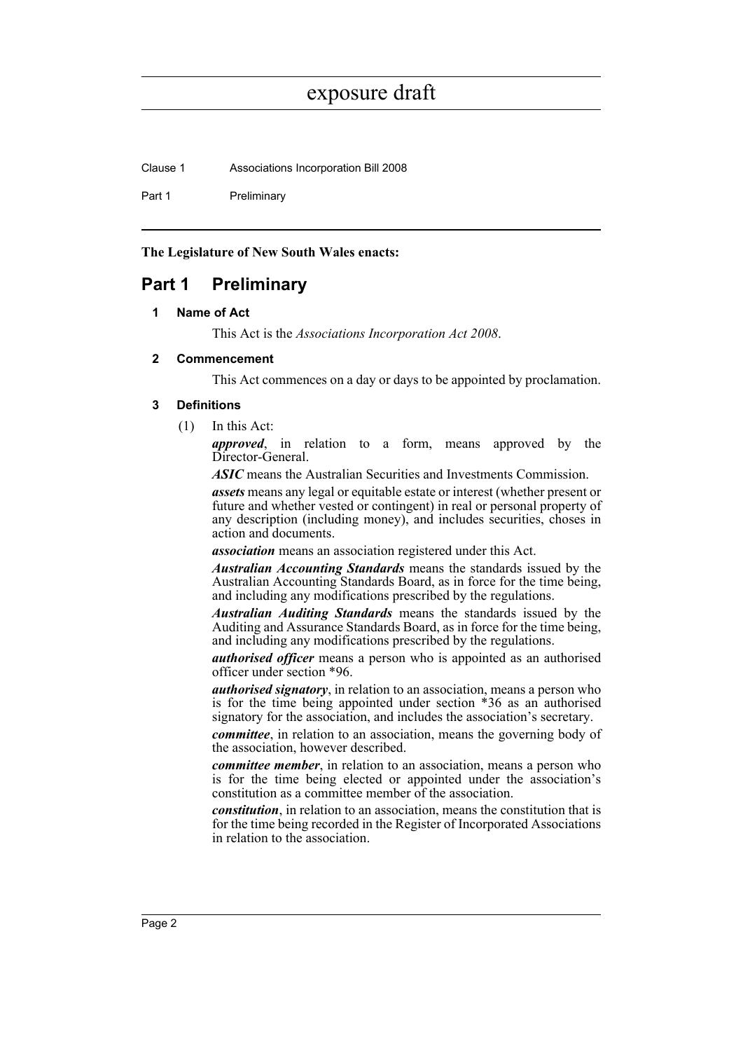**The Legislature of New South Wales enacts:**

# Part 1 Preliminary

### 1 Name of Act

This Act is the *Associations Incorporation Act 2008*.

### 2 Commencement

This Act commences on a day or days to be appointed by proclamation.

### 3 Definitions

(1) In this Act:

***approved***, in relation to a form, means approved by the Director-General.

***ASIC*** means the Australian Securities and Investments Commission.

***assets*** means any legal or equitable estate or interest (whether present or future and whether vested or contingent) in real or personal property of any description (including money), and includes securities, choses in action and documents.

***association*** means an association registered under this Act.

***Australian Accounting Standards*** means the standards issued by the Australian Accounting Standards Board, as in force for the time being, and including any modifications prescribed by the regulations.

***Australian Auditing Standards*** means the standards issued by the Auditing and Assurance Standards Board, as in force for the time being, and including any modifications prescribed by the regulations.

***authorised officer*** means a person who is appointed as an authorised officer under section *96.

***authorised signatory***, in relation to an association, means a person who is for the time being appointed under section *36 as an authorised signatory for the association, and includes the association's secretary.

***committee***, in relation to an association, means the governing body of the association, however described.

***committee member***, in relation to an association, means a person who is for the time being elected or appointed under the association's constitution as a committee member of the association.

***constitution***, in relation to an association, means the constitution that is for the time being recorded in the Register of Incorporated Associations in relation to the association.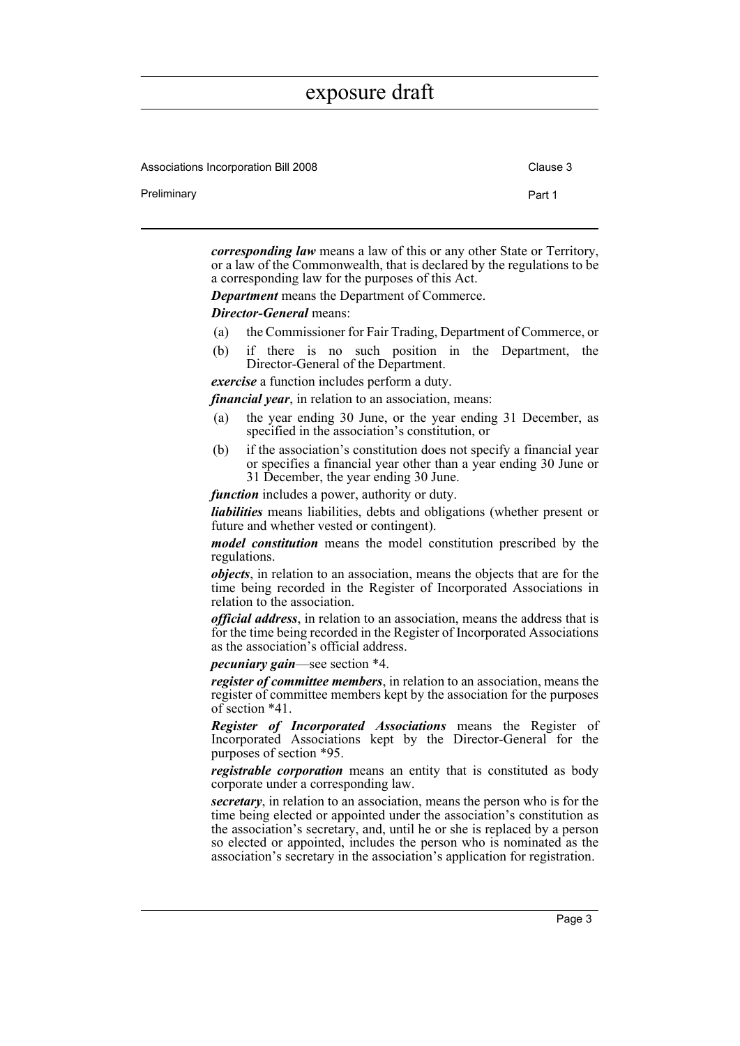***corresponding law*** means a law of this or any other State or Territory, or a law of the Commonwealth, that is declared by the regulations to be a corresponding law for the purposes of this Act.

***Department*** means the Department of Commerce.

***Director-General*** means:

- (a) the Commissioner for Fair Trading, Department of Commerce, or
- (b) if there is no such position in the Department, the Director-General of the Department.

***exercise*** a function includes perform a duty.

***financial year***, in relation to an association, means:

- (a) the year ending 30 June, or the year ending 31 December, as specified in the association's constitution, or
- (b) if the association's constitution does not specify a financial year or specifies a financial year other than a year ending 30 June or 31 December, the year ending 30 June.

***function*** includes a power, authority or duty.

***liabilities*** means liabilities, debts and obligations (whether present or future and whether vested or contingent).

***model constitution*** means the model constitution prescribed by the regulations.

***objects***, in relation to an association, means the objects that are for the time being recorded in the Register of Incorporated Associations in relation to the association.

***official address***, in relation to an association, means the address that is for the time being recorded in the Register of Incorporated Associations as the association's official address.

***pecuniary gain***—see section *4.

***register of committee members***, in relation to an association, means the register of committee members kept by the association for the purposes of section *41.

***Register of Incorporated Associations*** means the Register of Incorporated Associations kept by the Director-General for the purposes of section *95.

***registrable corporation*** means an entity that is constituted as body corporate under a corresponding law.

***secretary***, in relation to an association, means the person who is for the time being elected or appointed under the association's constitution as the association's secretary, and, until he or she is replaced by a person so elected or appointed, includes the person who is nominated as the association's secretary in the association's application for registration.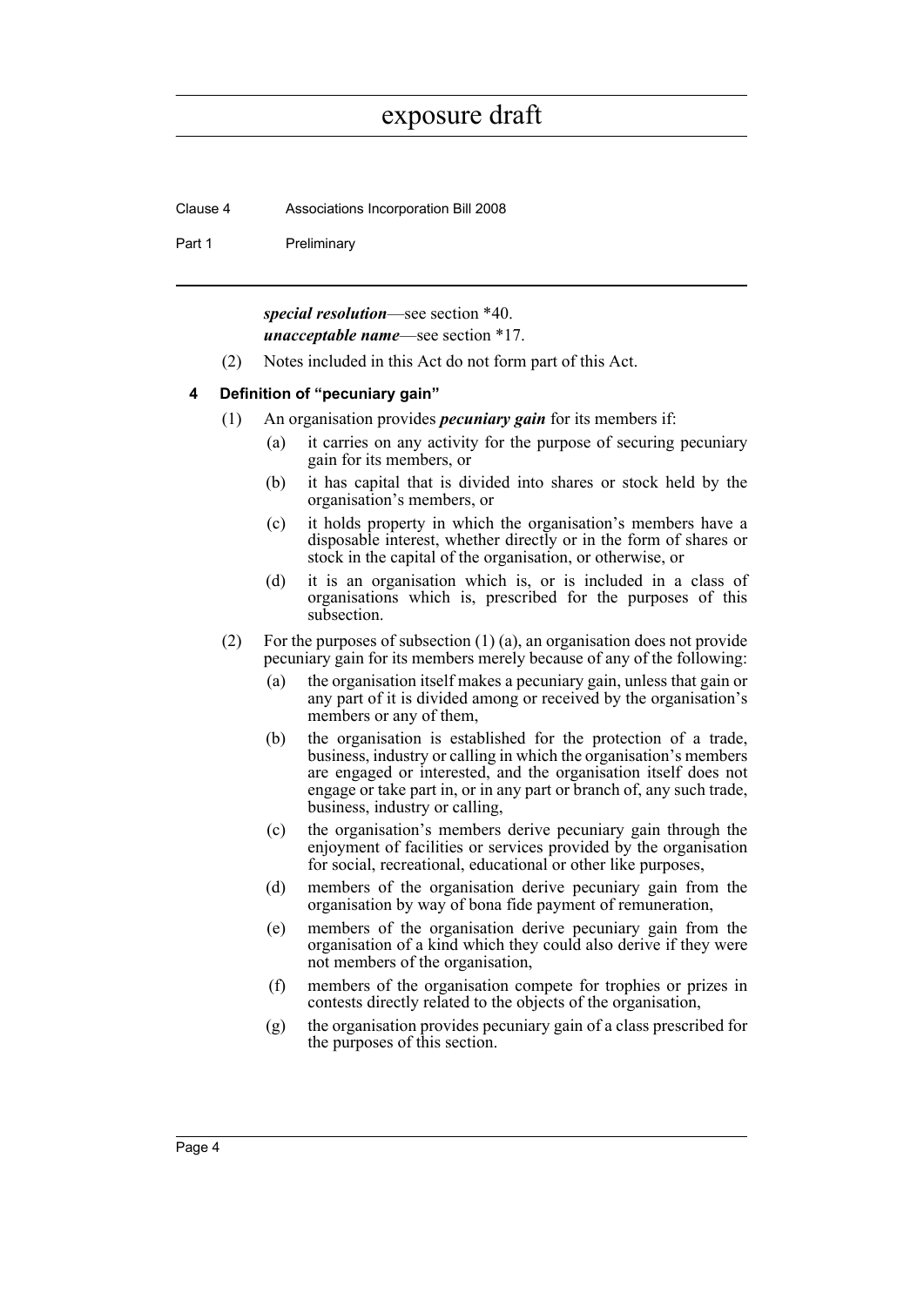***special resolution***—see section *40.

***unacceptable name***—see section *17.

(2) Notes included in this Act do not form part of this Act.

### 4 Definition of "pecuniary gain"

(1) An organisation provides ***pecuniary gain*** for its members if:

- (a) it carries on any activity for the purpose of securing pecuniary gain for its members, or
- (b) it has capital that is divided into shares or stock held by the organisation's members, or
- (c) it holds property in which the organisation's members have a disposable interest, whether directly or in the form of shares or stock in the capital of the organisation, or otherwise, or
- (d) it is an organisation which is, or is included in a class of organisations which is, prescribed for the purposes of this subsection.

(2) For the purposes of subsection (1) (a), an organisation does not provide pecuniary gain for its members merely because of any of the following:

- (a) the organisation itself makes a pecuniary gain, unless that gain or any part of it is divided among or received by the organisation's members or any of them,
- (b) the organisation is established for the protection of a trade, business, industry or calling in which the organisation's members are engaged or interested, and the organisation itself does not engage or take part in, or in any part or branch of, any such trade, business, industry or calling,
- (c) the organisation's members derive pecuniary gain through the enjoyment of facilities or services provided by the organisation for social, recreational, educational or other like purposes,
- (d) members of the organisation derive pecuniary gain from the organisation by way of bona fide payment of remuneration,
- (e) members of the organisation derive pecuniary gain from the organisation of a kind which they could also derive if they were not members of the organisation,
- (f) members of the organisation compete for trophies or prizes in contests directly related to the objects of the organisation,
- (g) the organisation provides pecuniary gain of a class prescribed for the purposes of this section.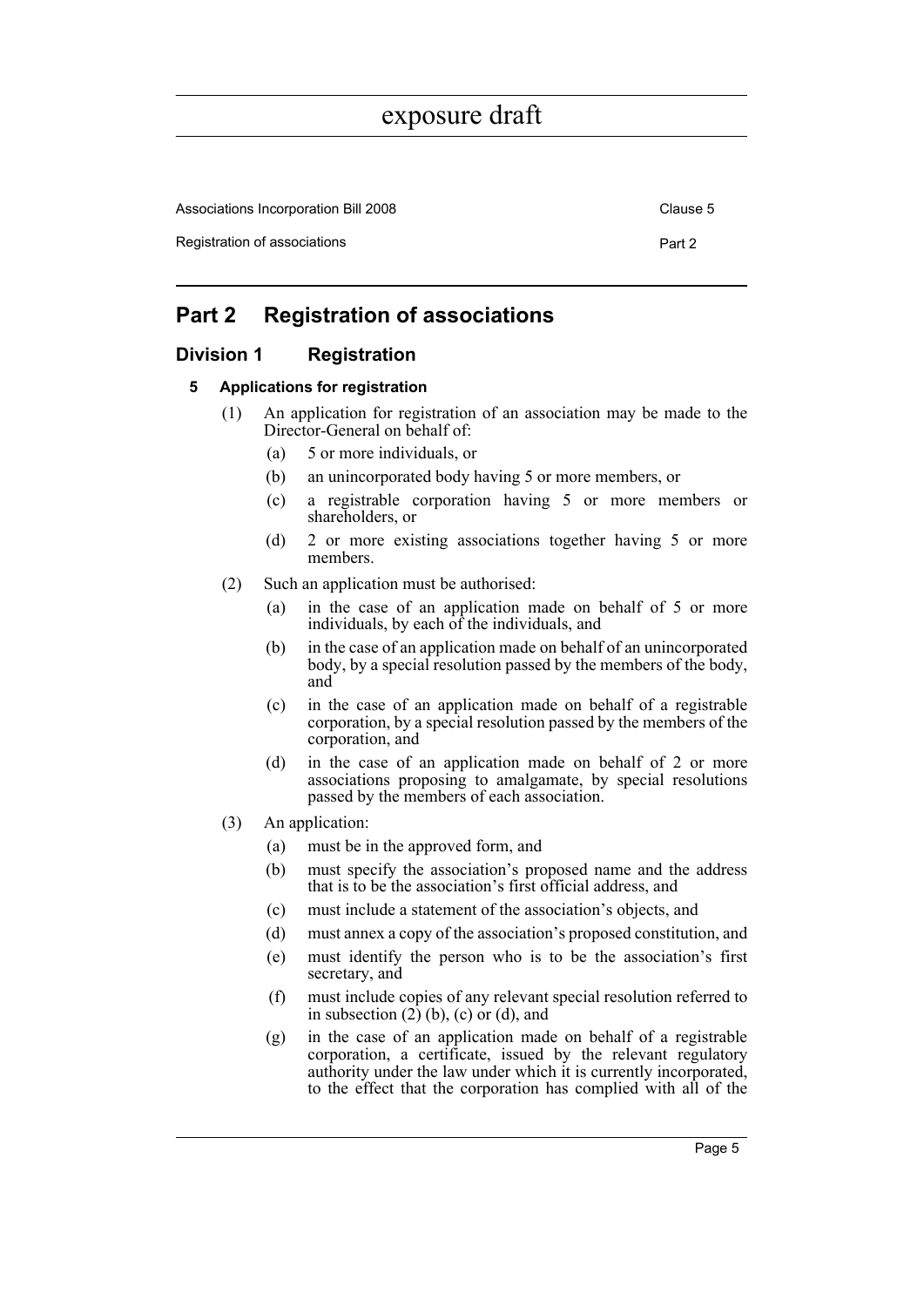# Part 2 Registration of associations

## Division 1 Registration

### 5 Applications for registration

(1) An application for registration of an association may be made to the Director-General on behalf of:

- (a) 5 or more individuals, or
- (b) an unincorporated body having 5 or more members, or
- (c) a registrable corporation having 5 or more members or shareholders, or
- (d) 2 or more existing associations together having 5 or more members.

(2) Such an application must be authorised:

- (a) in the case of an application made on behalf of 5 or more individuals, by each of the individuals, and
- (b) in the case of an application made on behalf of an unincorporated body, by a special resolution passed by the members of the body, and
- (c) in the case of an application made on behalf of a registrable corporation, by a special resolution passed by the members of the corporation, and
- (d) in the case of an application made on behalf of 2 or more associations proposing to amalgamate, by special resolutions passed by the members of each association.

(3) An application:

- (a) must be in the approved form, and
- (b) must specify the association's proposed name and the address that is to be the association's first official address, and
- (c) must include a statement of the association's objects, and
- (d) must annex a copy of the association's proposed constitution, and
- (e) must identify the person who is to be the association's first secretary, and
- (f) must include copies of any relevant special resolution referred to in subsection (2) (b), (c) or (d), and
- (g) in the case of an application made on behalf of a registrable corporation, a certificate, issued by the relevant regulatory authority under the law under which it is currently incorporated, to the effect that the corporation has complied with all of the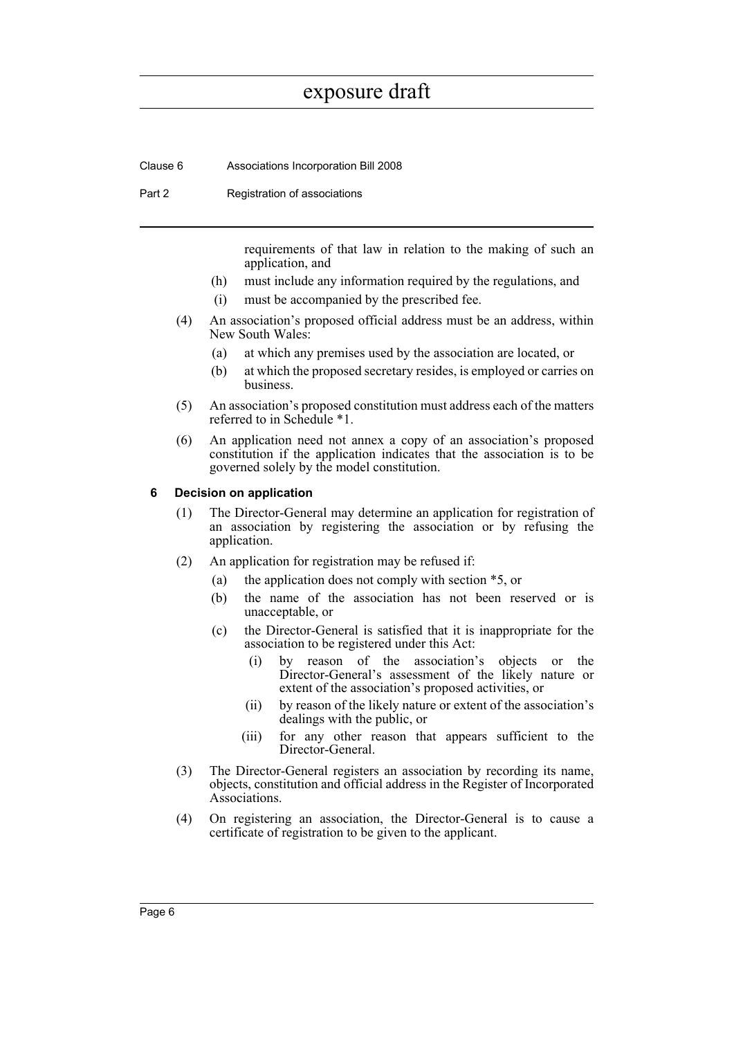requirements of that law in relation to the making of such an application, and

(h) must include any information required by the regulations, and

(i) must be accompanied by the prescribed fee.

(4) An association's proposed official address must be an address, within New South Wales:

(a) at which any premises used by the association are located, or

(b) at which the proposed secretary resides, is employed or carries on business.

(5) An association's proposed constitution must address each of the matters referred to in Schedule *1.

(6) An application need not annex a copy of an association's proposed constitution if the application indicates that the association is to be governed solely by the model constitution.

#### 6 Decision on application

(1) The Director-General may determine an application for registration of an association by registering the association or by refusing the application.

(2) An application for registration may be refused if:

(a) the application does not comply with section *5, or

(b) the name of the association has not been reserved or is unacceptable, or

(c) the Director-General is satisfied that it is inappropriate for the association to be registered under this Act:

(i) by reason of the association's objects or the Director-General's assessment of the likely nature or extent of the association's proposed activities, or

(ii) by reason of the likely nature or extent of the association's dealings with the public, or

(iii) for any other reason that appears sufficient to the Director-General.

(3) The Director-General registers an association by recording its name, objects, constitution and official address in the Register of Incorporated Associations.

(4) On registering an association, the Director-General is to cause a certificate of registration to be given to the applicant.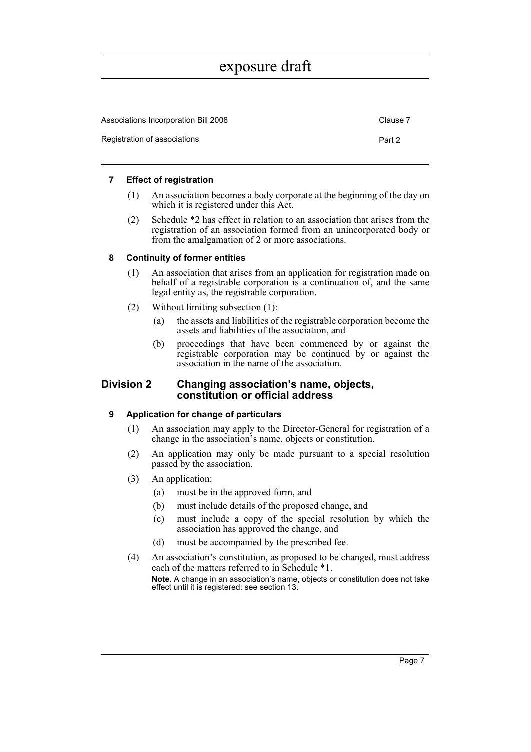#### 7 Effect of registration

(1) An association becomes a body corporate at the beginning of the day on which it is registered under this Act.

(2) Schedule *2 has effect in relation to an association that arises from the registration of an association formed from an unincorporated body or from the amalgamation of 2 or more associations.

#### 8 Continuity of former entities

(1) An association that arises from an application for registration made on behalf of a registrable corporation is a continuation of, and the same legal entity as, the registrable corporation.

(2) Without limiting subsection (1):

- (a) the assets and liabilities of the registrable corporation become the assets and liabilities of the association, and
- (b) proceedings that have been commenced by or against the registrable corporation may be continued by or against the association in the name of the association.

### Division 2 Changing association's name, objects, constitution or official address

#### 9 Application for change of particulars

(1) An association may apply to the Director-General for registration of a change in the association's name, objects or constitution.

(2) An application may only be made pursuant to a special resolution passed by the association.

(3) An application:

- (a) must be in the approved form, and
- (b) must include details of the proposed change, and
- (c) must include a copy of the special resolution by which the association has approved the change, and
- (d) must be accompanied by the prescribed fee.

(4) An association's constitution, as proposed to be changed, must address each of the matters referred to in Schedule *1.

**Note.** A change in an association's name, objects or constitution does not take effect until it is registered: see section 13.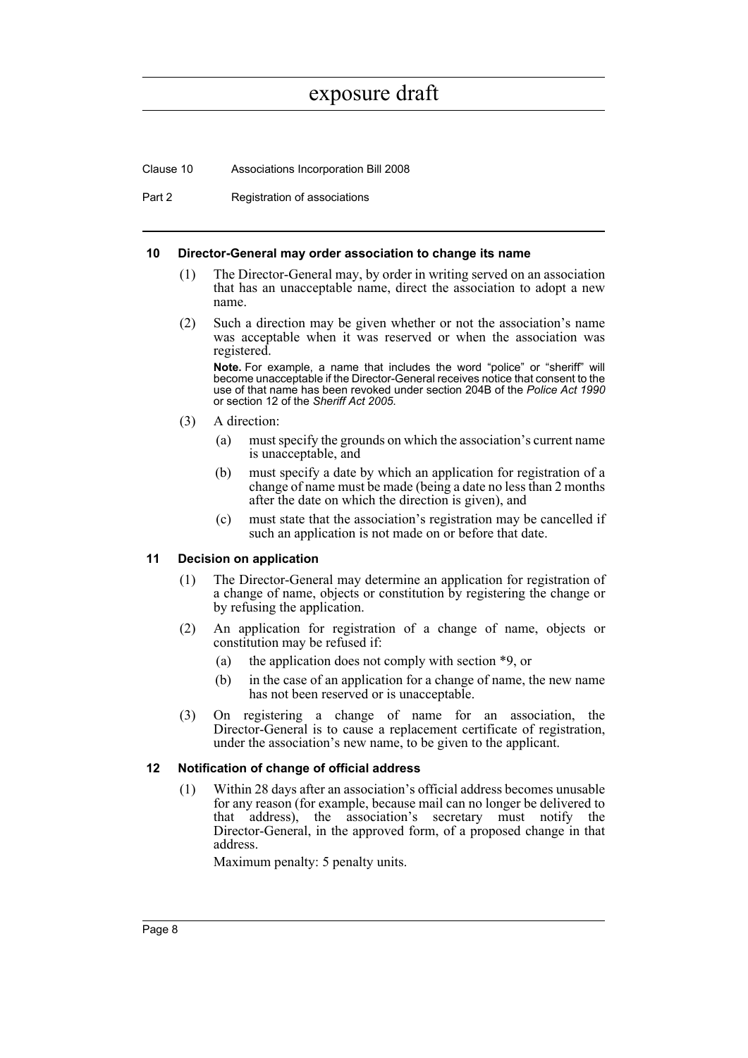### 10 Director-General may order association to change its name

(1) The Director-General may, by order in writing served on an association that has an unacceptable name, direct the association to adopt a new name.

(2) Such a direction may be given whether or not the association's name was acceptable when it was reserved or when the association was registered.

**Note.** For example, a name that includes the word "police" or "sheriff" will become unacceptable if the Director-General receives notice that consent to the use of that name has been revoked under section 204B of the *Police Act 1990* or section 12 of the *Sheriff Act 2005.*

(3) A direction:

- (a) must specify the grounds on which the association's current name is unacceptable, and
- (b) must specify a date by which an application for registration of a change of name must be made (being a date no less than 2 months after the date on which the direction is given), and
- (c) must state that the association's registration may be cancelled if such an application is not made on or before that date.

### 11 Decision on application

(1) The Director-General may determine an application for registration of a change of name, objects or constitution by registering the change or by refusing the application.

(2) An application for registration of a change of name, objects or constitution may be refused if:

- (a) the application does not comply with section *9, or
- (b) in the case of an application for a change of name, the new name has not been reserved or is unacceptable.

(3) On registering a change of name for an association, the Director-General is to cause a replacement certificate of registration, under the association's new name, to be given to the applicant.

### 12 Notification of change of official address

(1) Within 28 days after an association's official address becomes unusable for any reason (for example, because mail can no longer be delivered to that address), the association's secretary must notify the Director-General, in the approved form, of a proposed change in that address.

Maximum penalty: 5 penalty units.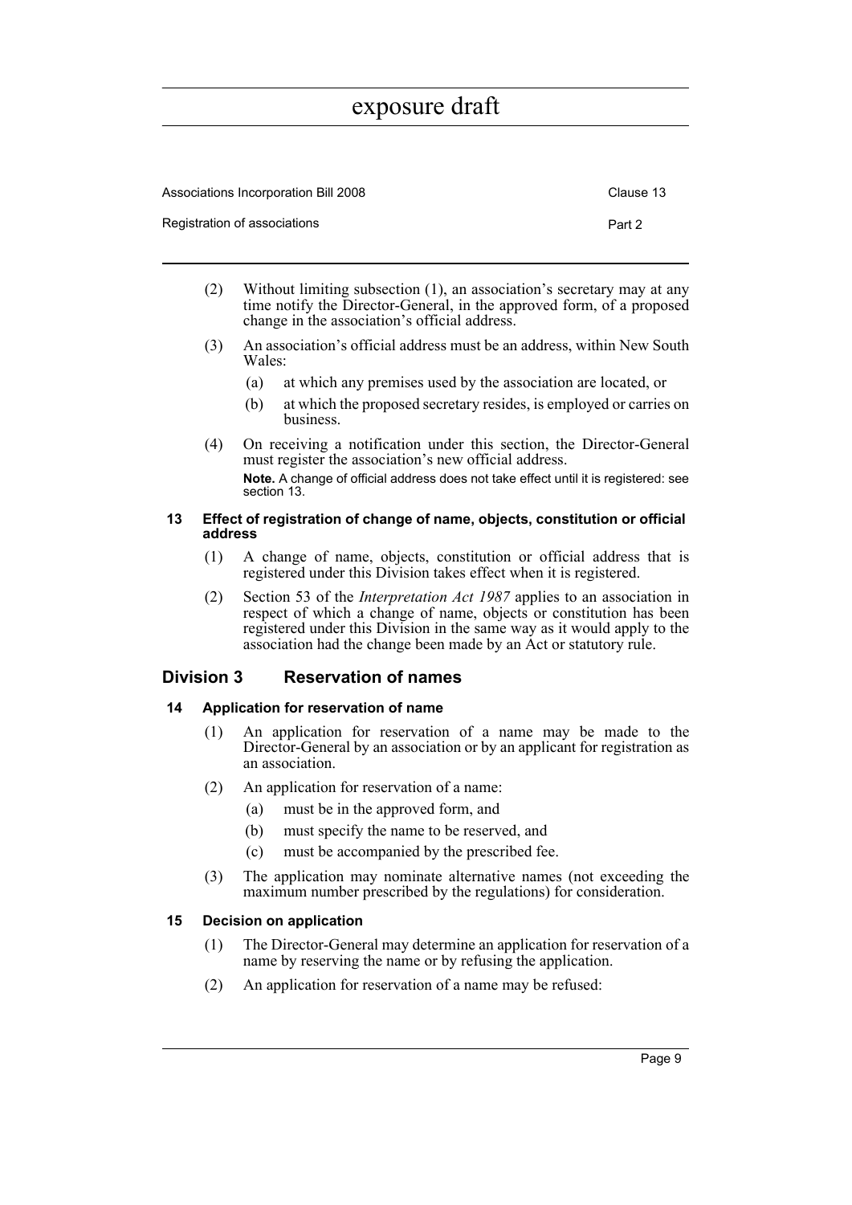(2) Without limiting subsection (1), an association's secretary may at any time notify the Director-General, in the approved form, of a proposed change in the association's official address.

(3) An association's official address must be an address, within New South Wales:

- (a) at which any premises used by the association are located, or
- (b) at which the proposed secretary resides, is employed or carries on business.

(4) On receiving a notification under this section, the Director-General must register the association's new official address.

**Note.** A change of official address does not take effect until it is registered: see section 13.

#### 13 Effect of registration of change of name, objects, constitution or official address

(1) A change of name, objects, constitution or official address that is registered under this Division takes effect when it is registered.

(2) Section 53 of the *Interpretation Act 1987* applies to an association in respect of which a change of name, objects or constitution has been registered under this Division in the same way as it would apply to the association had the change been made by an Act or statutory rule.

## Division 3 Reservation of names

#### 14 Application for reservation of name

(1) An application for reservation of a name may be made to the Director-General by an association or by an applicant for registration as an association.

(2) An application for reservation of a name:

- (a) must be in the approved form, and
- (b) must specify the name to be reserved, and
- (c) must be accompanied by the prescribed fee.

(3) The application may nominate alternative names (not exceeding the maximum number prescribed by the regulations) for consideration.

#### 15 Decision on application

(1) The Director-General may determine an application for reservation of a name by reserving the name or by refusing the application.

(2) An application for reservation of a name may be refused: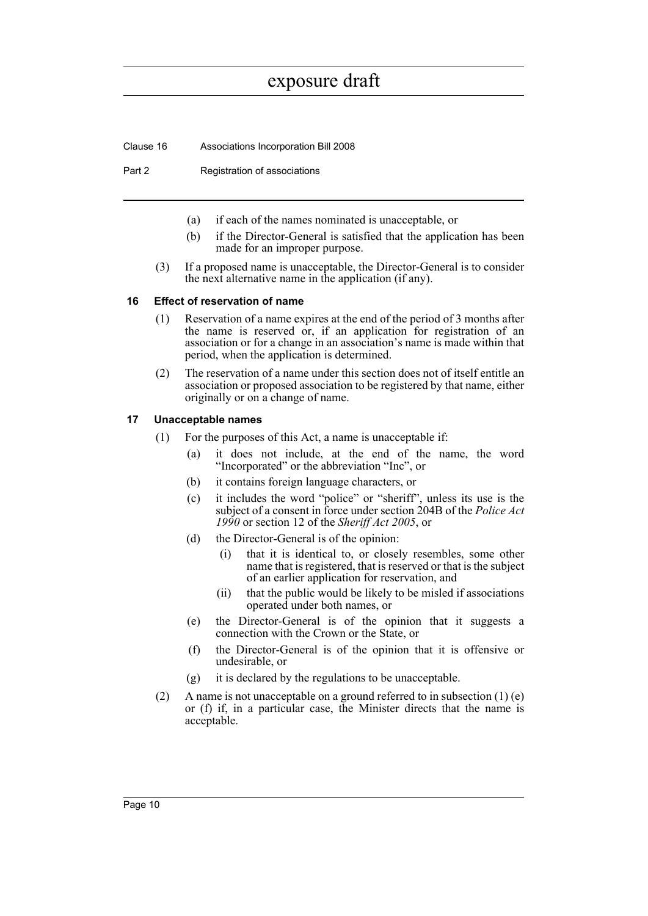(a) if each of the names nominated is unacceptable, or

(b) if the Director-General is satisfied that the application has been made for an improper purpose.

(3) If a proposed name is unacceptable, the Director-General is to consider the next alternative name in the application (if any).

### 16 Effect of reservation of name

(1) Reservation of a name expires at the end of the period of 3 months after the name is reserved or, if an application for registration of an association or for a change in an association's name is made within that period, when the application is determined.

(2) The reservation of a name under this section does not of itself entitle an association or proposed association to be registered by that name, either originally or on a change of name.

### 17 Unacceptable names

(1) For the purposes of this Act, a name is unacceptable if:

(a) it does not include, at the end of the name, the word "Incorporated" or the abbreviation "Inc", or

(b) it contains foreign language characters, or

(c) it includes the word "police" or "sheriff", unless its use is the subject of a consent in force under section 204B of the *Police Act 1990* or section 12 of the *Sheriff Act 2005*, or

(d) the Director-General is of the opinion:

(i) that it is identical to, or closely resembles, some other name that is registered, that is reserved or that is the subject of an earlier application for reservation, and

(ii) that the public would be likely to be misled if associations operated under both names, or

(e) the Director-General is of the opinion that it suggests a connection with the Crown or the State, or

(f) the Director-General is of the opinion that it is offensive or undesirable, or

(g) it is declared by the regulations to be unacceptable.

(2) A name is not unacceptable on a ground referred to in subsection (1) (e) or (f) if, in a particular case, the Minister directs that the name is acceptable.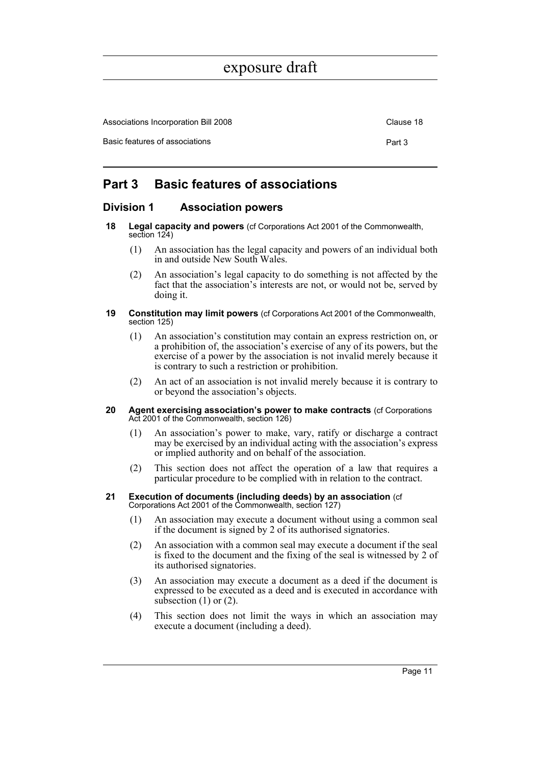## Part 3 Basic features of associations

### Division 1 Association powers

**18 Legal capacity and powers** (cf Corporations Act 2001 of the Commonwealth, section 124)

(1) An association has the legal capacity and powers of an individual both in and outside New South Wales.

(2) An association's legal capacity to do something is not affected by the fact that the association's interests are not, or would not be, served by doing it.

**19 Constitution may limit powers** (cf Corporations Act 2001 of the Commonwealth, section 125)

(1) An association's constitution may contain an express restriction on, or a prohibition of, the association's exercise of any of its powers, but the exercise of a power by the association is not invalid merely because it is contrary to such a restriction or prohibition.

(2) An act of an association is not invalid merely because it is contrary to or beyond the association's objects.

**20 Agent exercising association's power to make contracts** (cf Corporations Act 2001 of the Commonwealth, section 126)

(1) An association's power to make, vary, ratify or discharge a contract may be exercised by an individual acting with the association's express or implied authority and on behalf of the association.

(2) This section does not affect the operation of a law that requires a particular procedure to be complied with in relation to the contract.

**21 Execution of documents (including deeds) by an association** (cf Corporations Act 2001 of the Commonwealth, section 127)

(1) An association may execute a document without using a common seal if the document is signed by 2 of its authorised signatories.

(2) An association with a common seal may execute a document if the seal is fixed to the document and the fixing of the seal is witnessed by 2 of its authorised signatories.

(3) An association may execute a document as a deed if the document is expressed to be executed as a deed and is executed in accordance with subsection (1) or (2).

(4) This section does not limit the ways in which an association may execute a document (including a deed).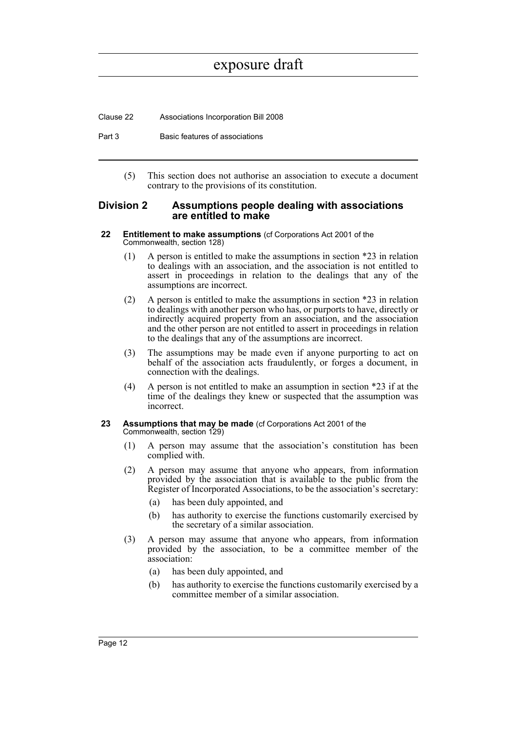(5) This section does not authorise an association to execute a document contrary to the provisions of its constitution.

## Division 2 Assumptions people dealing with associations are entitled to make

### 22 Entitlement to make assumptions (cf Corporations Act 2001 of the Commonwealth, section 128)

(1) A person is entitled to make the assumptions in section *23 in relation to dealings with an association, and the association is not entitled to assert in proceedings in relation to the dealings that any of the assumptions are incorrect.

(2) A person is entitled to make the assumptions in section *23 in relation to dealings with another person who has, or purports to have, directly or indirectly acquired property from an association, and the association and the other person are not entitled to assert in proceedings in relation to the dealings that any of the assumptions are incorrect.

(3) The assumptions may be made even if anyone purporting to act on behalf of the association acts fraudulently, or forges a document, in connection with the dealings.

(4) A person is not entitled to make an assumption in section *23 if at the time of the dealings they knew or suspected that the assumption was incorrect.

### 23 Assumptions that may be made (cf Corporations Act 2001 of the Commonwealth, section 129)

(1) A person may assume that the association's constitution has been complied with.

(2) A person may assume that anyone who appears, from information provided by the association that is available to the public from the Register of Incorporated Associations, to be the association's secretary:

- (a) has been duly appointed, and
- (b) has authority to exercise the functions customarily exercised by the secretary of a similar association.

(3) A person may assume that anyone who appears, from information provided by the association, to be a committee member of the association:

- (a) has been duly appointed, and
- (b) has authority to exercise the functions customarily exercised by a committee member of a similar association.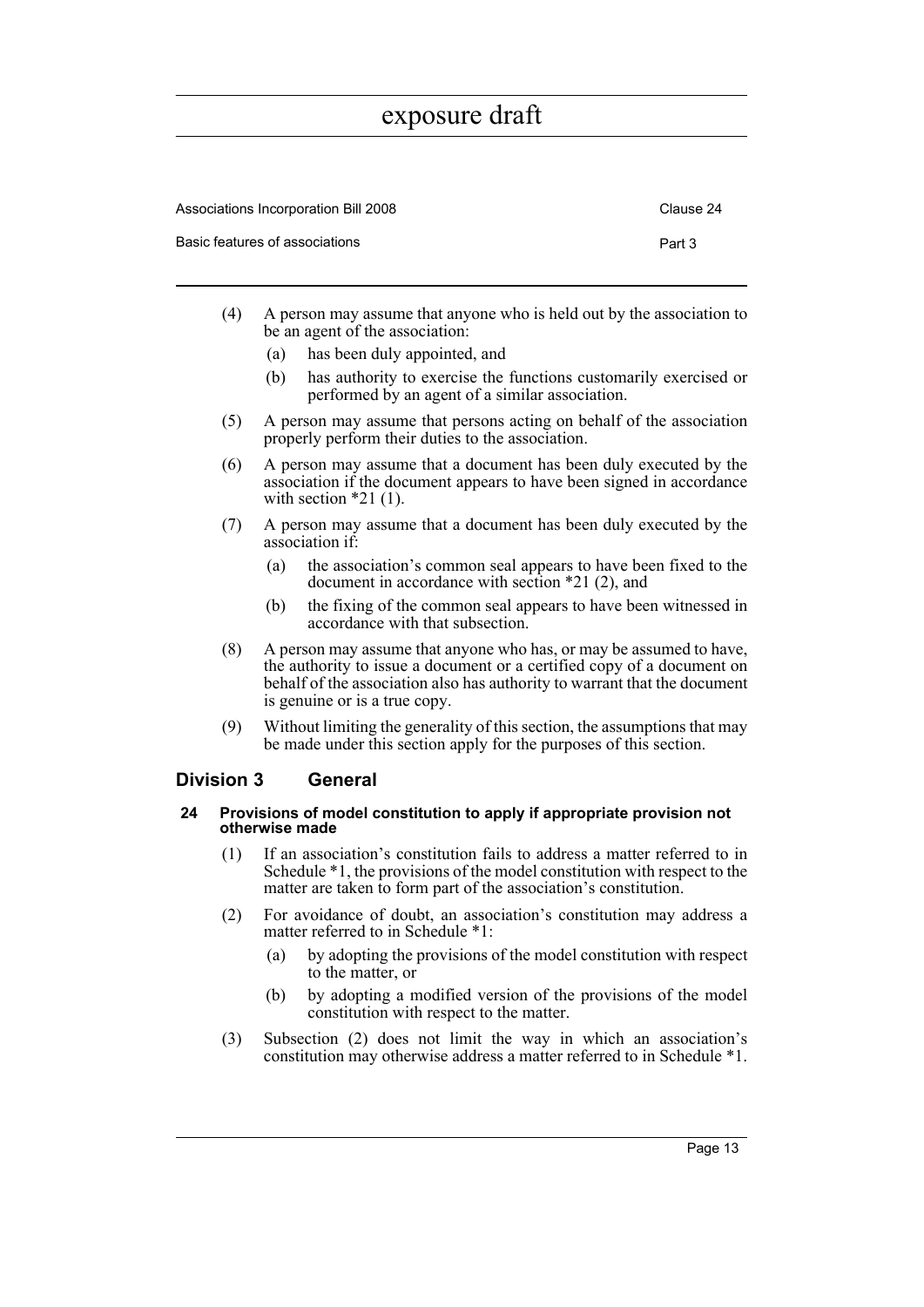(4) A person may assume that anyone who is held out by the association to be an agent of the association:

(a) has been duly appointed, and

(b) has authority to exercise the functions customarily exercised or performed by an agent of a similar association.

(5) A person may assume that persons acting on behalf of the association properly perform their duties to the association.

(6) A person may assume that a document has been duly executed by the association if the document appears to have been signed in accordance with section *21 (1).

(7) A person may assume that a document has been duly executed by the association if:

(a) the association's common seal appears to have been fixed to the document in accordance with section *21 (2), and

(b) the fixing of the common seal appears to have been witnessed in accordance with that subsection.

(8) A person may assume that anyone who has, or may be assumed to have, the authority to issue a document or a certified copy of a document on behalf of the association also has authority to warrant that the document is genuine or is a true copy.

(9) Without limiting the generality of this section, the assumptions that may be made under this section apply for the purposes of this section.

## Division 3 General

### 24 Provisions of model constitution to apply if appropriate provision not otherwise made

(1) If an association's constitution fails to address a matter referred to in Schedule *1, the provisions of the model constitution with respect to the matter are taken to form part of the association's constitution.

(2) For avoidance of doubt, an association's constitution may address a matter referred to in Schedule *1:

(a) by adopting the provisions of the model constitution with respect to the matter, or

(b) by adopting a modified version of the provisions of the model constitution with respect to the matter.

(3) Subsection (2) does not limit the way in which an association's constitution may otherwise address a matter referred to in Schedule *1.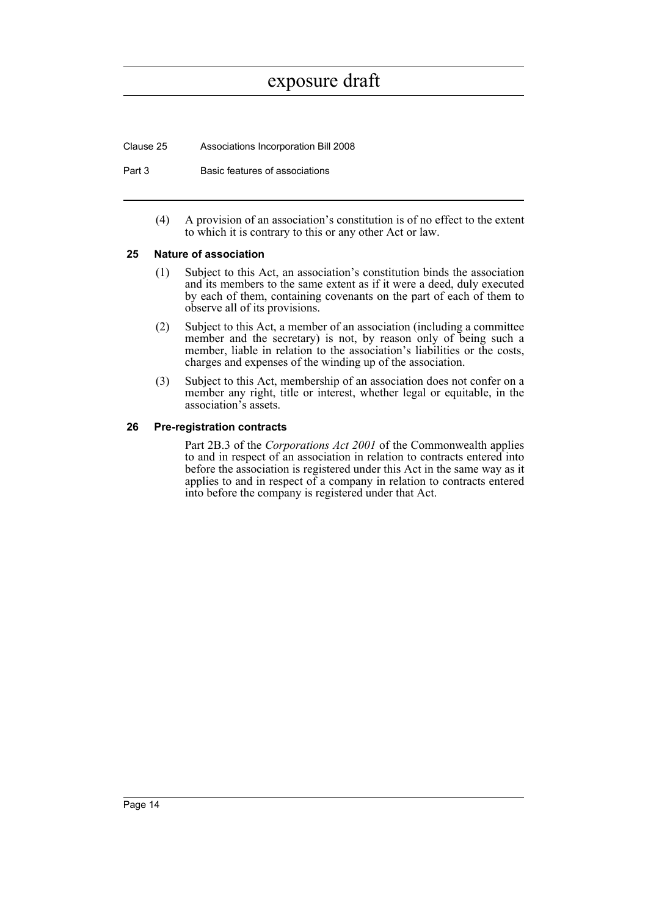(4) A provision of an association's constitution is of no effect to the extent to which it is contrary to this or any other Act or law.

### 25 Nature of association

(1) Subject to this Act, an association's constitution binds the association and its members to the same extent as if it were a deed, duly executed by each of them, containing covenants on the part of each of them to observe all of its provisions.

(2) Subject to this Act, a member of an association (including a committee member and the secretary) is not, by reason only of being such a member, liable in relation to the association's liabilities or the costs, charges and expenses of the winding up of the association.

(3) Subject to this Act, membership of an association does not confer on a member any right, title or interest, whether legal or equitable, in the association's assets.

### 26 Pre-registration contracts

Part 2B.3 of the *Corporations Act 2001* of the Commonwealth applies to and in respect of an association in relation to contracts entered into before the association is registered under this Act in the same way as it applies to and in respect of a company in relation to contracts entered into before the company is registered under that Act.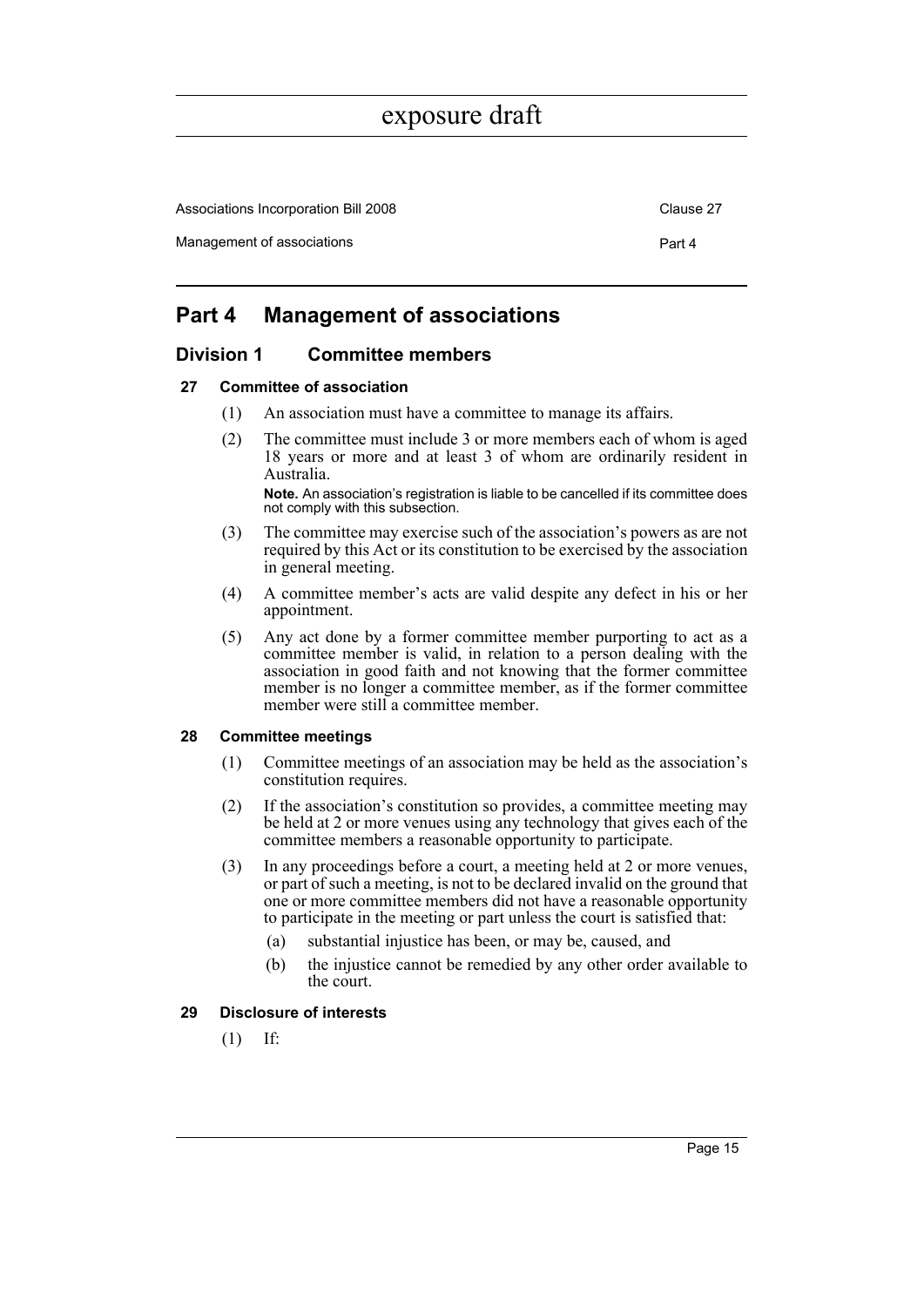## Part 4 Management of associations

### Division 1 Committee members

#### 27 Committee of association

(1) An association must have a committee to manage its affairs.

(2) The committee must include 3 or more members each of whom is aged 18 years or more and at least 3 of whom are ordinarily resident in Australia.

**Note.** An association's registration is liable to be cancelled if its committee does not comply with this subsection.

(3) The committee may exercise such of the association's powers as are not required by this Act or its constitution to be exercised by the association in general meeting.

(4) A committee member's acts are valid despite any defect in his or her appointment.

(5) Any act done by a former committee member purporting to act as a committee member is valid, in relation to a person dealing with the association in good faith and not knowing that the former committee member is no longer a committee member, as if the former committee member were still a committee member.

#### 28 Committee meetings

(1) Committee meetings of an association may be held as the association's constitution requires.

(2) If the association's constitution so provides, a committee meeting may be held at 2 or more venues using any technology that gives each of the committee members a reasonable opportunity to participate.

(3) In any proceedings before a court, a meeting held at 2 or more venues, or part of such a meeting, is not to be declared invalid on the ground that one or more committee members did not have a reasonable opportunity to participate in the meeting or part unless the court is satisfied that:

(a) substantial injustice has been, or may be, caused, and

(b) the injustice cannot be remedied by any other order available to the court.

#### 29 Disclosure of interests

(1) If: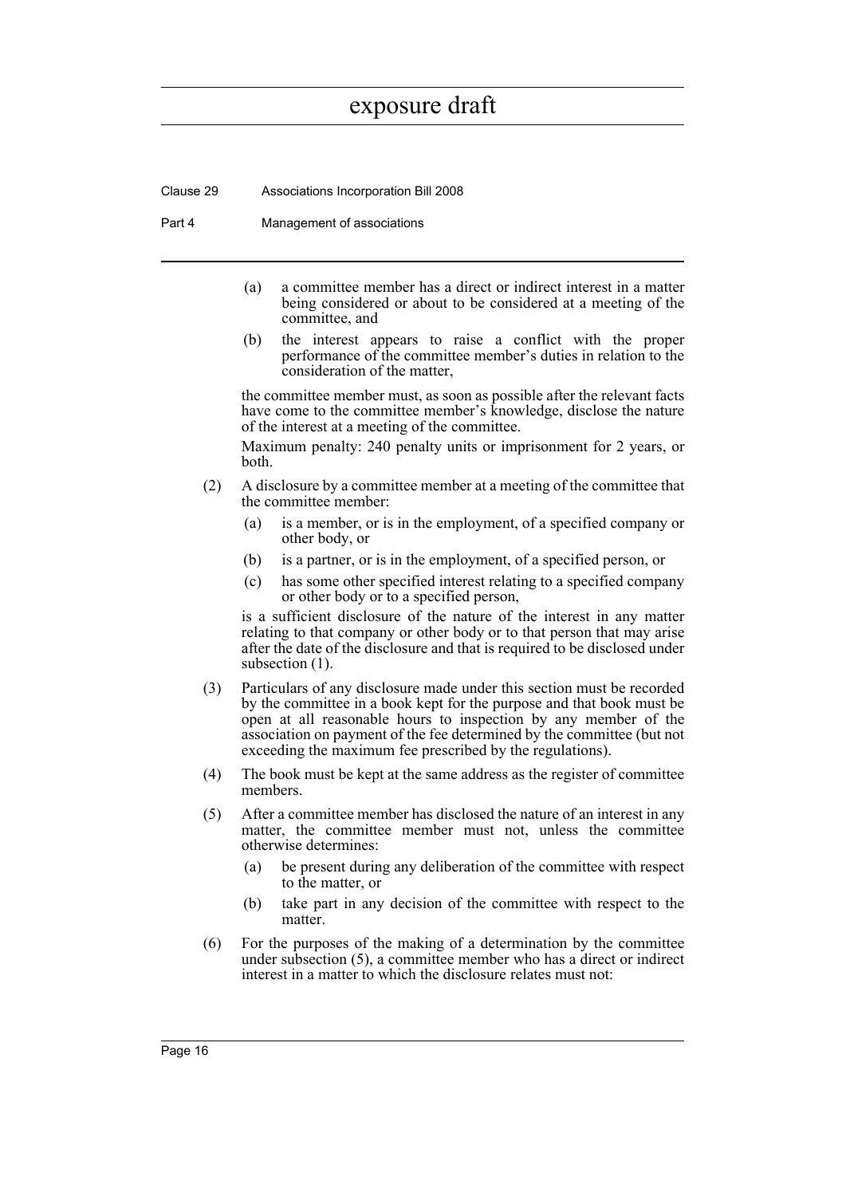(a) a committee member has a direct or indirect interest in a matter being considered or about to be considered at a meeting of the committee, and

(b) the interest appears to raise a conflict with the proper performance of the committee member's duties in relation to the consideration of the matter,

the committee member must, as soon as possible after the relevant facts have come to the committee member's knowledge, disclose the nature of the interest at a meeting of the committee.

Maximum penalty: 240 penalty units or imprisonment for 2 years, or both.

(2) A disclosure by a committee member at a meeting of the committee that the committee member:

(a) is a member, or is in the employment, of a specified company or other body, or

(b) is a partner, or is in the employment, of a specified person, or

(c) has some other specified interest relating to a specified company or other body or to a specified person,

is a sufficient disclosure of the nature of the interest in any matter relating to that company or other body or to that person that may arise after the date of the disclosure and that is required to be disclosed under subsection (1).

(3) Particulars of any disclosure made under this section must be recorded by the committee in a book kept for the purpose and that book must be open at all reasonable hours to inspection by any member of the association on payment of the fee determined by the committee (but not exceeding the maximum fee prescribed by the regulations).

(4) The book must be kept at the same address as the register of committee members.

(5) After a committee member has disclosed the nature of an interest in any matter, the committee member must not, unless the committee otherwise determines:

(a) be present during any deliberation of the committee with respect to the matter, or

(b) take part in any decision of the committee with respect to the matter.

(6) For the purposes of the making of a determination by the committee under subsection (5), a committee member who has a direct or indirect interest in a matter to which the disclosure relates must not: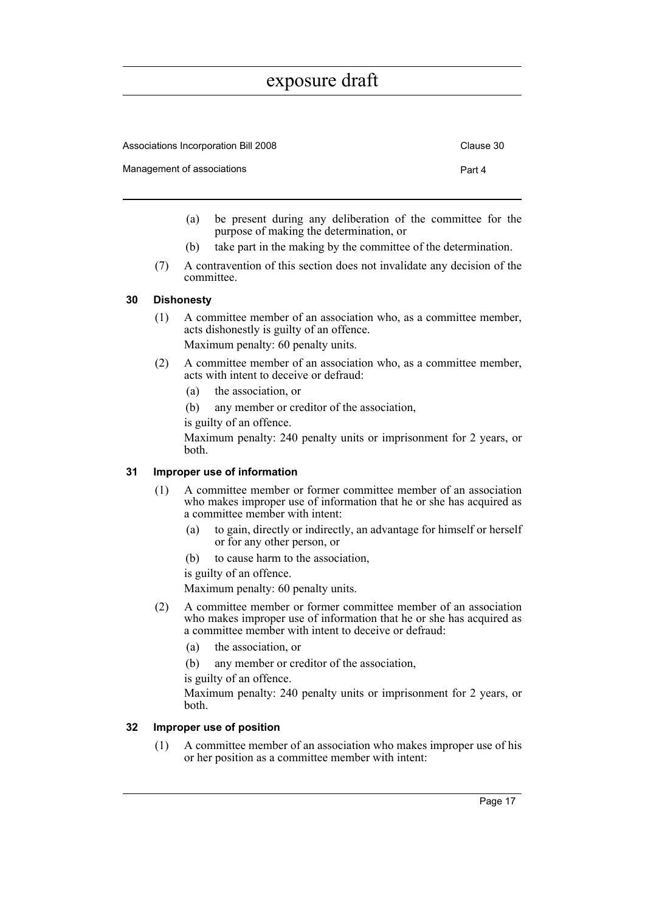(a) be present during any deliberation of the committee for the purpose of making the determination, or

(b) take part in the making by the committee of the determination.

(7) A contravention of this section does not invalidate any decision of the committee.

### 30 Dishonesty

(1) A committee member of an association who, as a committee member, acts dishonestly is guilty of an offence.

Maximum penalty: 60 penalty units.

(2) A committee member of an association who, as a committee member, acts with intent to deceive or defraud:

(a) the association, or

(b) any member or creditor of the association,

is guilty of an offence.

Maximum penalty: 240 penalty units or imprisonment for 2 years, or both.

### 31 Improper use of information

(1) A committee member or former committee member of an association who makes improper use of information that he or she has acquired as a committee member with intent:

(a) to gain, directly or indirectly, an advantage for himself or herself or for any other person, or

(b) to cause harm to the association,

is guilty of an offence.

Maximum penalty: 60 penalty units.

(2) A committee member or former committee member of an association who makes improper use of information that he or she has acquired as a committee member with intent to deceive or defraud:

(a) the association, or

(b) any member or creditor of the association,

is guilty of an offence.

Maximum penalty: 240 penalty units or imprisonment for 2 years, or both.

### 32 Improper use of position

(1) A committee member of an association who makes improper use of his or her position as a committee member with intent: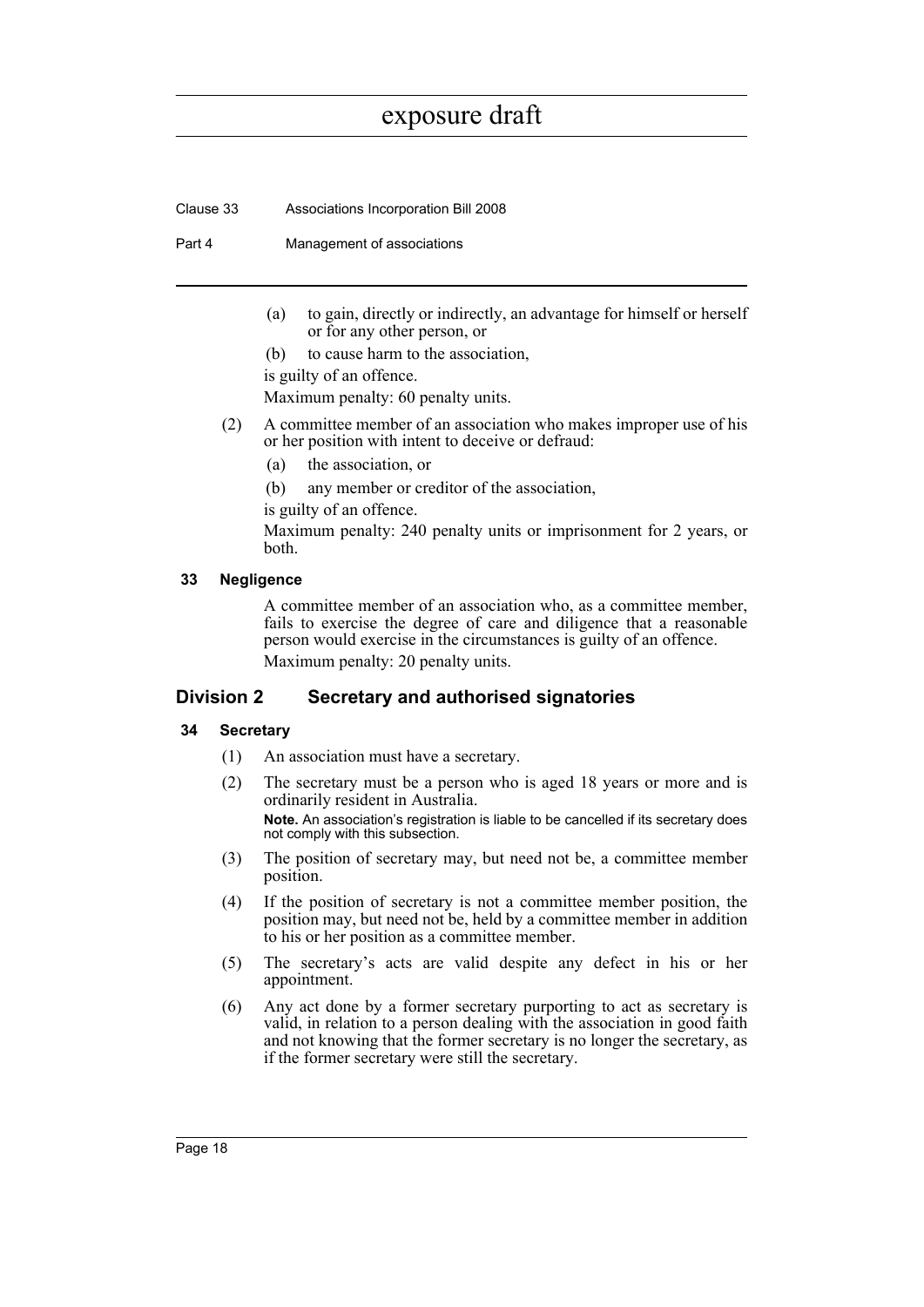(a) to gain, directly or indirectly, an advantage for himself or herself or for any other person, or

(b) to cause harm to the association,

is guilty of an offence.

Maximum penalty: 60 penalty units.

(2) A committee member of an association who makes improper use of his or her position with intent to deceive or defraud:

(a) the association, or

(b) any member or creditor of the association,

is guilty of an offence.

Maximum penalty: 240 penalty units or imprisonment for 2 years, or both.

#### 33 Negligence

A committee member of an association who, as a committee member, fails to exercise the degree of care and diligence that a reasonable person would exercise in the circumstances is guilty of an offence.

Maximum penalty: 20 penalty units.

## Division 2 Secretary and authorised signatories

#### 34 Secretary

(1) An association must have a secretary.

(2) The secretary must be a person who is aged 18 years or more and is ordinarily resident in Australia.

**Note.** An association's registration is liable to be cancelled if its secretary does not comply with this subsection.

(3) The position of secretary may, but need not be, a committee member position.

(4) If the position of secretary is not a committee member position, the position may, but need not be, held by a committee member in addition to his or her position as a committee member.

(5) The secretary's acts are valid despite any defect in his or her appointment.

(6) Any act done by a former secretary purporting to act as secretary is valid, in relation to a person dealing with the association in good faith and not knowing that the former secretary is no longer the secretary, as if the former secretary were still the secretary.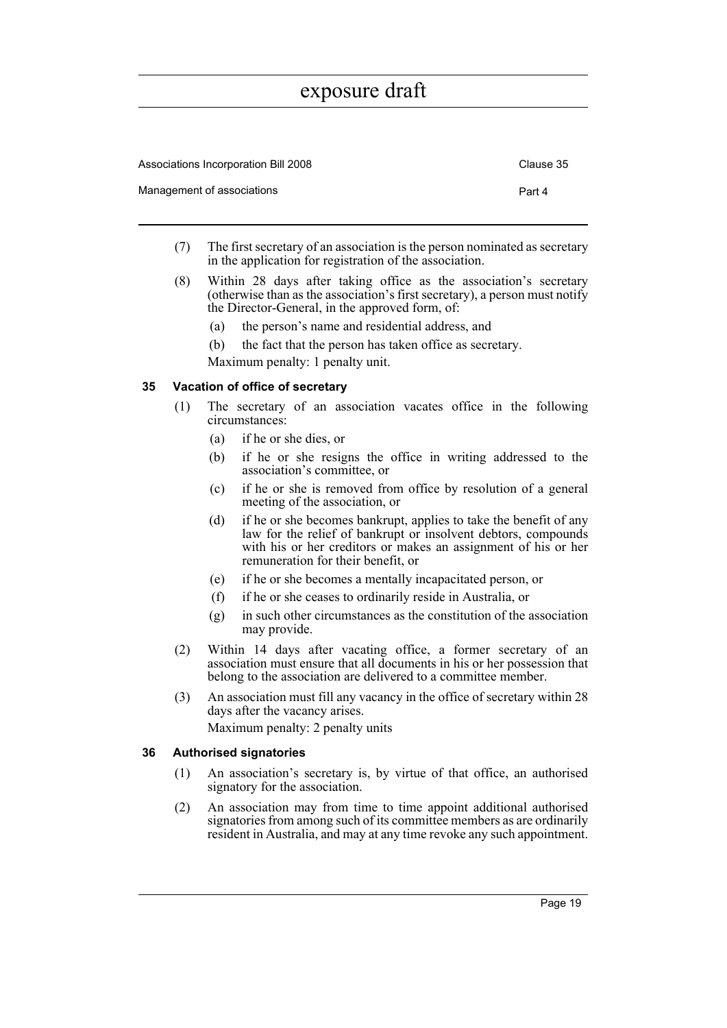(7) The first secretary of an association is the person nominated as secretary in the application for registration of the association.

(8) Within 28 days after taking office as the association's secretary (otherwise than as the association's first secretary), a person must notify the Director-General, in the approved form, of:

  (a) the person's name and residential address, and

  (b) the fact that the person has taken office as secretary.

Maximum penalty: 1 penalty unit.

### 35 Vacation of office of secretary

(1) The secretary of an association vacates office in the following circumstances:

  (a) if he or she dies, or

  (b) if he or she resigns the office in writing addressed to the association's committee, or

  (c) if he or she is removed from office by resolution of a general meeting of the association, or

  (d) if he or she becomes bankrupt, applies to take the benefit of any law for the relief of bankrupt or insolvent debtors, compounds with his or her creditors or makes an assignment of his or her remuneration for their benefit, or

  (e) if he or she becomes a mentally incapacitated person, or

  (f) if he or she ceases to ordinarily reside in Australia, or

  (g) in such other circumstances as the constitution of the association may provide.

(2) Within 14 days after vacating office, a former secretary of an association must ensure that all documents in his or her possession that belong to the association are delivered to a committee member.

(3) An association must fill any vacancy in the office of secretary within 28 days after the vacancy arises.

Maximum penalty: 2 penalty units

### 36 Authorised signatories

(1) An association's secretary is, by virtue of that office, an authorised signatory for the association.

(2) An association may from time to time appoint additional authorised signatories from among such of its committee members as are ordinarily resident in Australia, and may at any time revoke any such appointment.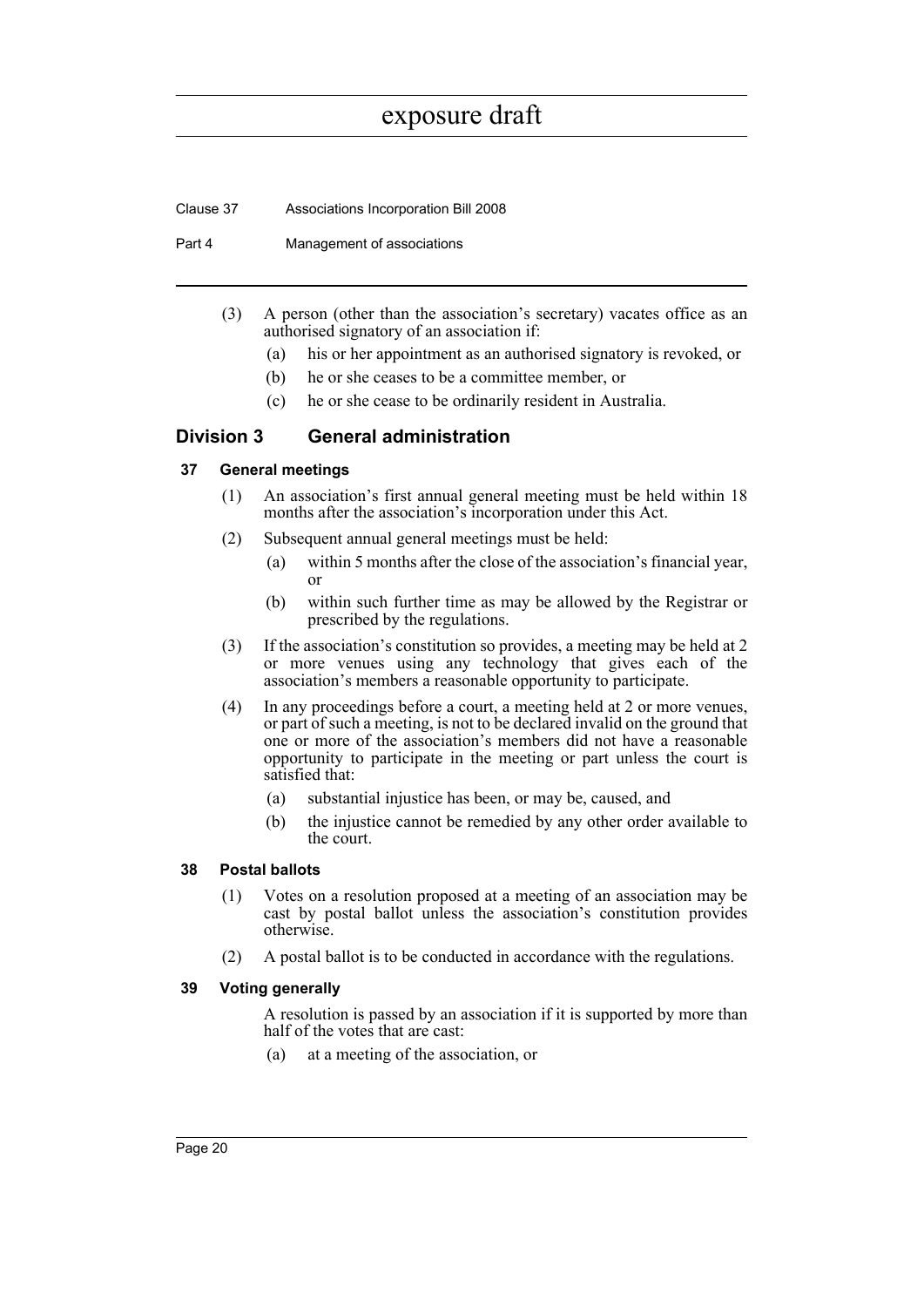(3) A person (other than the association's secretary) vacates office as an authorised signatory of an association if:

(a) his or her appointment as an authorised signatory is revoked, or

(b) he or she ceases to be a committee member, or

(c) he or she cease to be ordinarily resident in Australia.

## Division 3 General administration

### 37 General meetings

(1) An association's first annual general meeting must be held within 18 months after the association's incorporation under this Act.

(2) Subsequent annual general meetings must be held:

(a) within 5 months after the close of the association's financial year, or

(b) within such further time as may be allowed by the Registrar or prescribed by the regulations.

(3) If the association's constitution so provides, a meeting may be held at 2 or more venues using any technology that gives each of the association's members a reasonable opportunity to participate.

(4) In any proceedings before a court, a meeting held at 2 or more venues, or part of such a meeting, is not to be declared invalid on the ground that one or more of the association's members did not have a reasonable opportunity to participate in the meeting or part unless the court is satisfied that:

(a) substantial injustice has been, or may be, caused, and

(b) the injustice cannot be remedied by any other order available to the court.

### 38 Postal ballots

(1) Votes on a resolution proposed at a meeting of an association may be cast by postal ballot unless the association's constitution provides otherwise.

(2) A postal ballot is to be conducted in accordance with the regulations.

### 39 Voting generally

A resolution is passed by an association if it is supported by more than half of the votes that are cast:

(a) at a meeting of the association, or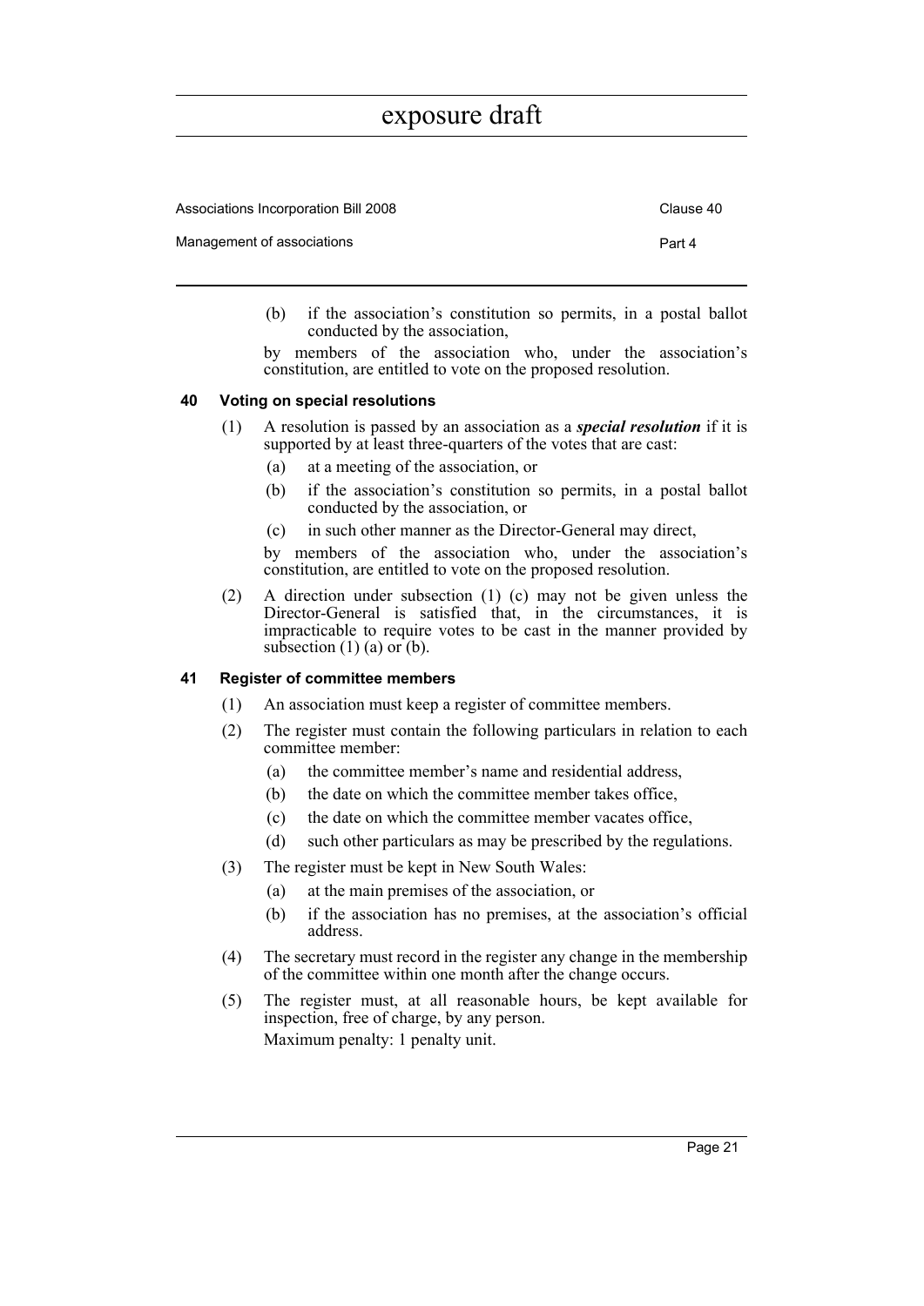(b) if the association's constitution so permits, in a postal ballot conducted by the association,

by members of the association who, under the association's constitution, are entitled to vote on the proposed resolution.

### 40 Voting on special resolutions

(1) A resolution is passed by an association as a ***special resolution*** if it is supported by at least three-quarters of the votes that are cast:

(a) at a meeting of the association, or

(b) if the association's constitution so permits, in a postal ballot conducted by the association, or

(c) in such other manner as the Director-General may direct,

by members of the association who, under the association's constitution, are entitled to vote on the proposed resolution.

(2) A direction under subsection (1) (c) may not be given unless the Director-General is satisfied that, in the circumstances, it is impracticable to require votes to be cast in the manner provided by subsection (1) (a) or (b).

### 41 Register of committee members

(1) An association must keep a register of committee members.

(2) The register must contain the following particulars in relation to each committee member:

(a) the committee member's name and residential address,

(b) the date on which the committee member takes office,

(c) the date on which the committee member vacates office,

(d) such other particulars as may be prescribed by the regulations.

(3) The register must be kept in New South Wales:

(a) at the main premises of the association, or

(b) if the association has no premises, at the association's official address.

(4) The secretary must record in the register any change in the membership of the committee within one month after the change occurs.

(5) The register must, at all reasonable hours, be kept available for inspection, free of charge, by any person.

Maximum penalty: 1 penalty unit.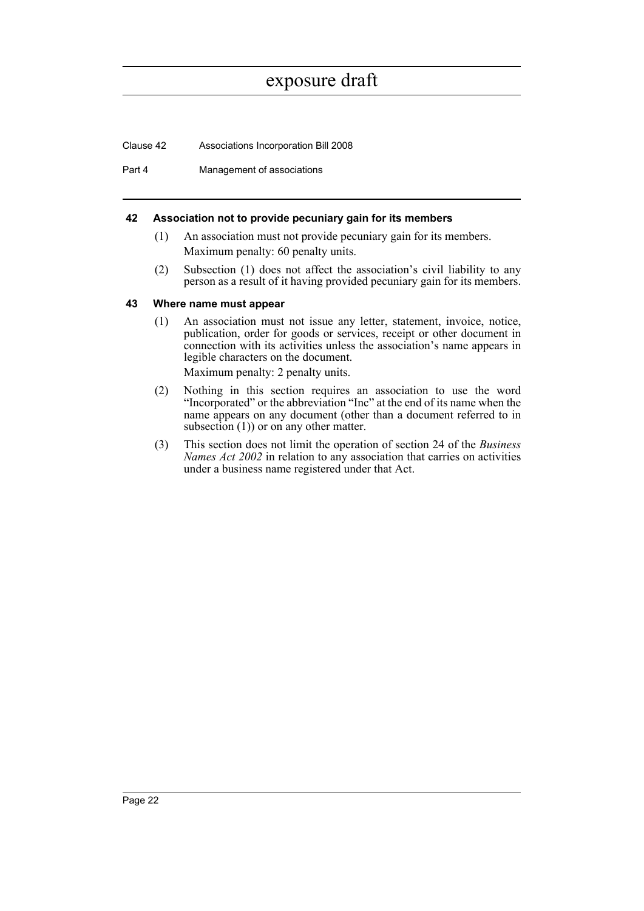### 42 Association not to provide pecuniary gain for its members

(1) An association must not provide pecuniary gain for its members.

Maximum penalty: 60 penalty units.

(2) Subsection (1) does not affect the association's civil liability to any person as a result of it having provided pecuniary gain for its members.

### 43 Where name must appear

(1) An association must not issue any letter, statement, invoice, notice, publication, order for goods or services, receipt or other document in connection with its activities unless the association's name appears in legible characters on the document.

Maximum penalty: 2 penalty units.

(2) Nothing in this section requires an association to use the word "Incorporated" or the abbreviation "Inc" at the end of its name when the name appears on any document (other than a document referred to in subsection (1)) or on any other matter.

(3) This section does not limit the operation of section 24 of the *Business Names Act 2002* in relation to any association that carries on activities under a business name registered under that Act.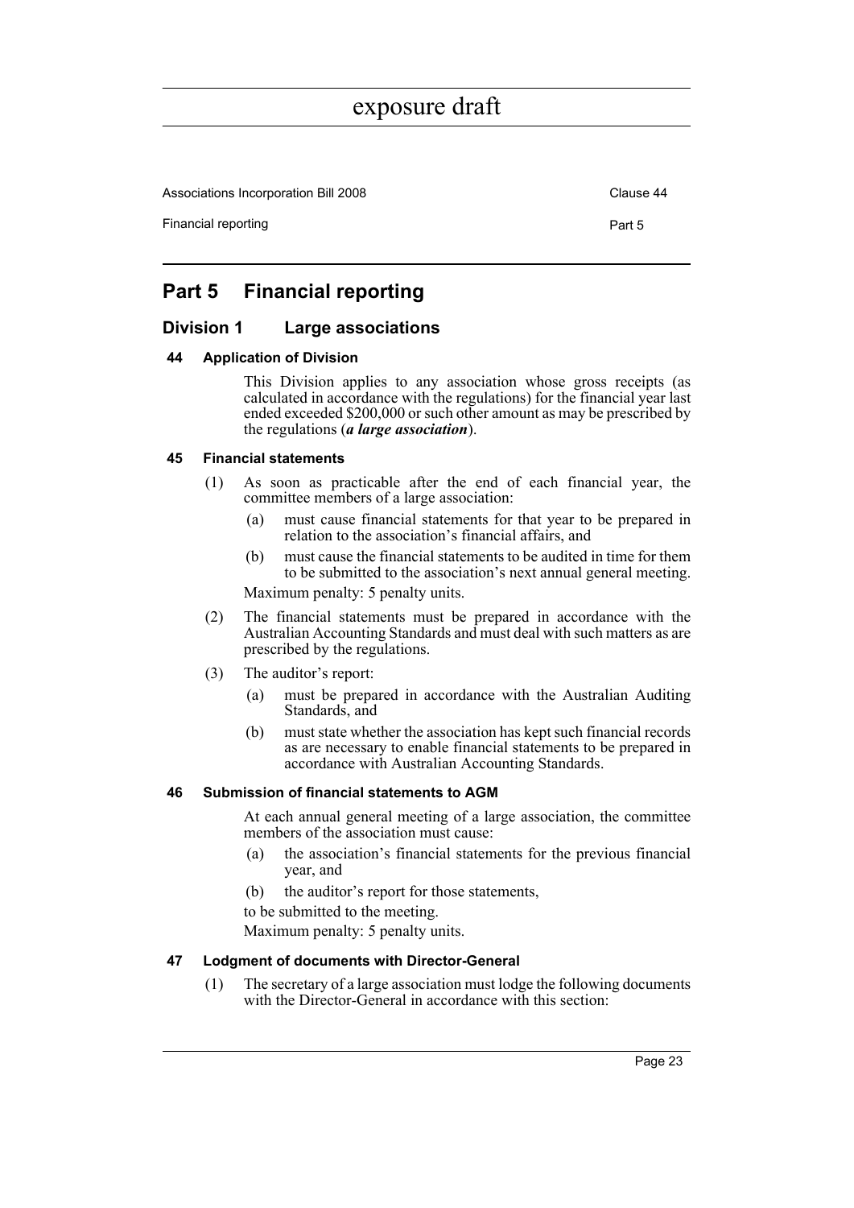# Part 5 Financial reporting

## Division 1 Large associations

### 44 Application of Division

This Division applies to any association whose gross receipts (as calculated in accordance with the regulations) for the financial year last ended exceeded $200,000 or such other amount as may be prescribed by the regulations (***a large association***).

### 45 Financial statements

(1) As soon as practicable after the end of each financial year, the committee members of a large association:

(a) must cause financial statements for that year to be prepared in relation to the association's financial affairs, and

(b) must cause the financial statements to be audited in time for them to be submitted to the association's next annual general meeting.

Maximum penalty: 5 penalty units.

(2) The financial statements must be prepared in accordance with the Australian Accounting Standards and must deal with such matters as are prescribed by the regulations.

(3) The auditor's report:

(a) must be prepared in accordance with the Australian Auditing Standards, and

(b) must state whether the association has kept such financial records as are necessary to enable financial statements to be prepared in accordance with Australian Accounting Standards.

### 46 Submission of financial statements to AGM

At each annual general meeting of a large association, the committee members of the association must cause:

(a) the association's financial statements for the previous financial year, and

(b) the auditor's report for those statements,

to be submitted to the meeting.

Maximum penalty: 5 penalty units.

### 47 Lodgment of documents with Director-General

(1) The secretary of a large association must lodge the following documents with the Director-General in accordance with this section: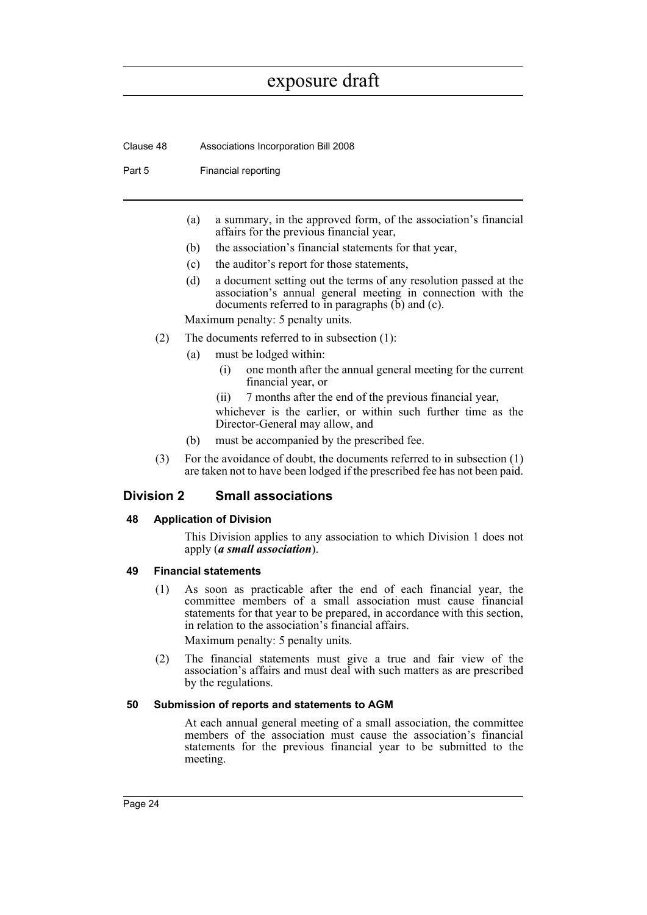(a) a summary, in the approved form, of the association's financial affairs for the previous financial year,

(b) the association's financial statements for that year,

(c) the auditor's report for those statements,

(d) a document setting out the terms of any resolution passed at the association's annual general meeting in connection with the documents referred to in paragraphs (b) and (c).

Maximum penalty: 5 penalty units.

(2) The documents referred to in subsection (1):

(a) must be lodged within:

(i) one month after the annual general meeting for the current financial year, or

(ii) 7 months after the end of the previous financial year,

whichever is the earlier, or within such further time as the Director-General may allow, and

(b) must be accompanied by the prescribed fee.

(3) For the avoidance of doubt, the documents referred to in subsection (1) are taken not to have been lodged if the prescribed fee has not been paid.

## Division 2 Small associations

### 48 Application of Division

This Division applies to any association to which Division 1 does not apply (***a small association***).

### 49 Financial statements

(1) As soon as practicable after the end of each financial year, the committee members of a small association must cause financial statements for that year to be prepared, in accordance with this section, in relation to the association's financial affairs.

Maximum penalty: 5 penalty units.

(2) The financial statements must give a true and fair view of the association's affairs and must deal with such matters as are prescribed by the regulations.

### 50 Submission of reports and statements to AGM

At each annual general meeting of a small association, the committee members of the association must cause the association's financial statements for the previous financial year to be submitted to the meeting.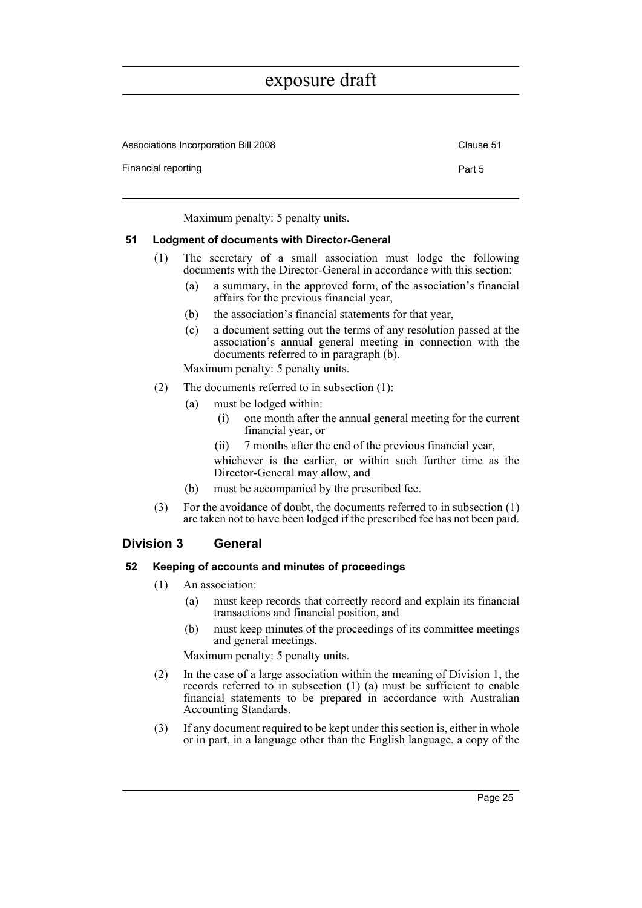Maximum penalty: 5 penalty units.

### 51 Lodgment of documents with Director-General

(1) The secretary of a small association must lodge the following documents with the Director-General in accordance with this section:

- (a) a summary, in the approved form, of the association's financial affairs for the previous financial year,
- (b) the association's financial statements for that year,
- (c) a document setting out the terms of any resolution passed at the association's annual general meeting in connection with the documents referred to in paragraph (b).

Maximum penalty: 5 penalty units.

(2) The documents referred to in subsection (1):

- (a) must be lodged within:
  - (i) one month after the annual general meeting for the current financial year, or
  - (ii) 7 months after the end of the previous financial year,

  whichever is the earlier, or within such further time as the Director-General may allow, and
- (b) must be accompanied by the prescribed fee.

(3) For the avoidance of doubt, the documents referred to in subsection (1) are taken not to have been lodged if the prescribed fee has not been paid.

## Division 3 General

### 52 Keeping of accounts and minutes of proceedings

(1) An association:

- (a) must keep records that correctly record and explain its financial transactions and financial position, and
- (b) must keep minutes of the proceedings of its committee meetings and general meetings.

Maximum penalty: 5 penalty units.

(2) In the case of a large association within the meaning of Division 1, the records referred to in subsection (1) (a) must be sufficient to enable financial statements to be prepared in accordance with Australian Accounting Standards.

(3) If any document required to be kept under this section is, either in whole or in part, in a language other than the English language, a copy of the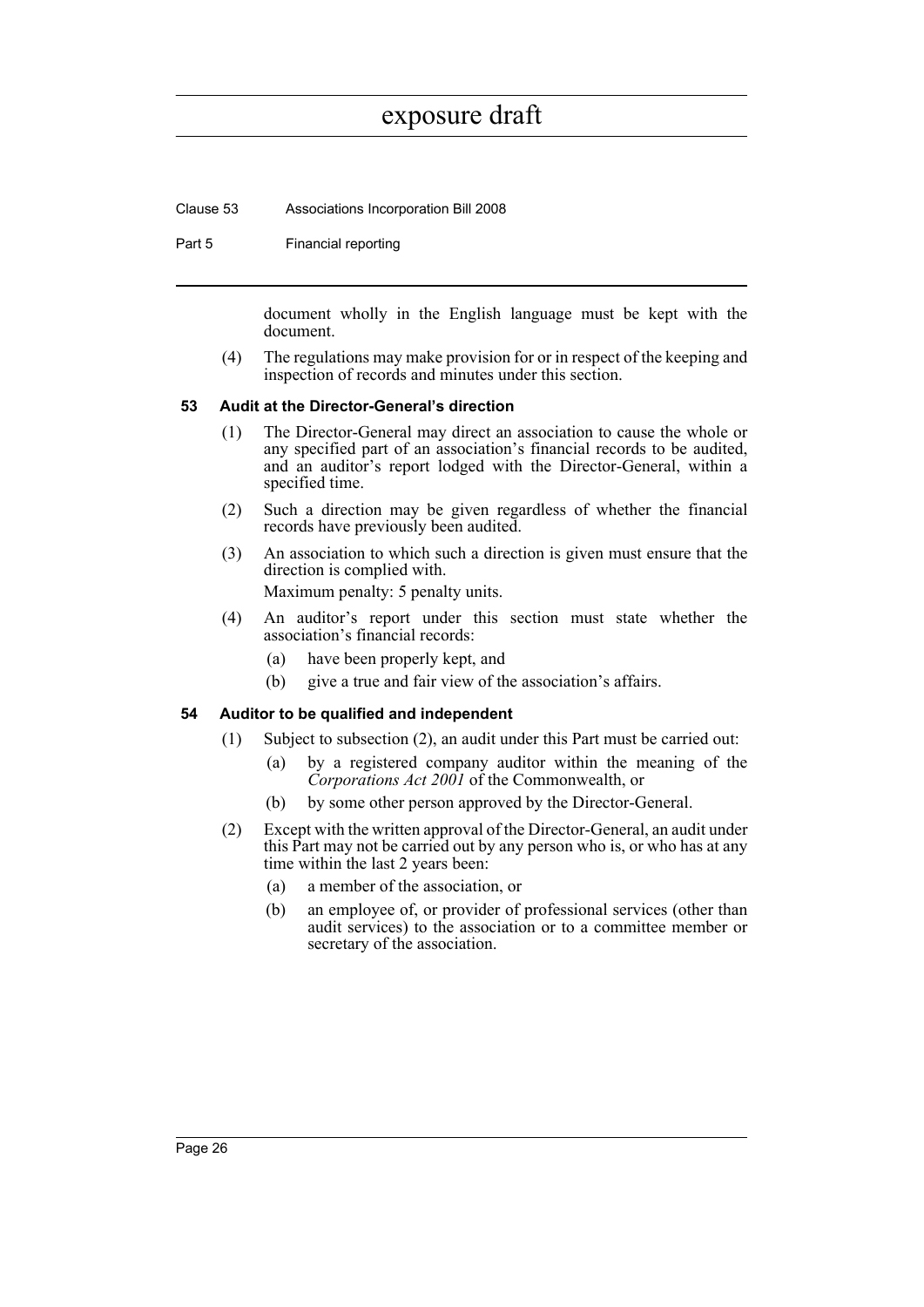document wholly in the English language must be kept with the document.

(4) The regulations may make provision for or in respect of the keeping and inspection of records and minutes under this section.

### 53 Audit at the Director-General's direction

(1) The Director-General may direct an association to cause the whole or any specified part of an association's financial records to be audited, and an auditor's report lodged with the Director-General, within a specified time.

(2) Such a direction may be given regardless of whether the financial records have previously been audited.

(3) An association to which such a direction is given must ensure that the direction is complied with.

Maximum penalty: 5 penalty units.

(4) An auditor's report under this section must state whether the association's financial records:

- (a) have been properly kept, and
- (b) give a true and fair view of the association's affairs.

### 54 Auditor to be qualified and independent

(1) Subject to subsection (2), an audit under this Part must be carried out:

- (a) by a registered company auditor within the meaning of the *Corporations Act 2001* of the Commonwealth, or
- (b) by some other person approved by the Director-General.

(2) Except with the written approval of the Director-General, an audit under this Part may not be carried out by any person who is, or who has at any time within the last 2 years been:

- (a) a member of the association, or
- (b) an employee of, or provider of professional services (other than audit services) to the association or to a committee member or secretary of the association.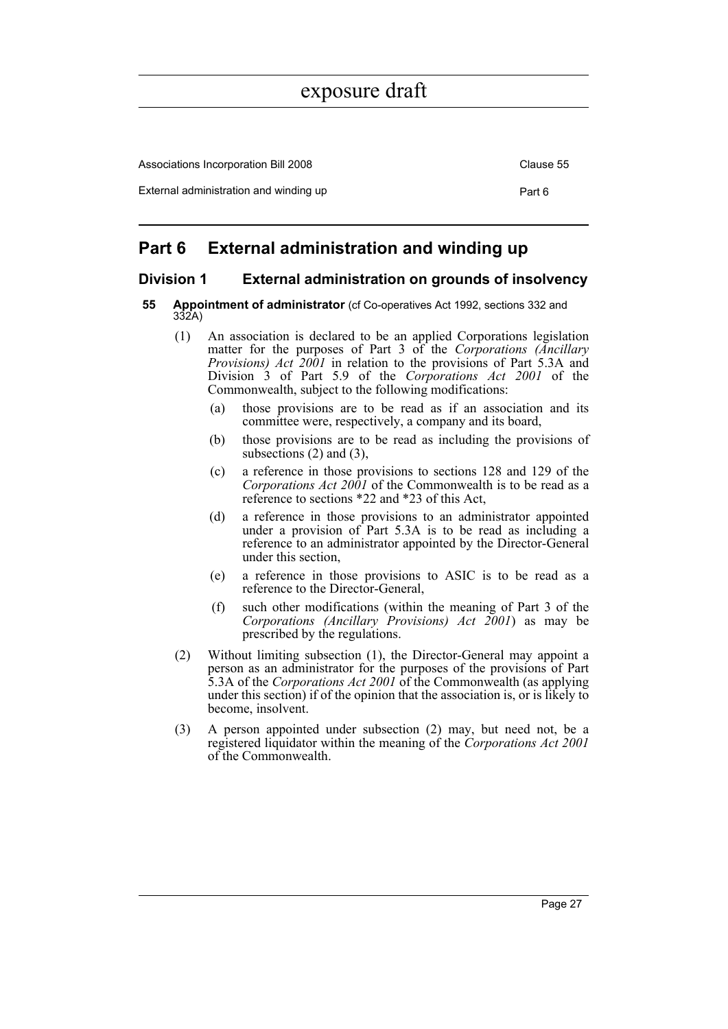# Part 6 External administration and winding up

## Division 1 External administration on grounds of insolvency

### 55 Appointment of administrator (cf Co-operatives Act 1992, sections 332 and 332A)

(1) An association is declared to be an applied Corporations legislation matter for the purposes of Part 3 of the *Corporations (Ancillary Provisions) Act 2001* in relation to the provisions of Part 5.3A and Division 3 of Part 5.9 of the *Corporations Act 2001* of the Commonwealth, subject to the following modifications:

- (a) those provisions are to be read as if an association and its committee were, respectively, a company and its board,
- (b) those provisions are to be read as including the provisions of subsections (2) and (3),
- (c) a reference in those provisions to sections 128 and 129 of the *Corporations Act 2001* of the Commonwealth is to be read as a reference to sections *22 and *23 of this Act,
- (d) a reference in those provisions to an administrator appointed under a provision of Part 5.3A is to be read as including a reference to an administrator appointed by the Director-General under this section,
- (e) a reference in those provisions to ASIC is to be read as a reference to the Director-General,
- (f) such other modifications (within the meaning of Part 3 of the *Corporations (Ancillary Provisions) Act 2001*) as may be prescribed by the regulations.

(2) Without limiting subsection (1), the Director-General may appoint a person as an administrator for the purposes of the provisions of Part 5.3A of the *Corporations Act 2001* of the Commonwealth (as applying under this section) if of the opinion that the association is, or is likely to become, insolvent.

(3) A person appointed under subsection (2) may, but need not, be a registered liquidator within the meaning of the *Corporations Act 2001* of the Commonwealth.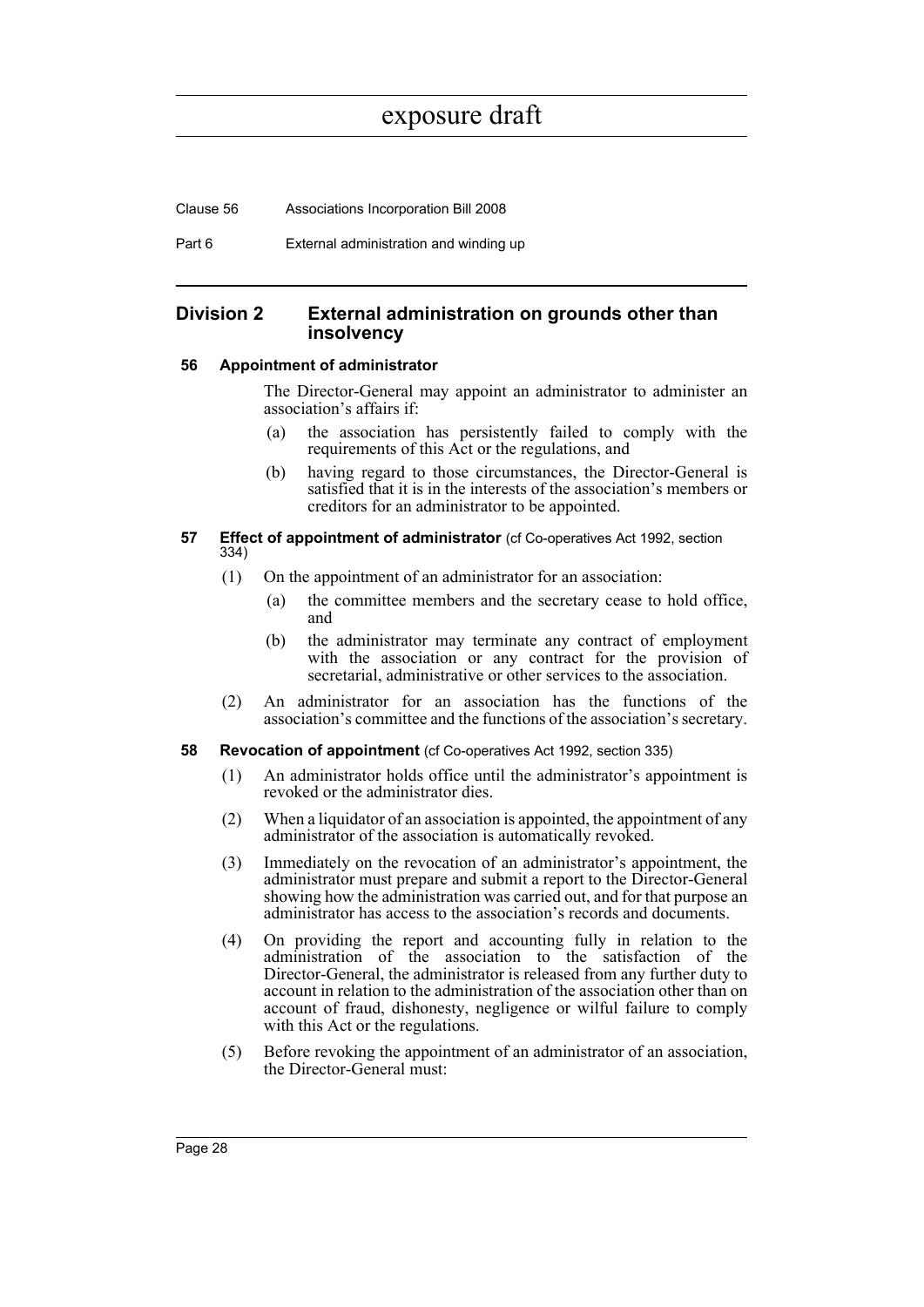## Division 2 External administration on grounds other than insolvency

### 56 Appointment of administrator

The Director-General may appoint an administrator to administer an association's affairs if:

(a) the association has persistently failed to comply with the requirements of this Act or the regulations, and

(b) having regard to those circumstances, the Director-General is satisfied that it is in the interests of the association's members or creditors for an administrator to be appointed.

### 57 Effect of appointment of administrator (cf Co-operatives Act 1992, section 334)

(1) On the appointment of an administrator for an association:

(a) the committee members and the secretary cease to hold office, and

(b) the administrator may terminate any contract of employment with the association or any contract for the provision of secretarial, administrative or other services to the association.

(2) An administrator for an association has the functions of the association's committee and the functions of the association's secretary.

### 58 Revocation of appointment (cf Co-operatives Act 1992, section 335)

(1) An administrator holds office until the administrator's appointment is revoked or the administrator dies.

(2) When a liquidator of an association is appointed, the appointment of any administrator of the association is automatically revoked.

(3) Immediately on the revocation of an administrator's appointment, the administrator must prepare and submit a report to the Director-General showing how the administration was carried out, and for that purpose an administrator has access to the association's records and documents.

(4) On providing the report and accounting fully in relation to the administration of the association to the satisfaction of the Director-General, the administrator is released from any further duty to account in relation to the administration of the association other than on account of fraud, dishonesty, negligence or wilful failure to comply with this Act or the regulations.

(5) Before revoking the appointment of an administrator of an association, the Director-General must: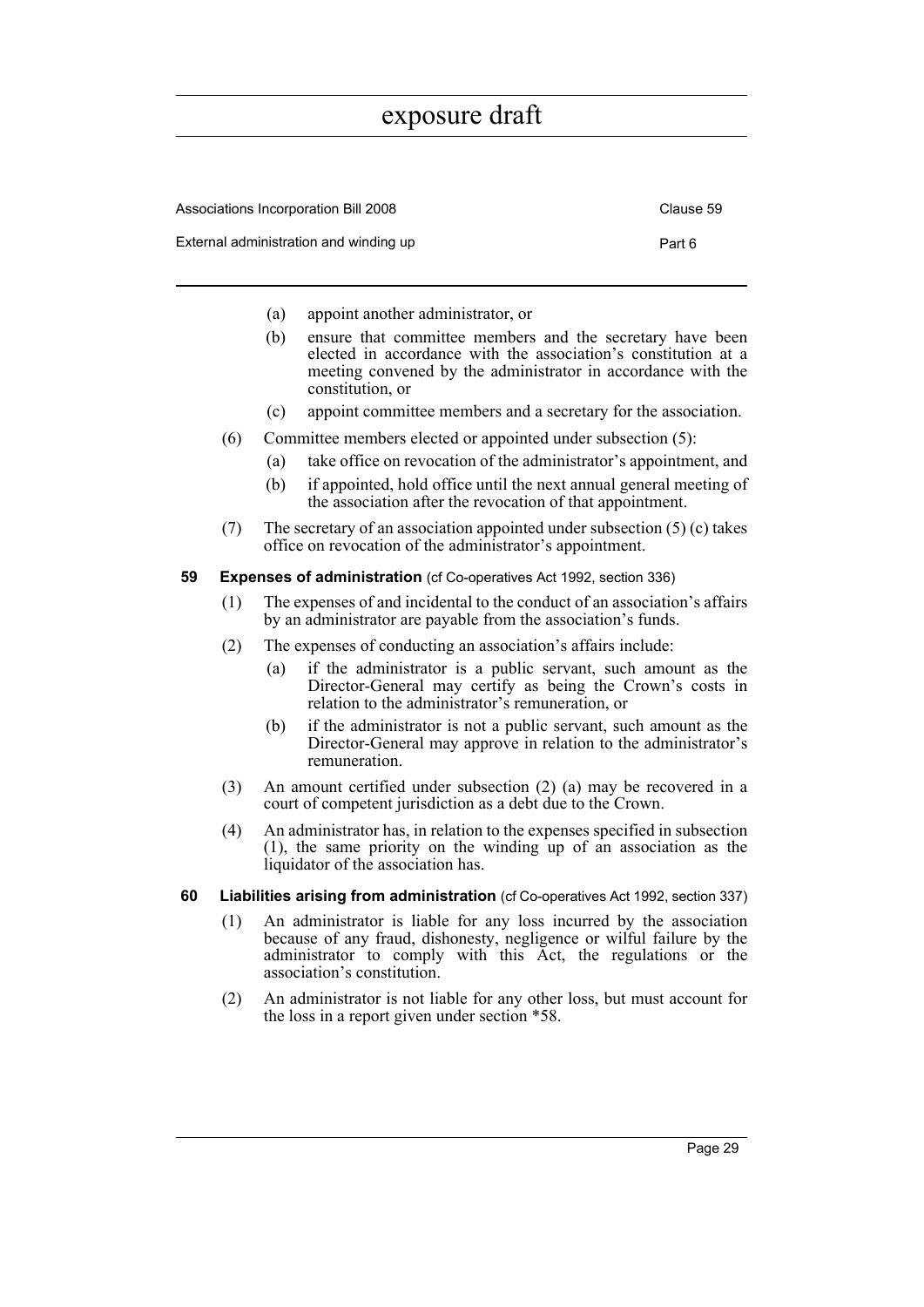(a) appoint another administrator, or

(b) ensure that committee members and the secretary have been elected in accordance with the association's constitution at a meeting convened by the administrator in accordance with the constitution, or

(c) appoint committee members and a secretary for the association.

(6) Committee members elected or appointed under subsection (5):

(a) take office on revocation of the administrator's appointment, and

(b) if appointed, hold office until the next annual general meeting of the association after the revocation of that appointment.

(7) The secretary of an association appointed under subsection (5) (c) takes office on revocation of the administrator's appointment.

### 59 Expenses of administration (cf Co-operatives Act 1992, section 336)

(1) The expenses of and incidental to the conduct of an association's affairs by an administrator are payable from the association's funds.

(2) The expenses of conducting an association's affairs include:

(a) if the administrator is a public servant, such amount as the Director-General may certify as being the Crown's costs in relation to the administrator's remuneration, or

(b) if the administrator is not a public servant, such amount as the Director-General may approve in relation to the administrator's remuneration.

(3) An amount certified under subsection (2) (a) may be recovered in a court of competent jurisdiction as a debt due to the Crown.

(4) An administrator has, in relation to the expenses specified in subsection (1), the same priority on the winding up of an association as the liquidator of the association has.

### 60 Liabilities arising from administration (cf Co-operatives Act 1992, section 337)

(1) An administrator is liable for any loss incurred by the association because of any fraud, dishonesty, negligence or wilful failure by the administrator to comply with this Act, the regulations or the association's constitution.

(2) An administrator is not liable for any other loss, but must account for the loss in a report given under section *58.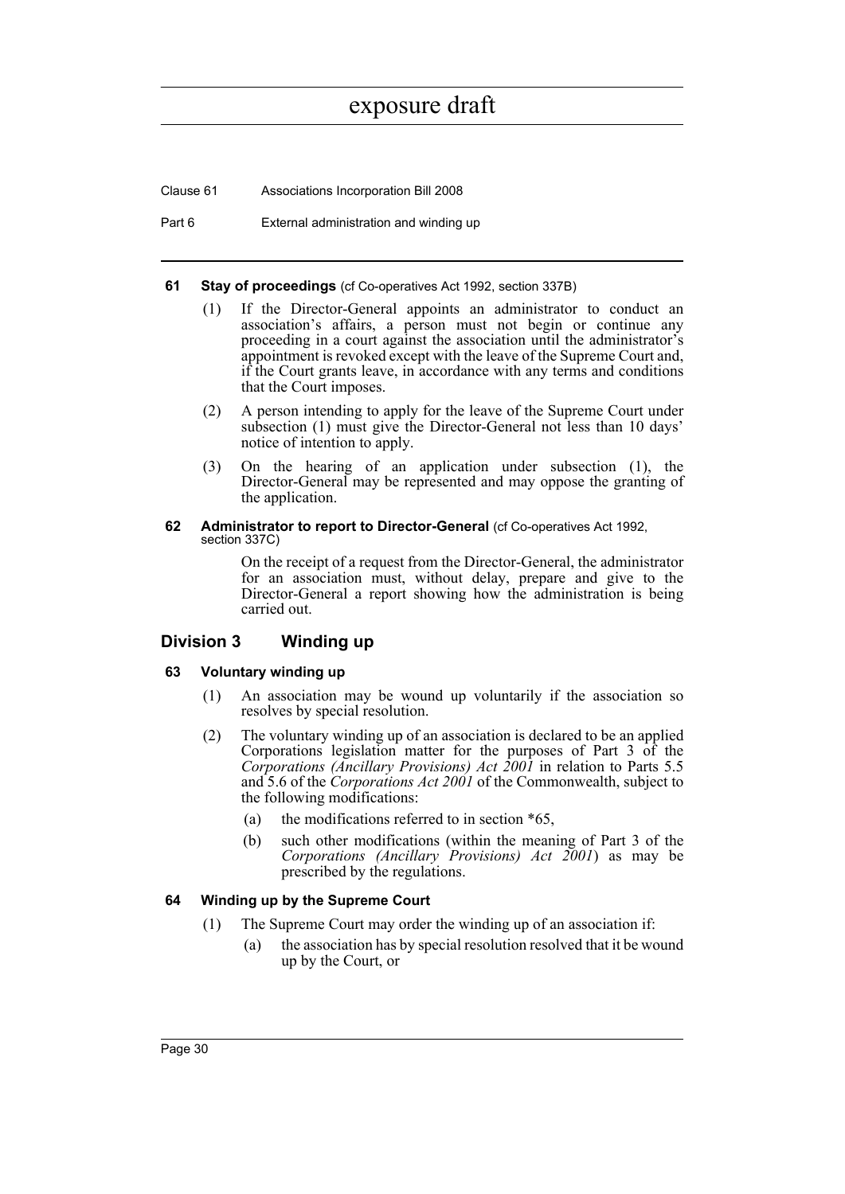**61 Stay of proceedings** (cf Co-operatives Act 1992, section 337B)

(1) If the Director-General appoints an administrator to conduct an association's affairs, a person must not begin or continue any proceeding in a court against the association until the administrator's appointment is revoked except with the leave of the Supreme Court and, if the Court grants leave, in accordance with any terms and conditions that the Court imposes.

(2) A person intending to apply for the leave of the Supreme Court under subsection (1) must give the Director-General not less than 10 days' notice of intention to apply.

(3) On the hearing of an application under subsection (1), the Director-General may be represented and may oppose the granting of the application.

**62 Administrator to report to Director-General** (cf Co-operatives Act 1992, section 337C)

On the receipt of a request from the Director-General, the administrator for an association must, without delay, prepare and give to the Director-General a report showing how the administration is being carried out.

## Division 3 Winding up

**63 Voluntary winding up**

(1) An association may be wound up voluntarily if the association so resolves by special resolution.

(2) The voluntary winding up of an association is declared to be an applied Corporations legislation matter for the purposes of Part 3 of the *Corporations (Ancillary Provisions) Act 2001* in relation to Parts 5.5 and 5.6 of the *Corporations Act 2001* of the Commonwealth, subject to the following modifications:

(a) the modifications referred to in section *65,

(b) such other modifications (within the meaning of Part 3 of the *Corporations (Ancillary Provisions) Act 2001*) as may be prescribed by the regulations.

**64 Winding up by the Supreme Court**

(1) The Supreme Court may order the winding up of an association if:

(a) the association has by special resolution resolved that it be wound up by the Court, or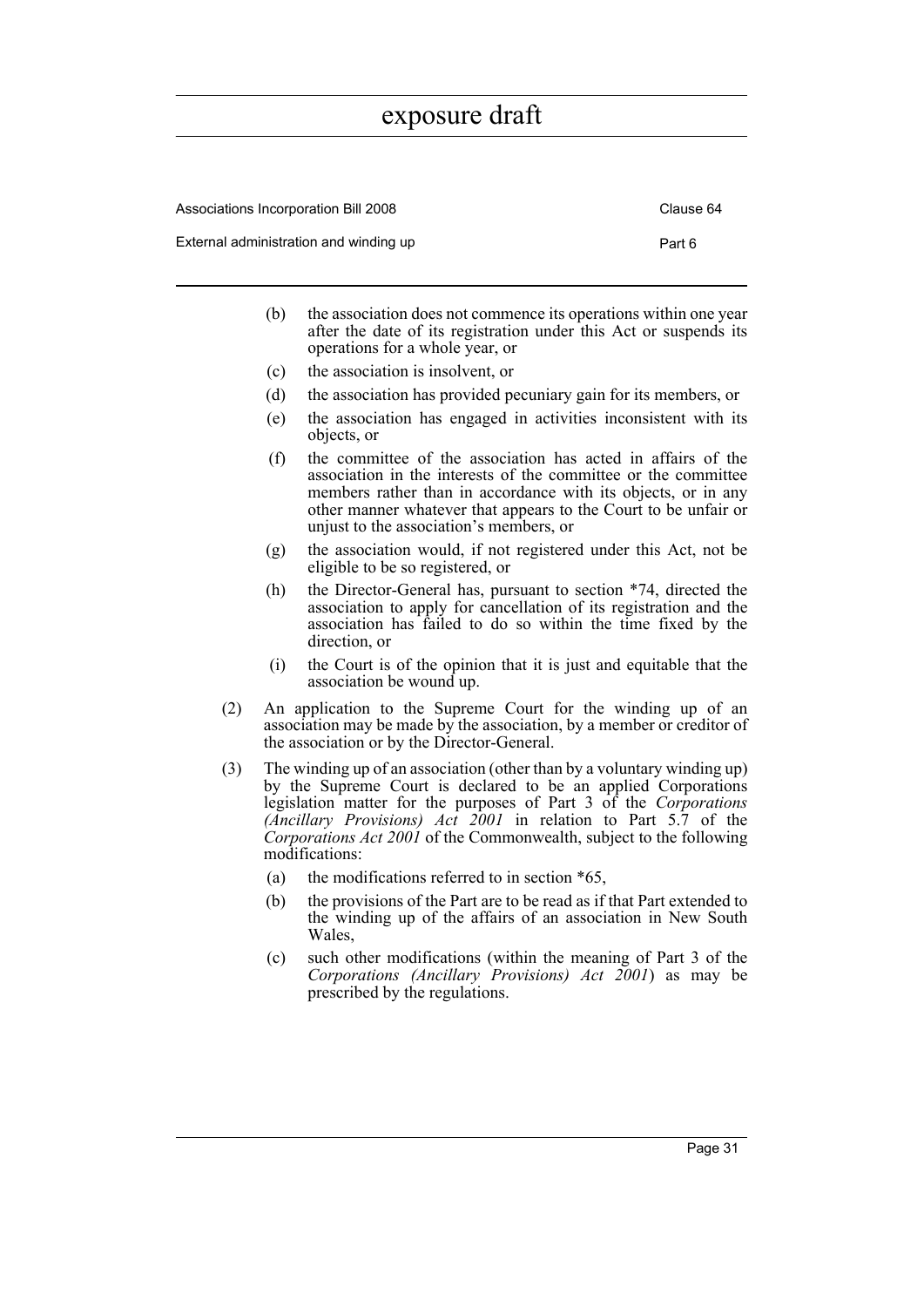(b) the association does not commence its operations within one year after the date of its registration under this Act or suspends its operations for a whole year, or

(c) the association is insolvent, or

(d) the association has provided pecuniary gain for its members, or

(e) the association has engaged in activities inconsistent with its objects, or

(f) the committee of the association has acted in affairs of the association in the interests of the committee or the committee members rather than in accordance with its objects, or in any other manner whatever that appears to the Court to be unfair or unjust to the association's members, or

(g) the association would, if not registered under this Act, not be eligible to be so registered, or

(h) the Director-General has, pursuant to section *74, directed the association to apply for cancellation of its registration and the association has failed to do so within the time fixed by the direction, or

(i) the Court is of the opinion that it is just and equitable that the association be wound up.

(2) An application to the Supreme Court for the winding up of an association may be made by the association, by a member or creditor of the association or by the Director-General.

(3) The winding up of an association (other than by a voluntary winding up) by the Supreme Court is declared to be an applied Corporations legislation matter for the purposes of Part 3 of the *Corporations (Ancillary Provisions) Act 2001* in relation to Part 5.7 of the *Corporations Act 2001* of the Commonwealth, subject to the following modifications:

(a) the modifications referred to in section *65,

(b) the provisions of the Part are to be read as if that Part extended to the winding up of the affairs of an association in New South Wales,

(c) such other modifications (within the meaning of Part 3 of the *Corporations (Ancillary Provisions) Act 2001*) as may be prescribed by the regulations.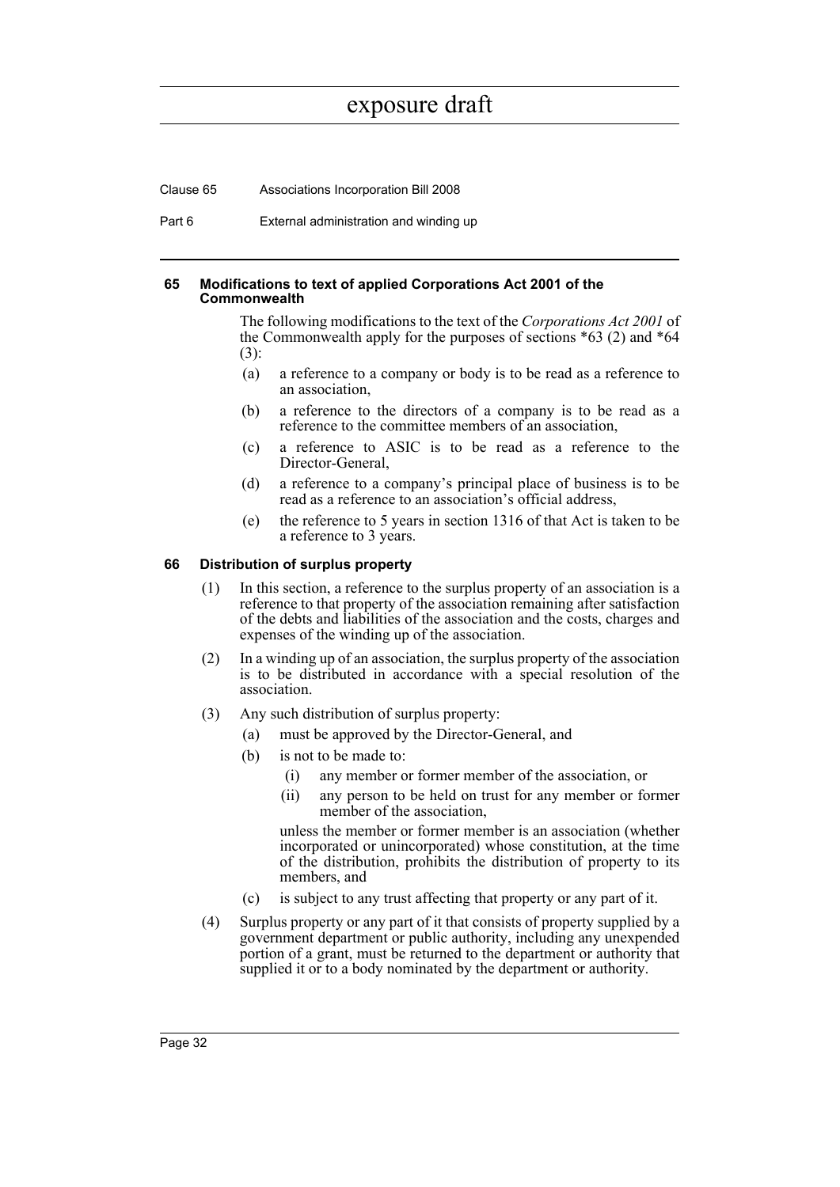#### 65 Modifications to text of applied Corporations Act 2001 of the Commonwealth

The following modifications to the text of the *Corporations Act 2001* of the Commonwealth apply for the purposes of sections *63 (2) and *64 (3):

(a) a reference to a company or body is to be read as a reference to an association,

(b) a reference to the directors of a company is to be read as a reference to the committee members of an association,

(c) a reference to ASIC is to be read as a reference to the Director-General,

(d) a reference to a company's principal place of business is to be read as a reference to an association's official address,

(e) the reference to 5 years in section 1316 of that Act is taken to be a reference to 3 years.

#### 66 Distribution of surplus property

(1) In this section, a reference to the surplus property of an association is a reference to that property of the association remaining after satisfaction of the debts and liabilities of the association and the costs, charges and expenses of the winding up of the association.

(2) In a winding up of an association, the surplus property of the association is to be distributed in accordance with a special resolution of the association.

(3) Any such distribution of surplus property:

(a) must be approved by the Director-General, and

(b) is not to be made to:

(i) any member or former member of the association, or

(ii) any person to be held on trust for any member or former member of the association,

unless the member or former member is an association (whether incorporated or unincorporated) whose constitution, at the time of the distribution, prohibits the distribution of property to its members, and

(c) is subject to any trust affecting that property or any part of it.

(4) Surplus property or any part of it that consists of property supplied by a government department or public authority, including any unexpended portion of a grant, must be returned to the department or authority that supplied it or to a body nominated by the department or authority.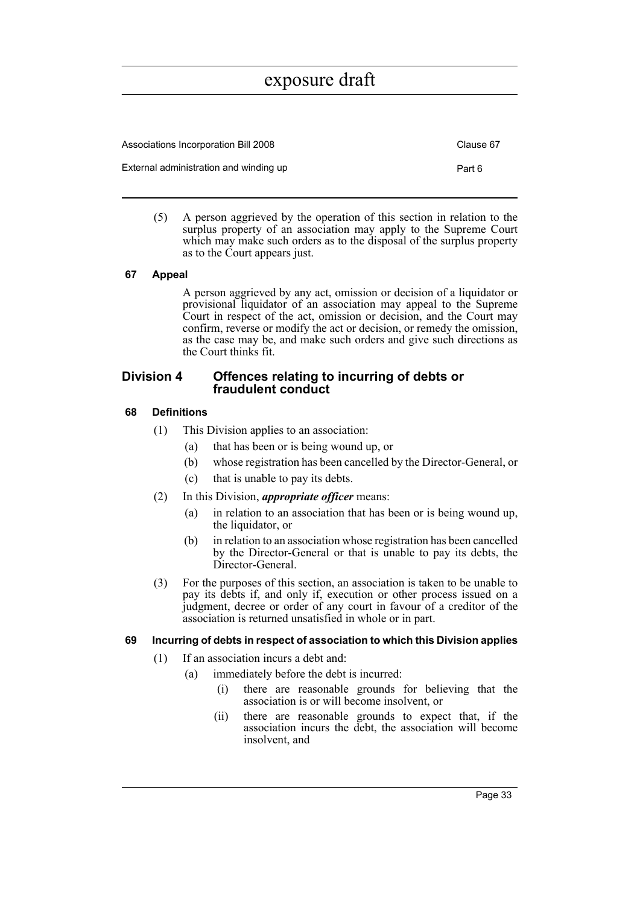(5) A person aggrieved by the operation of this section in relation to the surplus property of an association may apply to the Supreme Court which may make such orders as to the disposal of the surplus property as to the Court appears just.

### 67 Appeal

A person aggrieved by any act, omission or decision of a liquidator or provisional liquidator of an association may appeal to the Supreme Court in respect of the act, omission or decision, and the Court may confirm, reverse or modify the act or decision, or remedy the omission, as the case may be, and make such orders and give such directions as the Court thinks fit.

## Division 4 Offences relating to incurring of debts or fraudulent conduct

### 68 Definitions

(1) This Division applies to an association:

(a) that has been or is being wound up, or

(b) whose registration has been cancelled by the Director-General, or

(c) that is unable to pay its debts.

(2) In this Division, ***appropriate officer*** means:

(a) in relation to an association that has been or is being wound up, the liquidator, or

(b) in relation to an association whose registration has been cancelled by the Director-General or that is unable to pay its debts, the Director-General.

(3) For the purposes of this section, an association is taken to be unable to pay its debts if, and only if, execution or other process issued on a judgment, decree or order of any court in favour of a creditor of the association is returned unsatisfied in whole or in part.

### 69 Incurring of debts in respect of association to which this Division applies

(1) If an association incurs a debt and:

(a) immediately before the debt is incurred:

(i) there are reasonable grounds for believing that the association is or will become insolvent, or

(ii) there are reasonable grounds to expect that, if the association incurs the debt, the association will become insolvent, and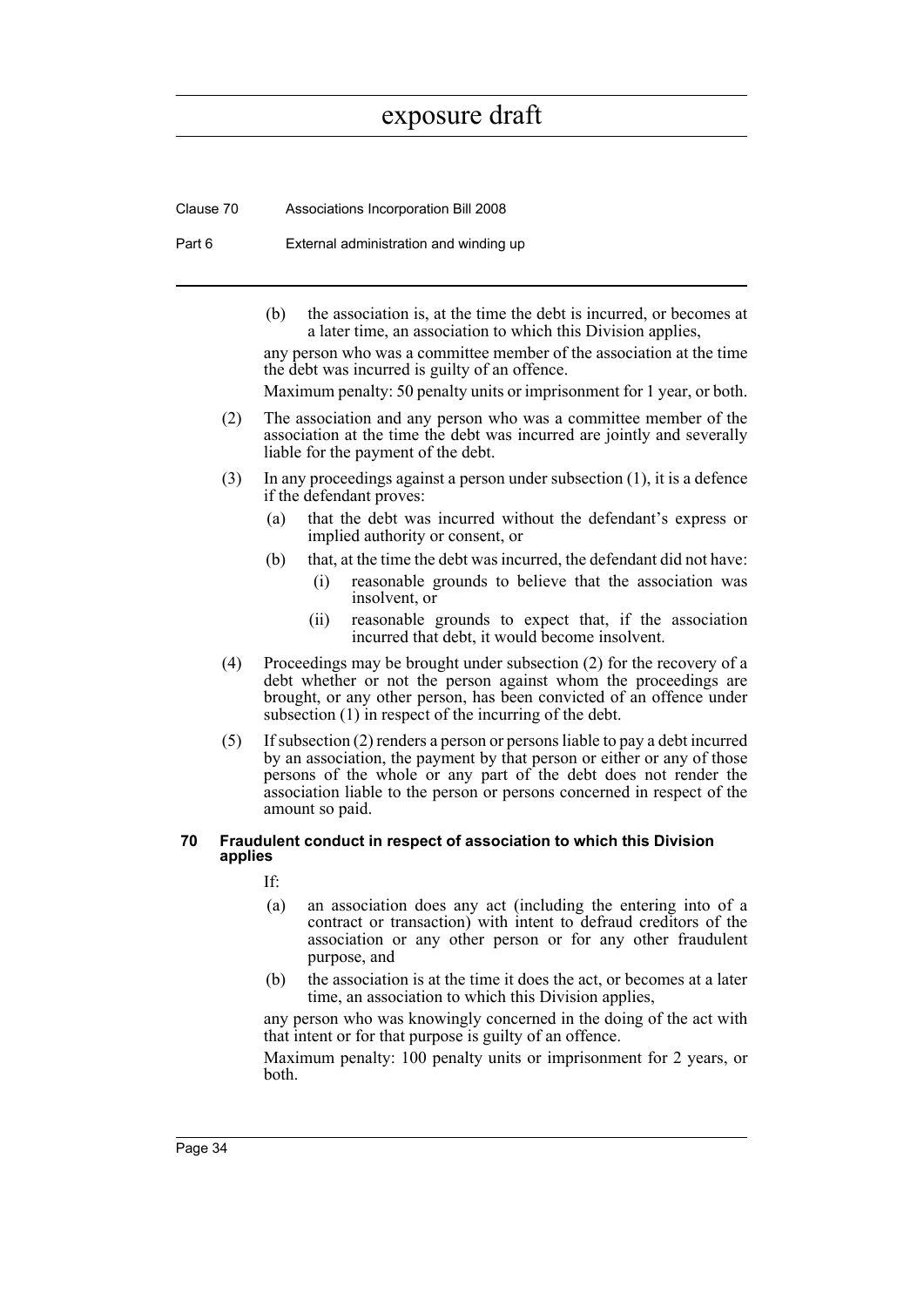(b) the association is, at the time the debt is incurred, or becomes at a later time, an association to which this Division applies,

any person who was a committee member of the association at the time the debt was incurred is guilty of an offence.

Maximum penalty: 50 penalty units or imprisonment for 1 year, or both.

(2) The association and any person who was a committee member of the association at the time the debt was incurred are jointly and severally liable for the payment of the debt.

(3) In any proceedings against a person under subsection (1), it is a defence if the defendant proves:

(a) that the debt was incurred without the defendant's express or implied authority or consent, or

(b) that, at the time the debt was incurred, the defendant did not have:

(i) reasonable grounds to believe that the association was insolvent, or

(ii) reasonable grounds to expect that, if the association incurred that debt, it would become insolvent.

(4) Proceedings may be brought under subsection (2) for the recovery of a debt whether or not the person against whom the proceedings are brought, or any other person, has been convicted of an offence under subsection (1) in respect of the incurring of the debt.

(5) If subsection (2) renders a person or persons liable to pay a debt incurred by an association, the payment by that person or either or any of those persons of the whole or any part of the debt does not render the association liable to the person or persons concerned in respect of the amount so paid.

### 70 Fraudulent conduct in respect of association to which this Division applies

If:

(a) an association does any act (including the entering into of a contract or transaction) with intent to defraud creditors of the association or any other person or for any other fraudulent purpose, and

(b) the association is at the time it does the act, or becomes at a later time, an association to which this Division applies,

any person who was knowingly concerned in the doing of the act with that intent or for that purpose is guilty of an offence.

Maximum penalty: 100 penalty units or imprisonment for 2 years, or both.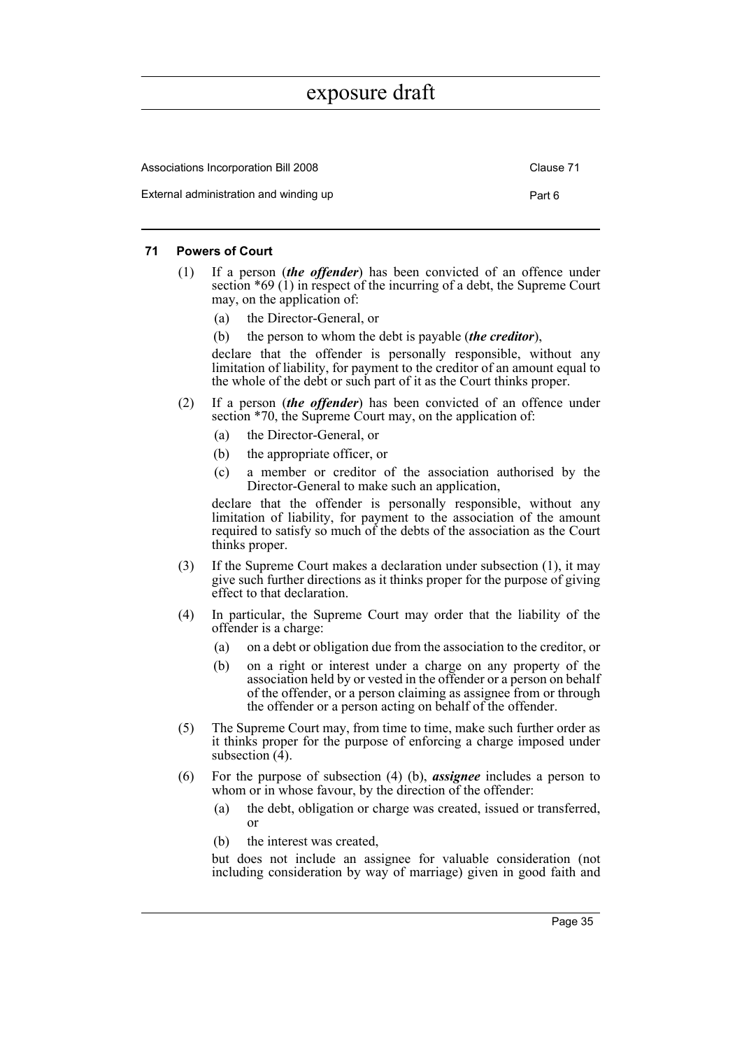#### 71 Powers of Court

(1) If a person (***the offender***) has been convicted of an offence under section *69 (1) in respect of the incurring of a debt, the Supreme Court may, on the application of:

(a) the Director-General, or

(b) the person to whom the debt is payable (***the creditor***),

declare that the offender is personally responsible, without any limitation of liability, for payment to the creditor of an amount equal to the whole of the debt or such part of it as the Court thinks proper.

(2) If a person (***the offender***) has been convicted of an offence under section *70, the Supreme Court may, on the application of:

(a) the Director-General, or

(b) the appropriate officer, or

(c) a member or creditor of the association authorised by the Director-General to make such an application,

declare that the offender is personally responsible, without any limitation of liability, for payment to the association of the amount required to satisfy so much of the debts of the association as the Court thinks proper.

(3) If the Supreme Court makes a declaration under subsection (1), it may give such further directions as it thinks proper for the purpose of giving effect to that declaration.

(4) In particular, the Supreme Court may order that the liability of the offender is a charge:

(a) on a debt or obligation due from the association to the creditor, or

(b) on a right or interest under a charge on any property of the association held by or vested in the offender or a person on behalf of the offender, or a person claiming as assignee from or through the offender or a person acting on behalf of the offender.

(5) The Supreme Court may, from time to time, make such further order as it thinks proper for the purpose of enforcing a charge imposed under subsection (4).

(6) For the purpose of subsection (4) (b), ***assignee*** includes a person to whom or in whose favour, by the direction of the offender:

(a) the debt, obligation or charge was created, issued or transferred, or

(b) the interest was created,

but does not include an assignee for valuable consideration (not including consideration by way of marriage) given in good faith and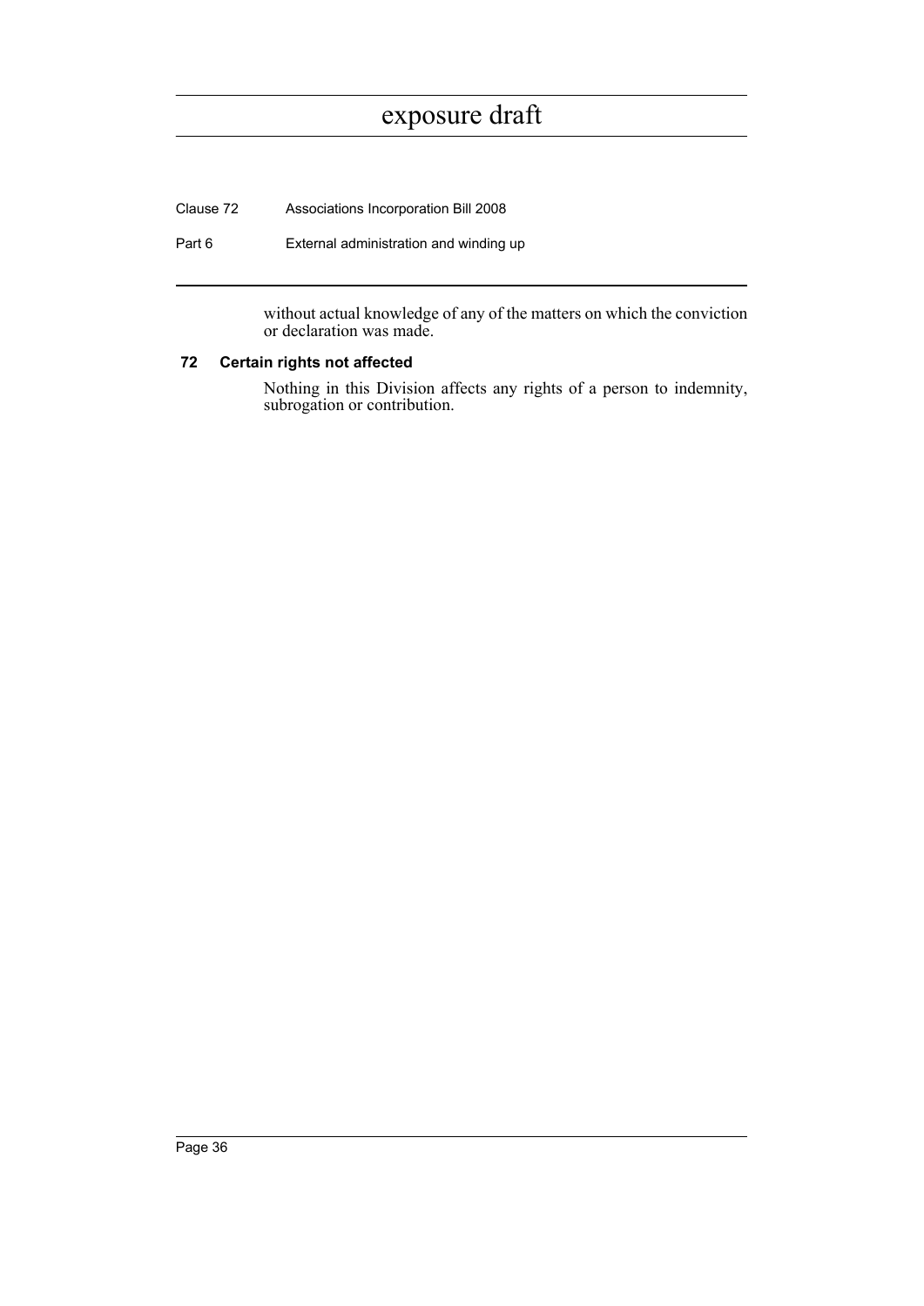without actual knowledge of any of the matters on which the conviction or declaration was made.

### 72 Certain rights not affected

Nothing in this Division affects any rights of a person to indemnity, subrogation or contribution.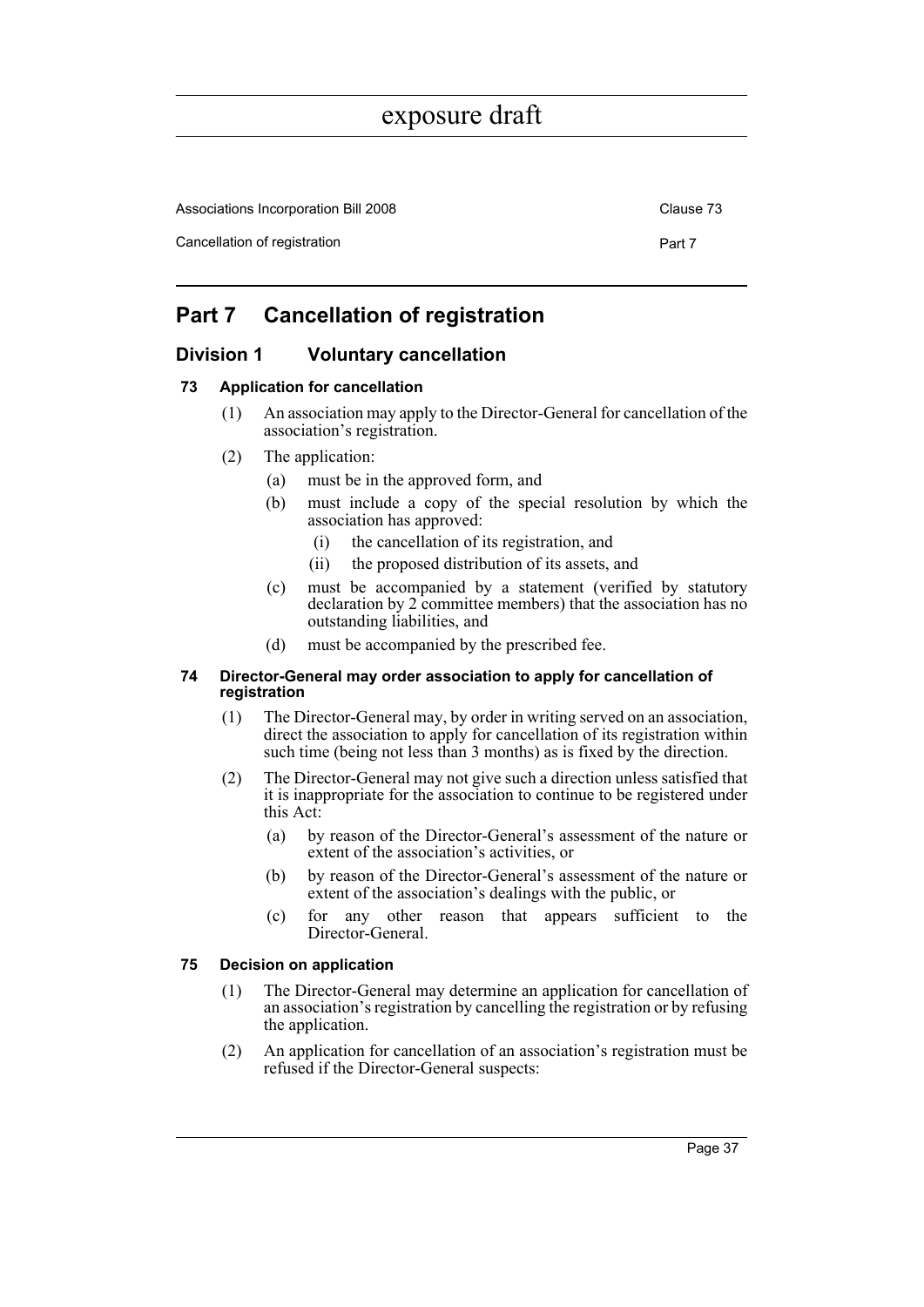# Part 7 Cancellation of registration

## Division 1 Voluntary cancellation

### 73 Application for cancellation

(1) An association may apply to the Director-General for cancellation of the association's registration.

(2) The application:

- (a) must be in the approved form, and
- (b) must include a copy of the special resolution by which the association has approved:
  - (i) the cancellation of its registration, and
  - (ii) the proposed distribution of its assets, and
- (c) must be accompanied by a statement (verified by statutory declaration by 2 committee members) that the association has no outstanding liabilities, and
- (d) must be accompanied by the prescribed fee.

### 74 Director-General may order association to apply for cancellation of registration

(1) The Director-General may, by order in writing served on an association, direct the association to apply for cancellation of its registration within such time (being not less than 3 months) as is fixed by the direction.

(2) The Director-General may not give such a direction unless satisfied that it is inappropriate for the association to continue to be registered under this Act:

- (a) by reason of the Director-General's assessment of the nature or extent of the association's activities, or
- (b) by reason of the Director-General's assessment of the nature or extent of the association's dealings with the public, or
- (c) for any other reason that appears sufficient to the Director-General.

### 75 Decision on application

(1) The Director-General may determine an application for cancellation of an association's registration by cancelling the registration or by refusing the application.

(2) An application for cancellation of an association's registration must be refused if the Director-General suspects: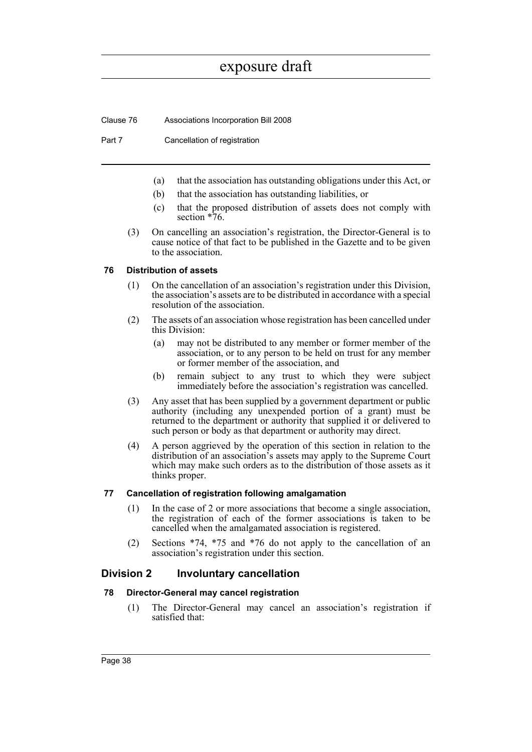(a) that the association has outstanding obligations under this Act, or

(b) that the association has outstanding liabilities, or

(c) that the proposed distribution of assets does not comply with section *76.

(3) On cancelling an association's registration, the Director-General is to cause notice of that fact to be published in the Gazette and to be given to the association.

#### 76 Distribution of assets

(1) On the cancellation of an association's registration under this Division, the association's assets are to be distributed in accordance with a special resolution of the association.

(2) The assets of an association whose registration has been cancelled under this Division:

(a) may not be distributed to any member or former member of the association, or to any person to be held on trust for any member or former member of the association, and

(b) remain subject to any trust to which they were subject immediately before the association's registration was cancelled.

(3) Any asset that has been supplied by a government department or public authority (including any unexpended portion of a grant) must be returned to the department or authority that supplied it or delivered to such person or body as that department or authority may direct.

(4) A person aggrieved by the operation of this section in relation to the distribution of an association's assets may apply to the Supreme Court which may make such orders as to the distribution of those assets as it thinks proper.

#### 77 Cancellation of registration following amalgamation

(1) In the case of 2 or more associations that become a single association, the registration of each of the former associations is taken to be cancelled when the amalgamated association is registered.

(2) Sections *74, *75 and *76 do not apply to the cancellation of an association's registration under this section.

### Division 2 Involuntary cancellation

#### 78 Director-General may cancel registration

(1) The Director-General may cancel an association's registration if satisfied that: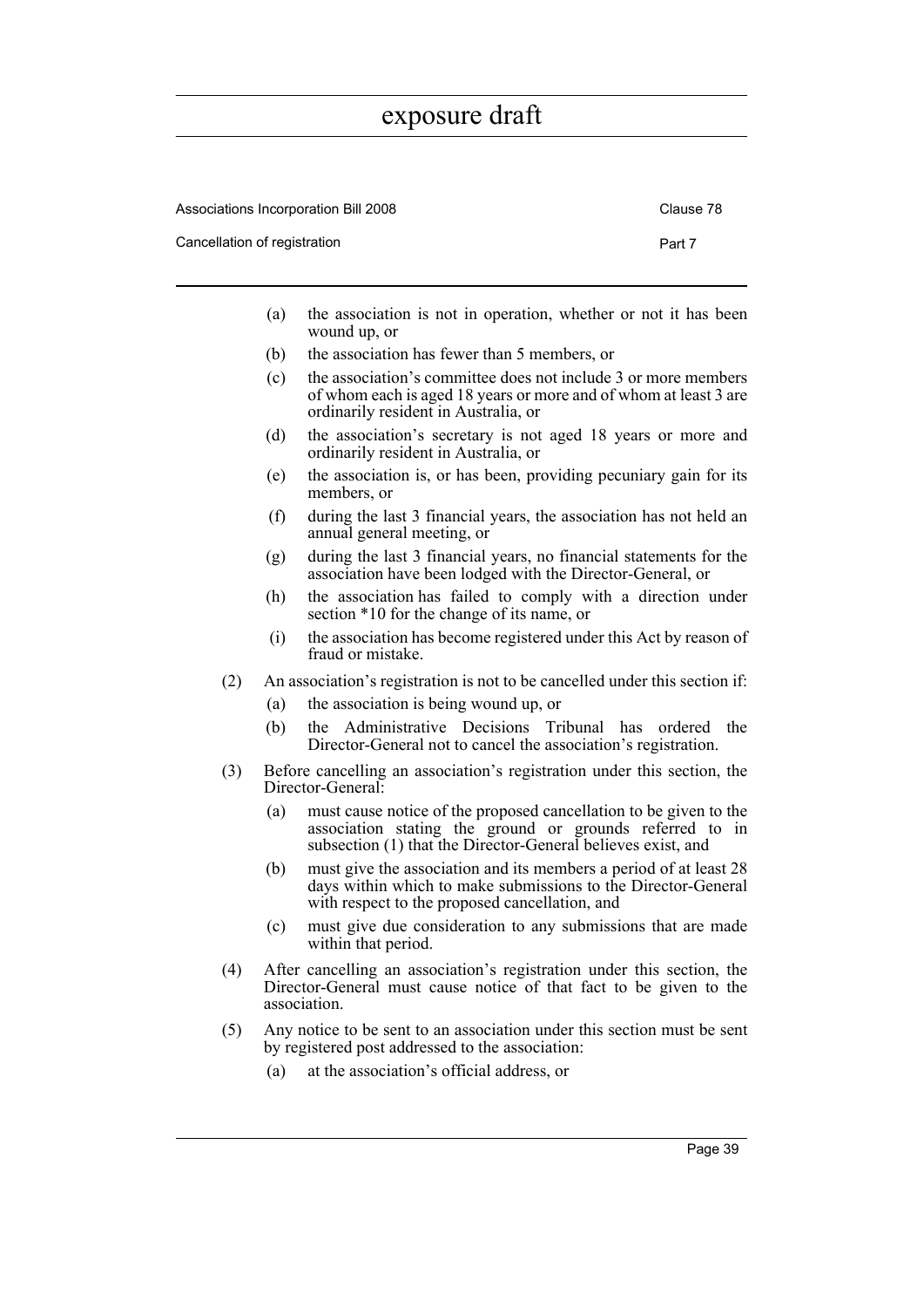(a) the association is not in operation, whether or not it has been wound up, or

(b) the association has fewer than 5 members, or

(c) the association's committee does not include 3 or more members of whom each is aged 18 years or more and of whom at least 3 are ordinarily resident in Australia, or

(d) the association's secretary is not aged 18 years or more and ordinarily resident in Australia, or

(e) the association is, or has been, providing pecuniary gain for its members, or

(f) during the last 3 financial years, the association has not held an annual general meeting, or

(g) during the last 3 financial years, no financial statements for the association have been lodged with the Director-General, or

(h) the association has failed to comply with a direction under section *10 for the change of its name, or

(i) the association has become registered under this Act by reason of fraud or mistake.

(2) An association's registration is not to be cancelled under this section if:

(a) the association is being wound up, or

(b) the Administrative Decisions Tribunal has ordered the Director-General not to cancel the association's registration.

(3) Before cancelling an association's registration under this section, the Director-General:

(a) must cause notice of the proposed cancellation to be given to the association stating the ground or grounds referred to in subsection (1) that the Director-General believes exist, and

(b) must give the association and its members a period of at least 28 days within which to make submissions to the Director-General with respect to the proposed cancellation, and

(c) must give due consideration to any submissions that are made within that period.

(4) After cancelling an association's registration under this section, the Director-General must cause notice of that fact to be given to the association.

(5) Any notice to be sent to an association under this section must be sent by registered post addressed to the association:

(a) at the association's official address, or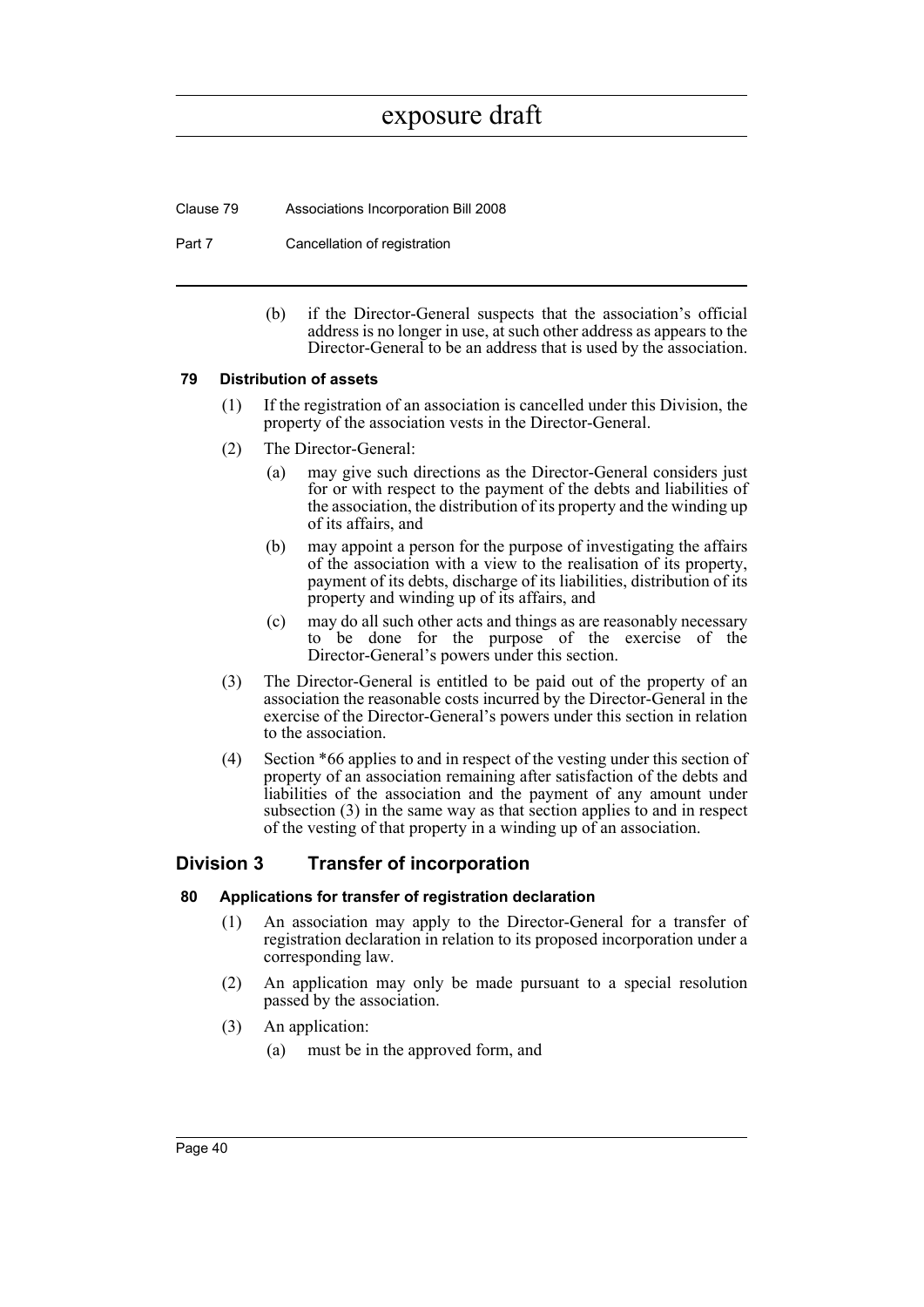(b) if the Director-General suspects that the association's official address is no longer in use, at such other address as appears to the Director-General to be an address that is used by the association.

### 79 Distribution of assets

(1) If the registration of an association is cancelled under this Division, the property of the association vests in the Director-General.

(2) The Director-General:

   (a) may give such directions as the Director-General considers just for or with respect to the payment of the debts and liabilities of the association, the distribution of its property and the winding up of its affairs, and

   (b) may appoint a person for the purpose of investigating the affairs of the association with a view to the realisation of its property, payment of its debts, discharge of its liabilities, distribution of its property and winding up of its affairs, and

   (c) may do all such other acts and things as are reasonably necessary to be done for the purpose of the exercise of the Director-General's powers under this section.

(3) The Director-General is entitled to be paid out of the property of an association the reasonable costs incurred by the Director-General in the exercise of the Director-General's powers under this section in relation to the association.

(4) Section *66 applies to and in respect of the vesting under this section of property of an association remaining after satisfaction of the debts and liabilities of the association and the payment of any amount under subsection (3) in the same way as that section applies to and in respect of the vesting of that property in a winding up of an association.

## Division 3 Transfer of incorporation

### 80 Applications for transfer of registration declaration

(1) An association may apply to the Director-General for a transfer of registration declaration in relation to its proposed incorporation under a corresponding law.

(2) An application may only be made pursuant to a special resolution passed by the association.

(3) An application:

   (a) must be in the approved form, and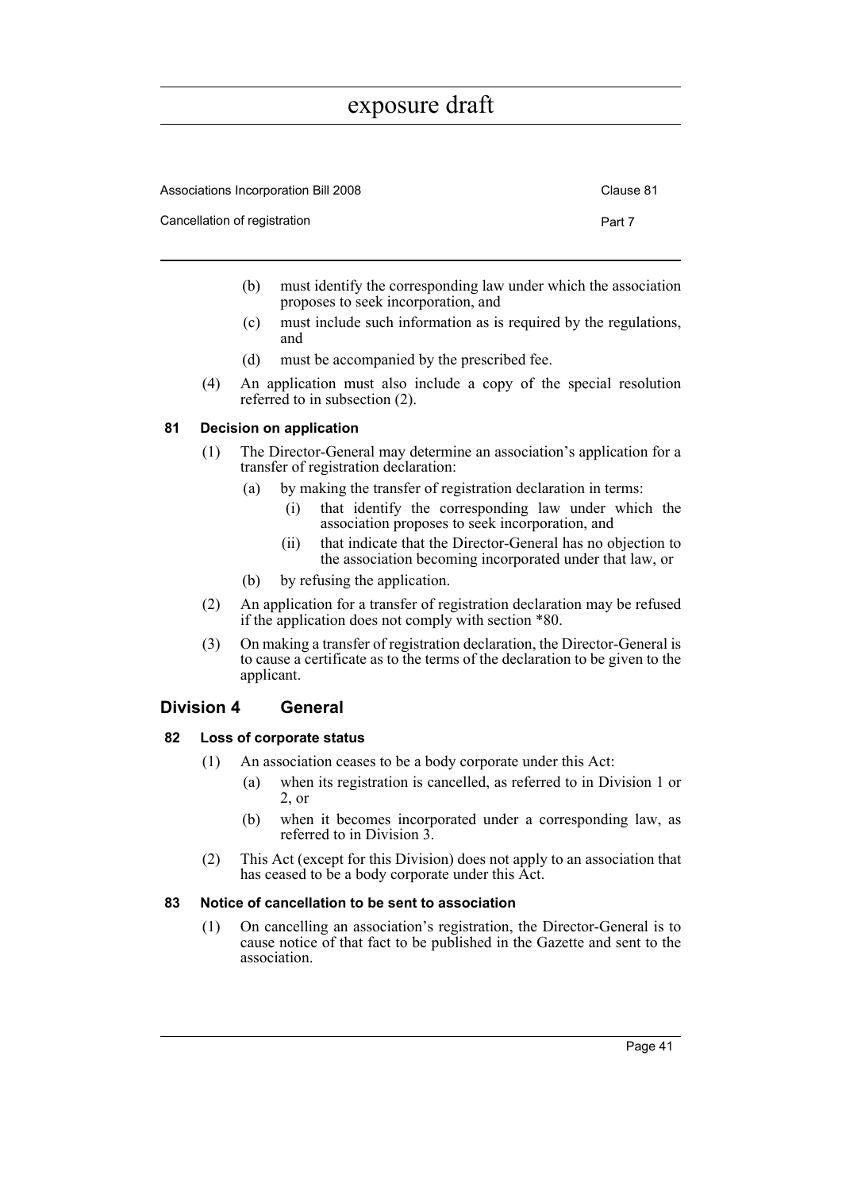(b) must identify the corresponding law under which the association proposes to seek incorporation, and

(c) must include such information as is required by the regulations, and

(d) must be accompanied by the prescribed fee.

(4) An application must also include a copy of the special resolution referred to in subsection (2).

### 81 Decision on application

(1) The Director-General may determine an association's application for a transfer of registration declaration:

(a) by making the transfer of registration declaration in terms:

(i) that identify the corresponding law under which the association proposes to seek incorporation, and

(ii) that indicate that the Director-General has no objection to the association becoming incorporated under that law, or

(b) by refusing the application.

(2) An application for a transfer of registration declaration may be refused if the application does not comply with section *80.

(3) On making a transfer of registration declaration, the Director-General is to cause a certificate as to the terms of the declaration to be given to the applicant.

## Division 4 General

### 82 Loss of corporate status

(1) An association ceases to be a body corporate under this Act:

(a) when its registration is cancelled, as referred to in Division 1 or 2, or

(b) when it becomes incorporated under a corresponding law, as referred to in Division 3.

(2) This Act (except for this Division) does not apply to an association that has ceased to be a body corporate under this Act.

### 83 Notice of cancellation to be sent to association

(1) On cancelling an association's registration, the Director-General is to cause notice of that fact to be published in the Gazette and sent to the association.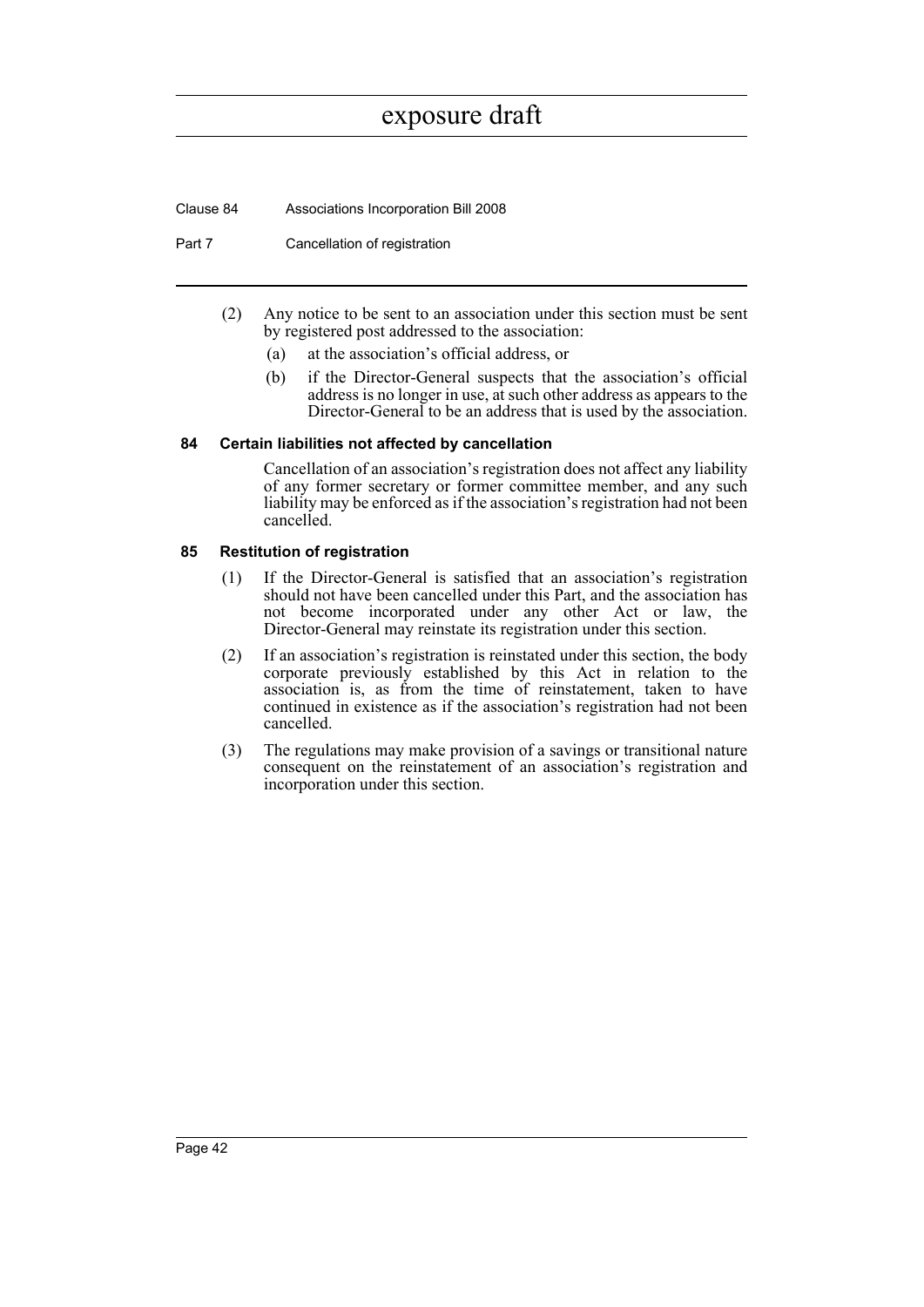(2) Any notice to be sent to an association under this section must be sent by registered post addressed to the association:

(a) at the association's official address, or

(b) if the Director-General suspects that the association's official address is no longer in use, at such other address as appears to the Director-General to be an address that is used by the association.

### 84 Certain liabilities not affected by cancellation

Cancellation of an association's registration does not affect any liability of any former secretary or former committee member, and any such liability may be enforced as if the association's registration had not been cancelled.

### 85 Restitution of registration

(1) If the Director-General is satisfied that an association's registration should not have been cancelled under this Part, and the association has not become incorporated under any other Act or law, the Director-General may reinstate its registration under this section.

(2) If an association's registration is reinstated under this section, the body corporate previously established by this Act in relation to the association is, as from the time of reinstatement, taken to have continued in existence as if the association's registration had not been cancelled.

(3) The regulations may make provision of a savings or transitional nature consequent on the reinstatement of an association's registration and incorporation under this section.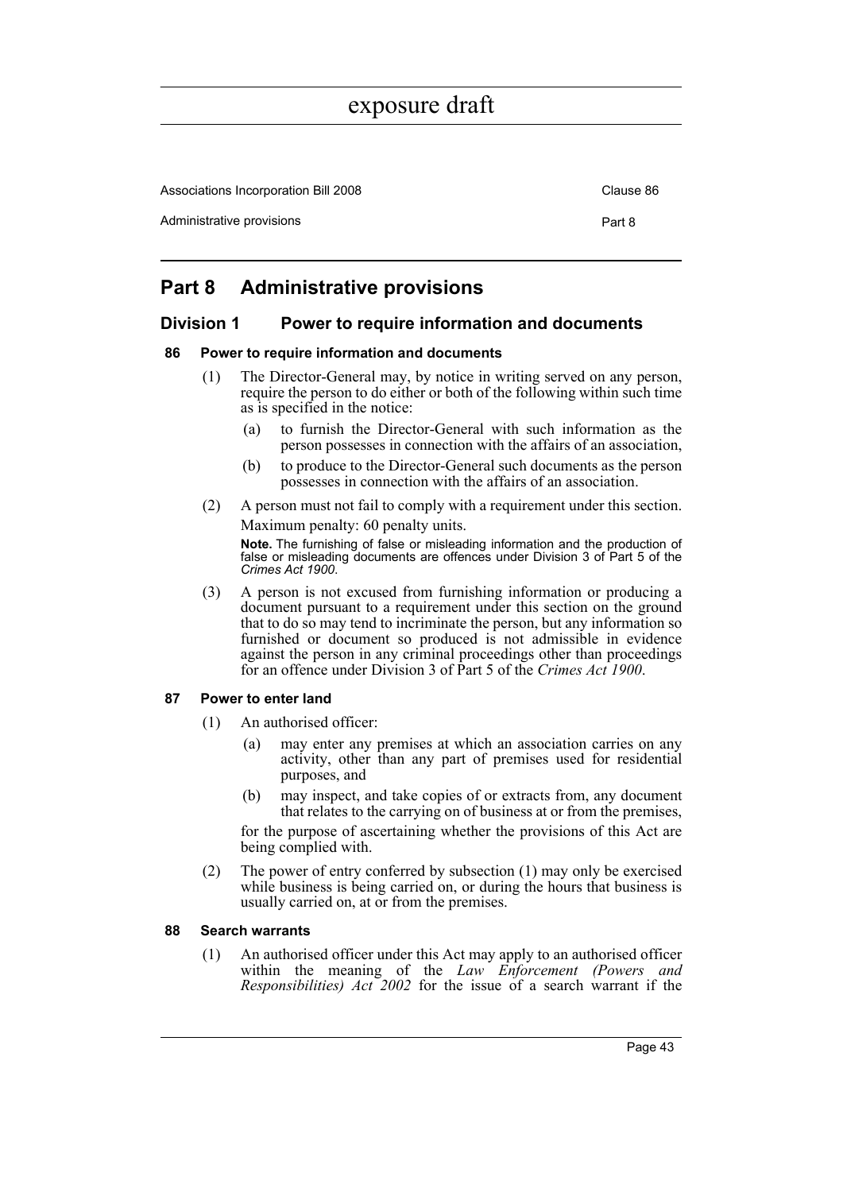# Part 8 Administrative provisions

## Division 1 Power to require information and documents

### 86 Power to require information and documents

(1) The Director-General may, by notice in writing served on any person, require the person to do either or both of the following within such time as is specified in the notice:

(a) to furnish the Director-General with such information as the person possesses in connection with the affairs of an association,

(b) to produce to the Director-General such documents as the person possesses in connection with the affairs of an association.

(2) A person must not fail to comply with a requirement under this section.

Maximum penalty: 60 penalty units.

**Note.** The furnishing of false or misleading information and the production of false or misleading documents are offences under Division 3 of Part 5 of the *Crimes Act 1900*.

(3) A person is not excused from furnishing information or producing a document pursuant to a requirement under this section on the ground that to do so may tend to incriminate the person, but any information so furnished or document so produced is not admissible in evidence against the person in any criminal proceedings other than proceedings for an offence under Division 3 of Part 5 of the *Crimes Act 1900*.

### 87 Power to enter land

(1) An authorised officer:

(a) may enter any premises at which an association carries on any activity, other than any part of premises used for residential purposes, and

(b) may inspect, and take copies of or extracts from, any document that relates to the carrying on of business at or from the premises,

for the purpose of ascertaining whether the provisions of this Act are being complied with.

(2) The power of entry conferred by subsection (1) may only be exercised while business is being carried on, or during the hours that business is usually carried on, at or from the premises.

### 88 Search warrants

(1) An authorised officer under this Act may apply to an authorised officer within the meaning of the *Law Enforcement (Powers and Responsibilities) Act 2002* for the issue of a search warrant if the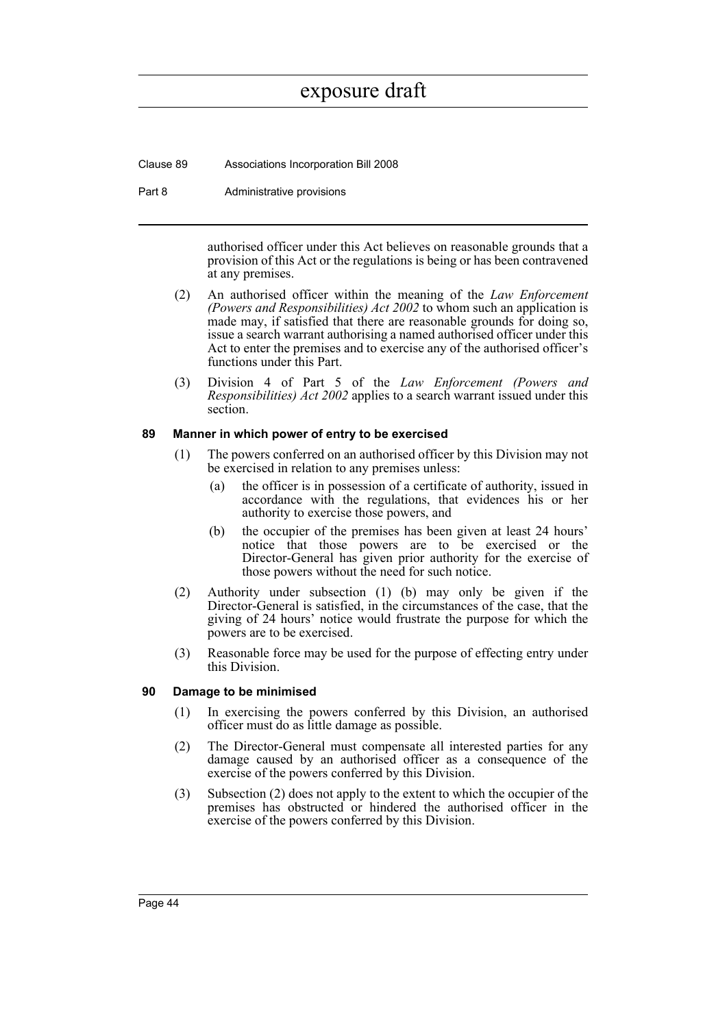authorised officer under this Act believes on reasonable grounds that a provision of this Act or the regulations is being or has been contravened at any premises.

(2) An authorised officer within the meaning of the *Law Enforcement (Powers and Responsibilities) Act 2002* to whom such an application is made may, if satisfied that there are reasonable grounds for doing so, issue a search warrant authorising a named authorised officer under this Act to enter the premises and to exercise any of the authorised officer's functions under this Part.

(3) Division 4 of Part 5 of the *Law Enforcement (Powers and Responsibilities) Act 2002* applies to a search warrant issued under this section.

### 89 Manner in which power of entry to be exercised

(1) The powers conferred on an authorised officer by this Division may not be exercised in relation to any premises unless:

(a) the officer is in possession of a certificate of authority, issued in accordance with the regulations, that evidences his or her authority to exercise those powers, and

(b) the occupier of the premises has been given at least 24 hours' notice that those powers are to be exercised or the Director-General has given prior authority for the exercise of those powers without the need for such notice.

(2) Authority under subsection (1) (b) may only be given if the Director-General is satisfied, in the circumstances of the case, that the giving of 24 hours' notice would frustrate the purpose for which the powers are to be exercised.

(3) Reasonable force may be used for the purpose of effecting entry under this Division.

### 90 Damage to be minimised

(1) In exercising the powers conferred by this Division, an authorised officer must do as little damage as possible.

(2) The Director-General must compensate all interested parties for any damage caused by an authorised officer as a consequence of the exercise of the powers conferred by this Division.

(3) Subsection (2) does not apply to the extent to which the occupier of the premises has obstructed or hindered the authorised officer in the exercise of the powers conferred by this Division.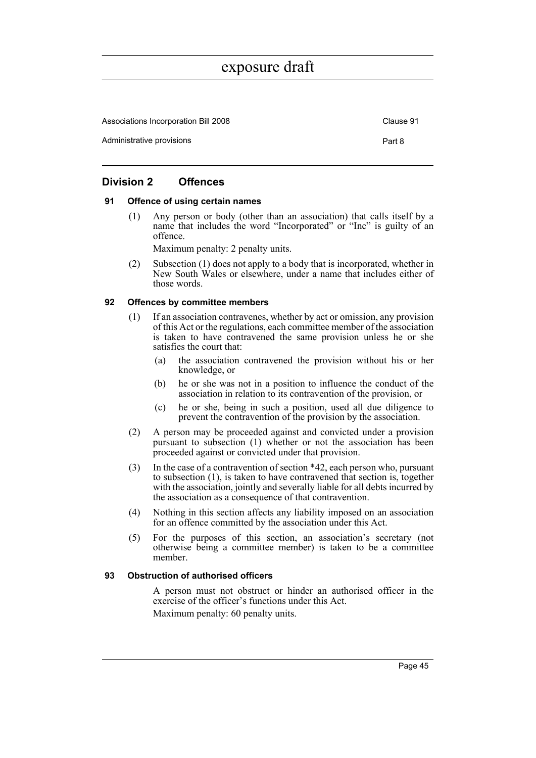## Division 2 Offences

### 91 Offence of using certain names

(1) Any person or body (other than an association) that calls itself by a name that includes the word "Incorporated" or "Inc" is guilty of an offence.

Maximum penalty: 2 penalty units.

(2) Subsection (1) does not apply to a body that is incorporated, whether in New South Wales or elsewhere, under a name that includes either of those words.

### 92 Offences by committee members

(1) If an association contravenes, whether by act or omission, any provision of this Act or the regulations, each committee member of the association is taken to have contravened the same provision unless he or she satisfies the court that:

(a) the association contravened the provision without his or her knowledge, or

(b) he or she was not in a position to influence the conduct of the association in relation to its contravention of the provision, or

(c) he or she, being in such a position, used all due diligence to prevent the contravention of the provision by the association.

(2) A person may be proceeded against and convicted under a provision pursuant to subsection (1) whether or not the association has been proceeded against or convicted under that provision.

(3) In the case of a contravention of section *42, each person who, pursuant to subsection (1), is taken to have contravened that section is, together with the association, jointly and severally liable for all debts incurred by the association as a consequence of that contravention.

(4) Nothing in this section affects any liability imposed on an association for an offence committed by the association under this Act.

(5) For the purposes of this section, an association's secretary (not otherwise being a committee member) is taken to be a committee member.

### 93 Obstruction of authorised officers

A person must not obstruct or hinder an authorised officer in the exercise of the officer's functions under this Act.

Maximum penalty: 60 penalty units.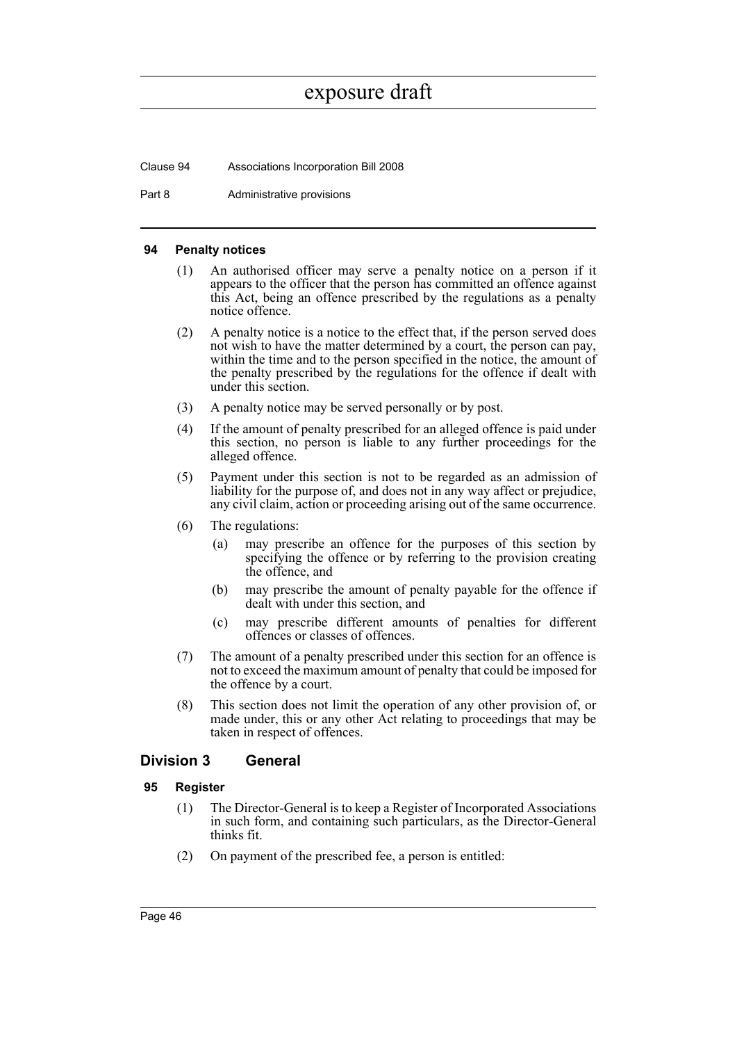#### 94 Penalty notices

(1) An authorised officer may serve a penalty notice on a person if it appears to the officer that the person has committed an offence against this Act, being an offence prescribed by the regulations as a penalty notice offence.

(2) A penalty notice is a notice to the effect that, if the person served does not wish to have the matter determined by a court, the person can pay, within the time and to the person specified in the notice, the amount of the penalty prescribed by the regulations for the offence if dealt with under this section.

(3) A penalty notice may be served personally or by post.

(4) If the amount of penalty prescribed for an alleged offence is paid under this section, no person is liable to any further proceedings for the alleged offence.

(5) Payment under this section is not to be regarded as an admission of liability for the purpose of, and does not in any way affect or prejudice, any civil claim, action or proceeding arising out of the same occurrence.

(6) The regulations:

- (a) may prescribe an offence for the purposes of this section by specifying the offence or by referring to the provision creating the offence, and
- (b) may prescribe the amount of penalty payable for the offence if dealt with under this section, and
- (c) may prescribe different amounts of penalties for different offences or classes of offences.

(7) The amount of a penalty prescribed under this section for an offence is not to exceed the maximum amount of penalty that could be imposed for the offence by a court.

(8) This section does not limit the operation of any other provision of, or made under, this or any other Act relating to proceedings that may be taken in respect of offences.

### Division 3 General

#### 95 Register

(1) The Director-General is to keep a Register of Incorporated Associations in such form, and containing such particulars, as the Director-General thinks fit.

(2) On payment of the prescribed fee, a person is entitled: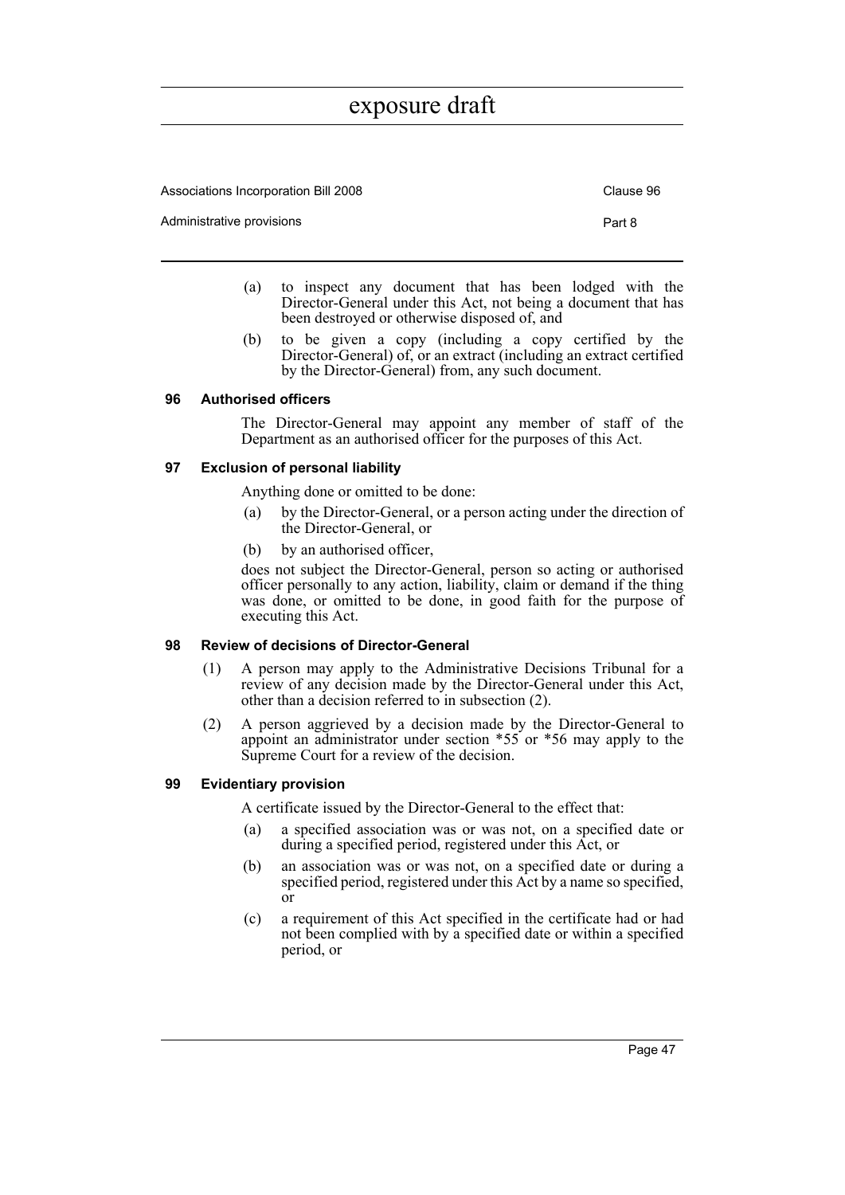(a) to inspect any document that has been lodged with the Director-General under this Act, not being a document that has been destroyed or otherwise disposed of, and

(b) to be given a copy (including a copy certified by the Director-General) of, or an extract (including an extract certified by the Director-General) from, any such document.

### 96 Authorised officers

The Director-General may appoint any member of staff of the Department as an authorised officer for the purposes of this Act.

### 97 Exclusion of personal liability

Anything done or omitted to be done:

(a) by the Director-General, or a person acting under the direction of the Director-General, or

(b) by an authorised officer,

does not subject the Director-General, person so acting or authorised officer personally to any action, liability, claim or demand if the thing was done, or omitted to be done, in good faith for the purpose of executing this Act.

### 98 Review of decisions of Director-General

(1) A person may apply to the Administrative Decisions Tribunal for a review of any decision made by the Director-General under this Act, other than a decision referred to in subsection (2).

(2) A person aggrieved by a decision made by the Director-General to appoint an administrator under section *55 or *56 may apply to the Supreme Court for a review of the decision.

### 99 Evidentiary provision

A certificate issued by the Director-General to the effect that:

(a) a specified association was or was not, on a specified date or during a specified period, registered under this Act, or

(b) an association was or was not, on a specified date or during a specified period, registered under this Act by a name so specified, or

(c) a requirement of this Act specified in the certificate had or had not been complied with by a specified date or within a specified period, or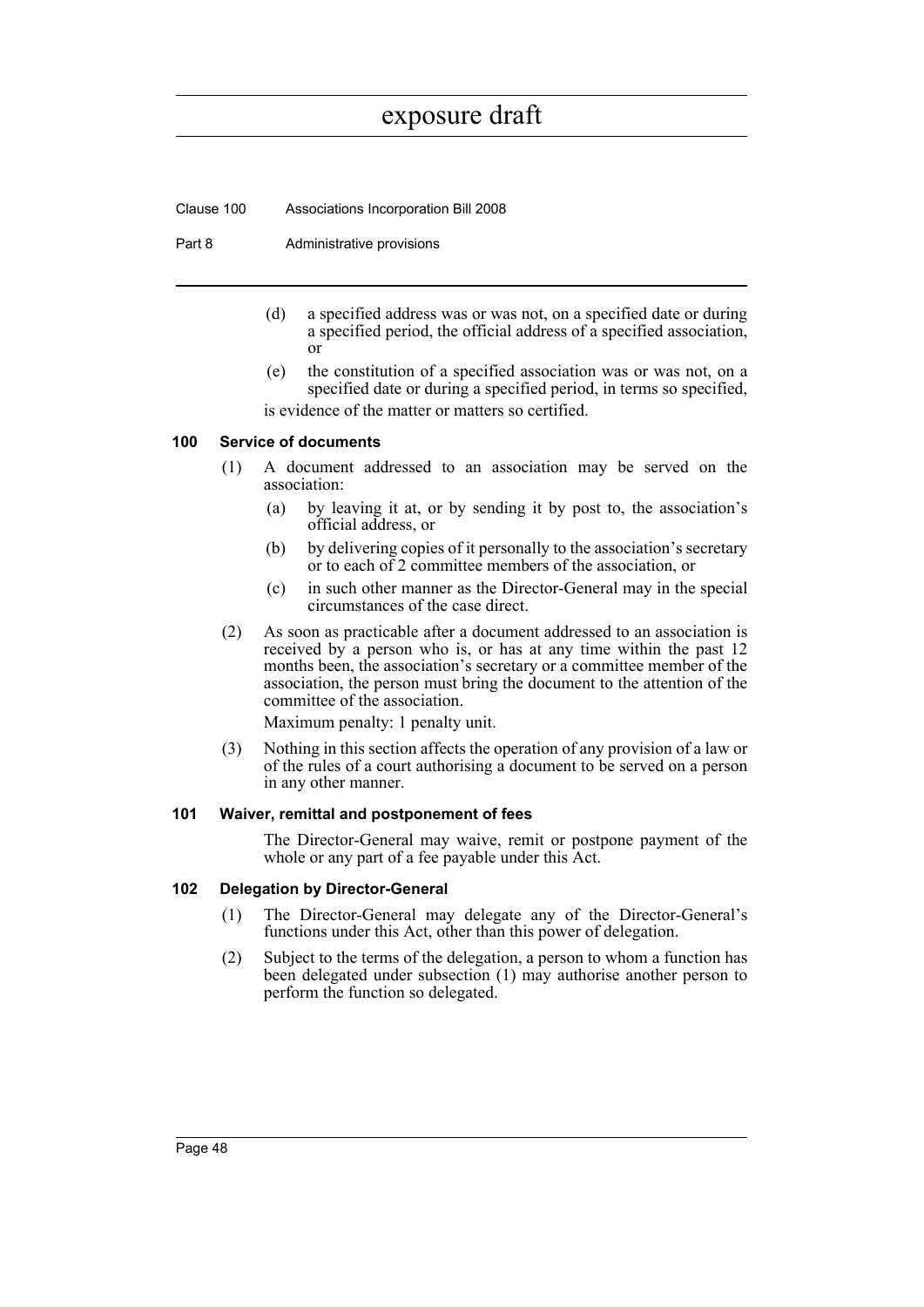(d) a specified address was or was not, on a specified date or during a specified period, the official address of a specified association, or

(e) the constitution of a specified association was or was not, on a specified date or during a specified period, in terms so specified,

is evidence of the matter or matters so certified.

### 100 Service of documents

(1) A document addressed to an association may be served on the association:

(a) by leaving it at, or by sending it by post to, the association's official address, or

(b) by delivering copies of it personally to the association's secretary or to each of 2 committee members of the association, or

(c) in such other manner as the Director-General may in the special circumstances of the case direct.

(2) As soon as practicable after a document addressed to an association is received by a person who is, or has at any time within the past 12 months been, the association's secretary or a committee member of the association, the person must bring the document to the attention of the committee of the association.

Maximum penalty: 1 penalty unit.

(3) Nothing in this section affects the operation of any provision of a law or of the rules of a court authorising a document to be served on a person in any other manner.

### 101 Waiver, remittal and postponement of fees

The Director-General may waive, remit or postpone payment of the whole or any part of a fee payable under this Act.

### 102 Delegation by Director-General

(1) The Director-General may delegate any of the Director-General's functions under this Act, other than this power of delegation.

(2) Subject to the terms of the delegation, a person to whom a function has been delegated under subsection (1) may authorise another person to perform the function so delegated.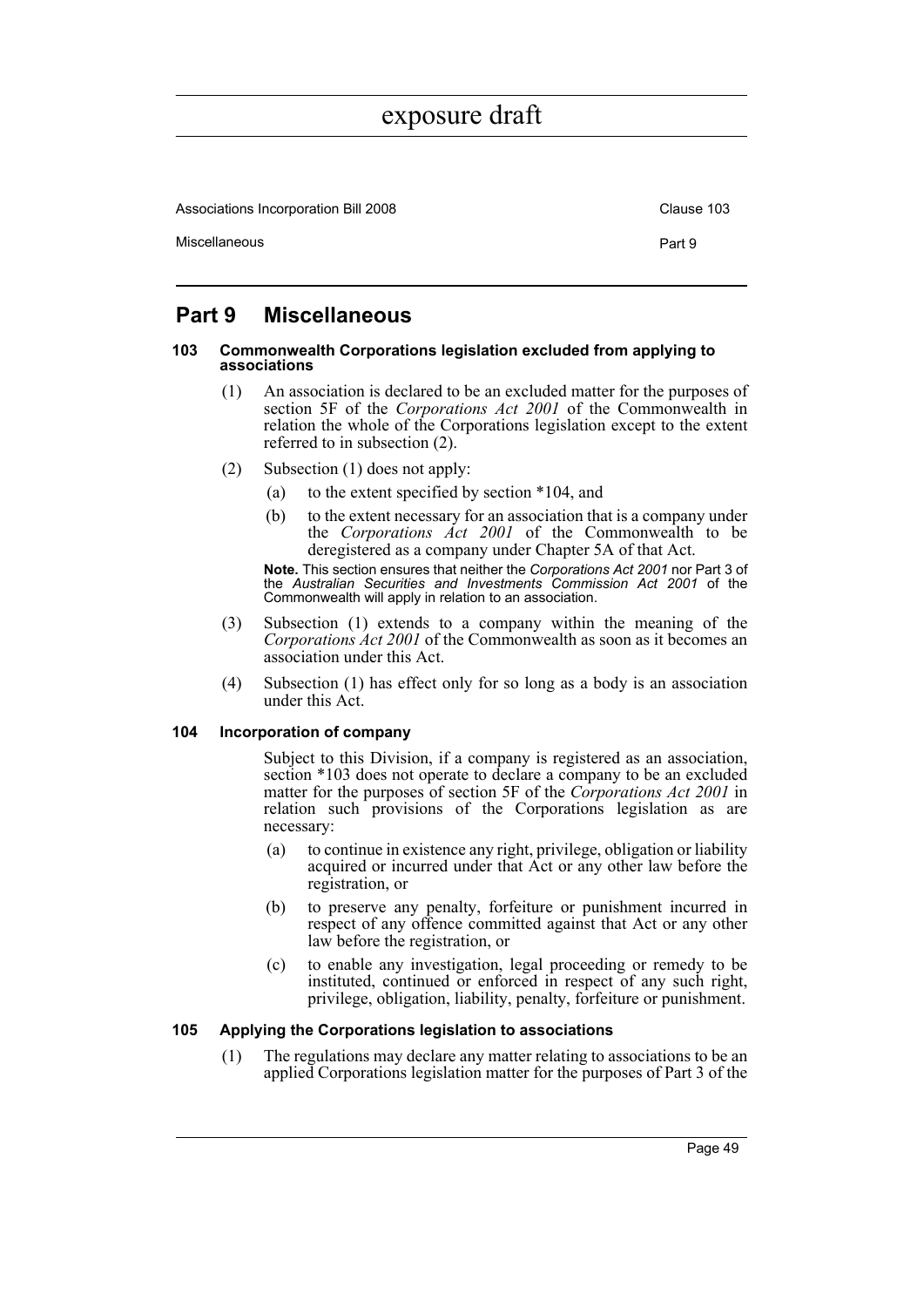## Part 9 Miscellaneous

#### 103 Commonwealth Corporations legislation excluded from applying to associations

(1) An association is declared to be an excluded matter for the purposes of section 5F of the *Corporations Act 2001* of the Commonwealth in relation the whole of the Corporations legislation except to the extent referred to in subsection (2).

(2) Subsection (1) does not apply:

   (a) to the extent specified by section *104, and

   (b) to the extent necessary for an association that is a company under the *Corporations Act 2001* of the Commonwealth to be deregistered as a company under Chapter 5A of that Act.

**Note.** This section ensures that neither the *Corporations Act 2001* nor Part 3 of the *Australian Securities and Investments Commission Act 2001* of the Commonwealth will apply in relation to an association.

(3) Subsection (1) extends to a company within the meaning of the *Corporations Act 2001* of the Commonwealth as soon as it becomes an association under this Act.

(4) Subsection (1) has effect only for so long as a body is an association under this Act.

#### 104 Incorporation of company

Subject to this Division, if a company is registered as an association, section *103 does not operate to declare a company to be an excluded matter for the purposes of section 5F of the *Corporations Act 2001* in relation such provisions of the Corporations legislation as are necessary:

(a) to continue in existence any right, privilege, obligation or liability acquired or incurred under that Act or any other law before the registration, or

(b) to preserve any penalty, forfeiture or punishment incurred in respect of any offence committed against that Act or any other law before the registration, or

(c) to enable any investigation, legal proceeding or remedy to be instituted, continued or enforced in respect of any such right, privilege, obligation, liability, penalty, forfeiture or punishment.

#### 105 Applying the Corporations legislation to associations

(1) The regulations may declare any matter relating to associations to be an applied Corporations legislation matter for the purposes of Part 3 of the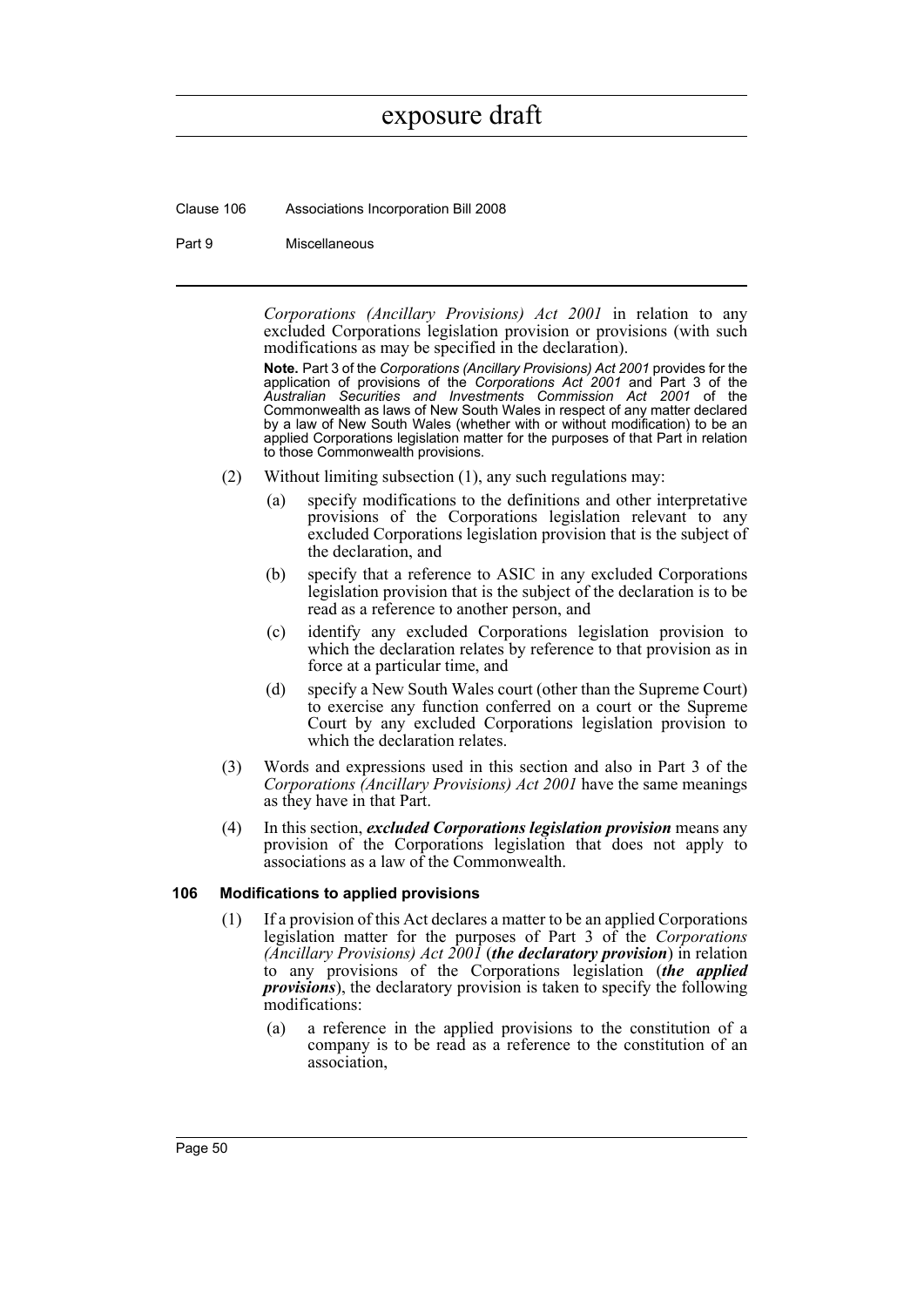*Corporations (Ancillary Provisions) Act 2001* in relation to any excluded Corporations legislation provision or provisions (with such modifications as may be specified in the declaration).

**Note.** Part 3 of the *Corporations (Ancillary Provisions) Act 2001* provides for the application of provisions of the *Corporations Act 2001* and Part 3 of the *Australian Securities and Investments Commission Act 2001* of the Commonwealth as laws of New South Wales in respect of any matter declared by a law of New South Wales (whether with or without modification) to be an applied Corporations legislation matter for the purposes of that Part in relation to those Commonwealth provisions.

(2) Without limiting subsection (1), any such regulations may:

(a) specify modifications to the definitions and other interpretative provisions of the Corporations legislation relevant to any excluded Corporations legislation provision that is the subject of the declaration, and

(b) specify that a reference to ASIC in any excluded Corporations legislation provision that is the subject of the declaration is to be read as a reference to another person, and

(c) identify any excluded Corporations legislation provision to which the declaration relates by reference to that provision as in force at a particular time, and

(d) specify a New South Wales court (other than the Supreme Court) to exercise any function conferred on a court or the Supreme Court by any excluded Corporations legislation provision to which the declaration relates.

(3) Words and expressions used in this section and also in Part 3 of the *Corporations (Ancillary Provisions) Act 2001* have the same meanings as they have in that Part.

(4) In this section, ***excluded Corporations legislation provision*** means any provision of the Corporations legislation that does not apply to associations as a law of the Commonwealth.

#### 106 Modifications to applied provisions

(1) If a provision of this Act declares a matter to be an applied Corporations legislation matter for the purposes of Part 3 of the *Corporations (Ancillary Provisions) Act 2001* (***the declaratory provision***) in relation to any provisions of the Corporations legislation (***the applied provisions***), the declaratory provision is taken to specify the following modifications:

(a) a reference in the applied provisions to the constitution of a company is to be read as a reference to the constitution of an association,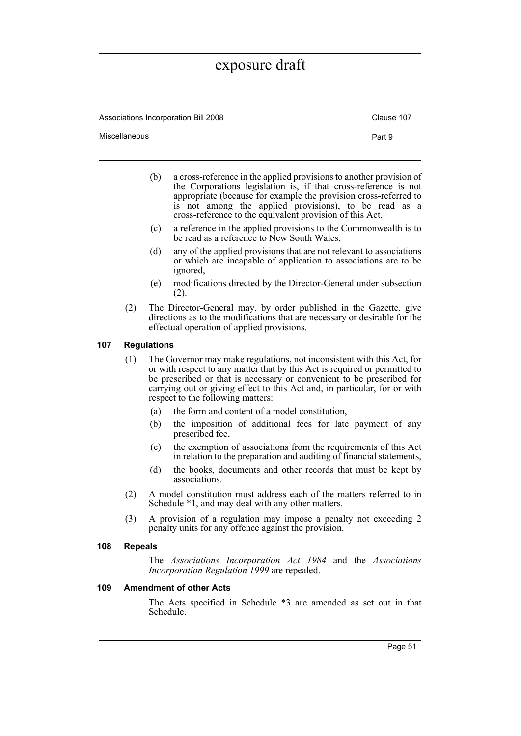(b) a cross-reference in the applied provisions to another provision of the Corporations legislation is, if that cross-reference is not appropriate (because for example the provision cross-referred to is not among the applied provisions), to be read as a cross-reference to the equivalent provision of this Act,

(c) a reference in the applied provisions to the Commonwealth is to be read as a reference to New South Wales,

(d) any of the applied provisions that are not relevant to associations or which are incapable of application to associations are to be ignored,

(e) modifications directed by the Director-General under subsection (2).

(2) The Director-General may, by order published in the Gazette, give directions as to the modifications that are necessary or desirable for the effectual operation of applied provisions.

#### 107 Regulations

(1) The Governor may make regulations, not inconsistent with this Act, for or with respect to any matter that by this Act is required or permitted to be prescribed or that is necessary or convenient to be prescribed for carrying out or giving effect to this Act and, in particular, for or with respect to the following matters:

(a) the form and content of a model constitution,

(b) the imposition of additional fees for late payment of any prescribed fee,

(c) the exemption of associations from the requirements of this Act in relation to the preparation and auditing of financial statements,

(d) the books, documents and other records that must be kept by associations.

(2) A model constitution must address each of the matters referred to in Schedule *1, and may deal with any other matters.

(3) A provision of a regulation may impose a penalty not exceeding 2 penalty units for any offence against the provision.

#### 108 Repeals

The *Associations Incorporation Act 1984* and the *Associations Incorporation Regulation 1999* are repealed.

#### 109 Amendment of other Acts

The Acts specified in Schedule *3 are amended as set out in that Schedule.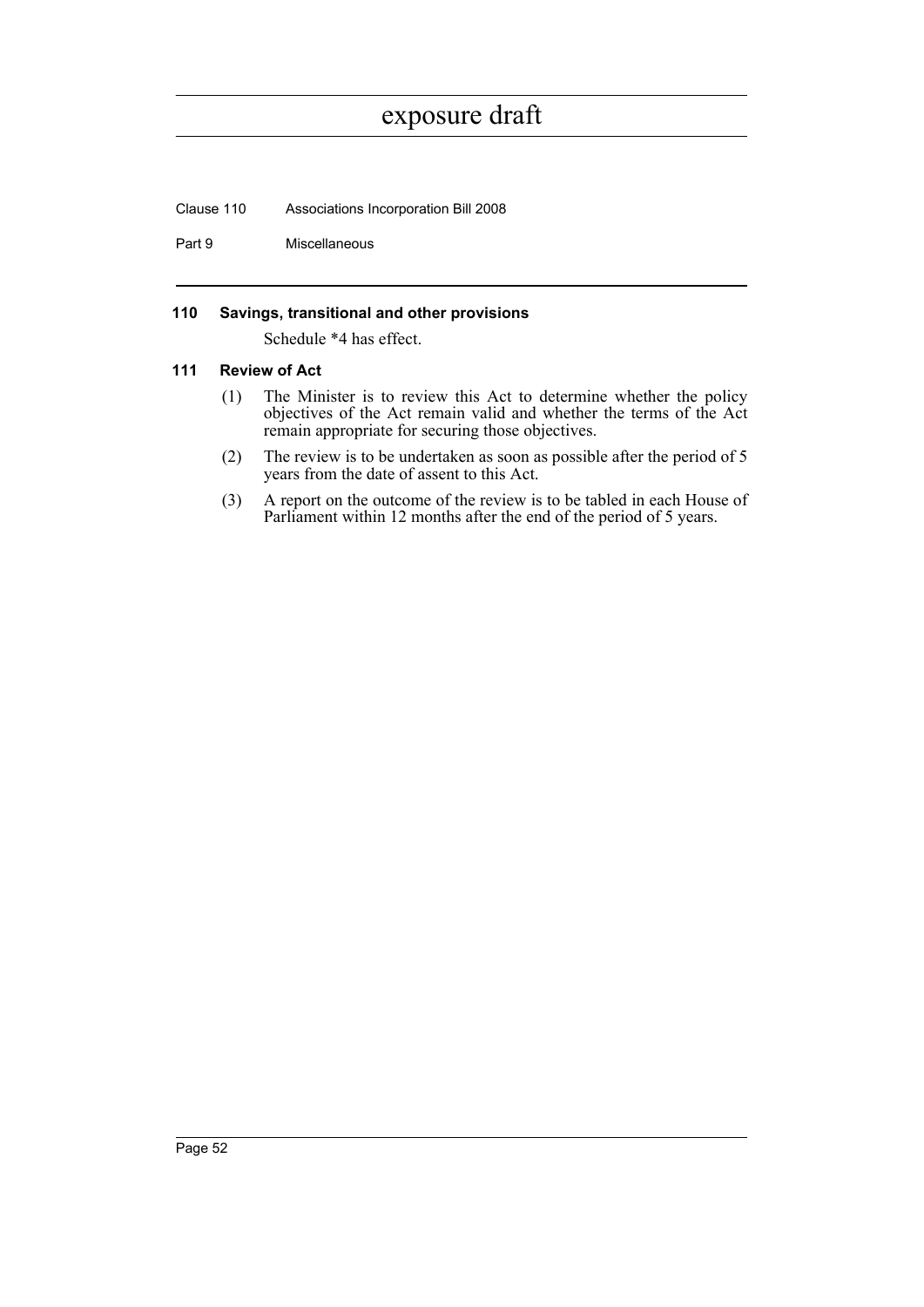#### 110 Savings, transitional and other provisions

Schedule *4 has effect.

#### 111 Review of Act

(1) The Minister is to review this Act to determine whether the policy objectives of the Act remain valid and whether the terms of the Act remain appropriate for securing those objectives.

(2) The review is to be undertaken as soon as possible after the period of 5 years from the date of assent to this Act.

(3) A report on the outcome of the review is to be tabled in each House of Parliament within 12 months after the end of the period of 5 years.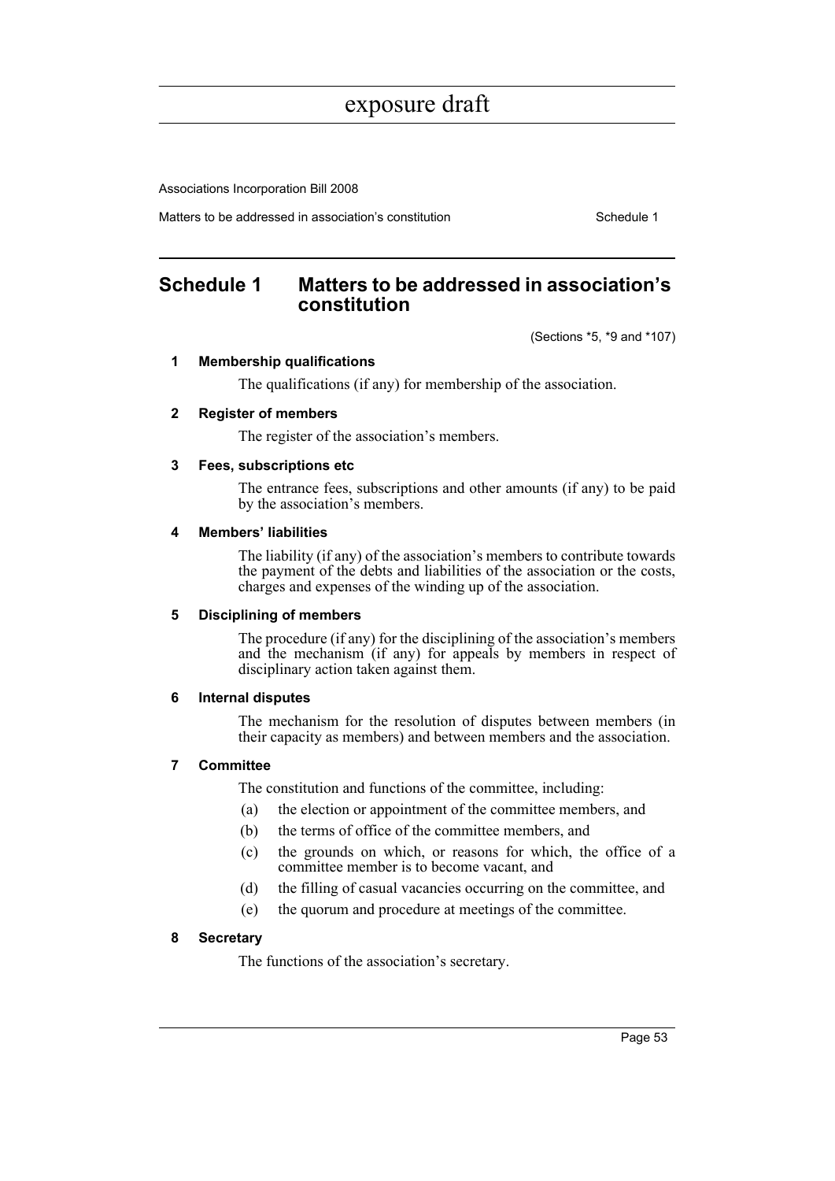# Schedule 1 Matters to be addressed in association's constitution

(Sections *5, *9 and *107)

## 1 Membership qualifications

The qualifications (if any) for membership of the association.

## 2 Register of members

The register of the association's members.

## 3 Fees, subscriptions etc

The entrance fees, subscriptions and other amounts (if any) to be paid by the association's members.

## 4 Members' liabilities

The liability (if any) of the association's members to contribute towards the payment of the debts and liabilities of the association or the costs, charges and expenses of the winding up of the association.

## 5 Disciplining of members

The procedure (if any) for the disciplining of the association's members and the mechanism (if any) for appeals by members in respect of disciplinary action taken against them.

## 6 Internal disputes

The mechanism for the resolution of disputes between members (in their capacity as members) and between members and the association.

## 7 Committee

The constitution and functions of the committee, including:

(a) the election or appointment of the committee members, and

(b) the terms of office of the committee members, and

(c) the grounds on which, or reasons for which, the office of a committee member is to become vacant, and

(d) the filling of casual vacancies occurring on the committee, and

(e) the quorum and procedure at meetings of the committee.

## 8 Secretary

The functions of the association's secretary.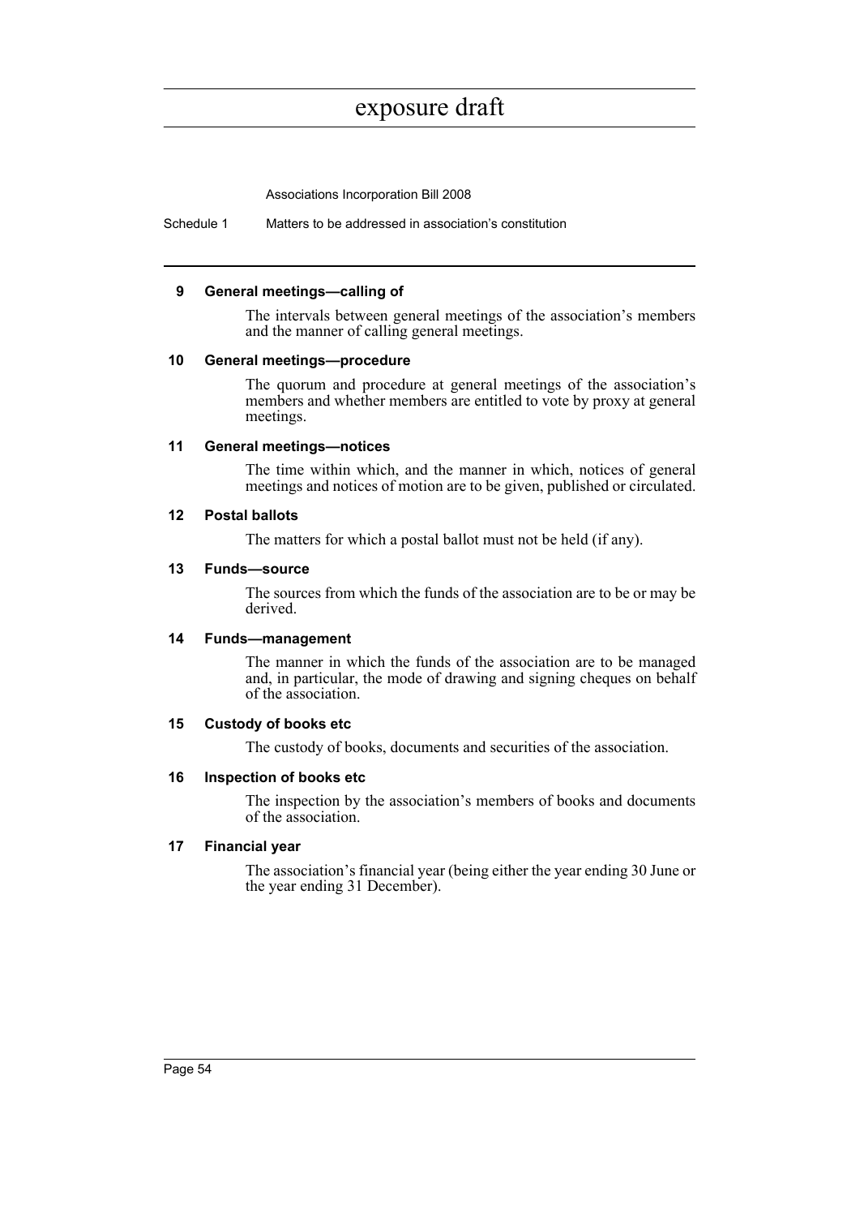### 9 General meetings—calling of

The intervals between general meetings of the association's members and the manner of calling general meetings.

### 10 General meetings—procedure

The quorum and procedure at general meetings of the association's members and whether members are entitled to vote by proxy at general meetings.

### 11 General meetings—notices

The time within which, and the manner in which, notices of general meetings and notices of motion are to be given, published or circulated.

### 12 Postal ballots

The matters for which a postal ballot must not be held (if any).

### 13 Funds—source

The sources from which the funds of the association are to be or may be derived.

### 14 Funds—management

The manner in which the funds of the association are to be managed and, in particular, the mode of drawing and signing cheques on behalf of the association.

### 15 Custody of books etc

The custody of books, documents and securities of the association.

### 16 Inspection of books etc

The inspection by the association's members of books and documents of the association.

### 17 Financial year

The association's financial year (being either the year ending 30 June or the year ending 31 December).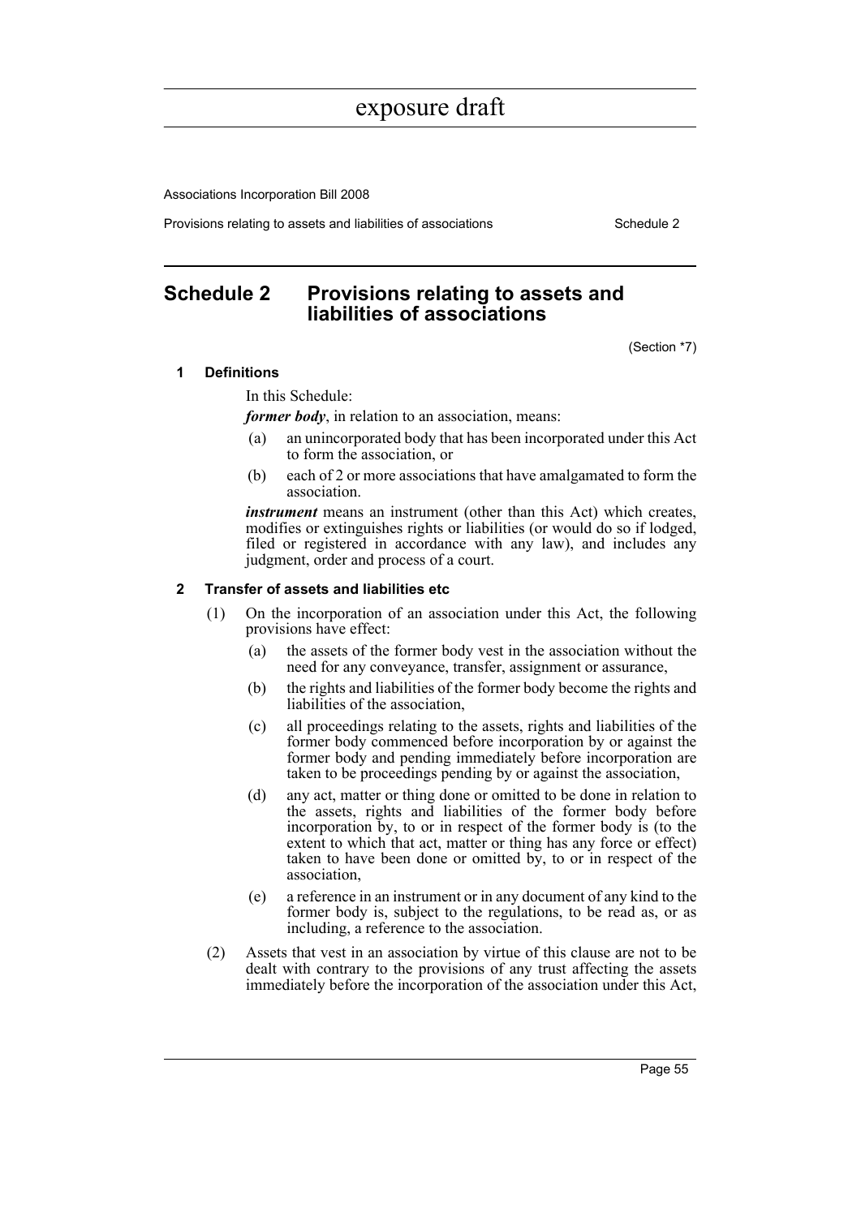## Schedule 2 Provisions relating to assets and liabilities of associations

(Section *7)

### 1 Definitions

In this Schedule:

***former body***, in relation to an association, means:

(a) an unincorporated body that has been incorporated under this Act to form the association, or

(b) each of 2 or more associations that have amalgamated to form the association.

***instrument*** means an instrument (other than this Act) which creates, modifies or extinguishes rights or liabilities (or would do so if lodged, filed or registered in accordance with any law), and includes any judgment, order and process of a court.

### 2 Transfer of assets and liabilities etc

(1) On the incorporation of an association under this Act, the following provisions have effect:

(a) the assets of the former body vest in the association without the need for any conveyance, transfer, assignment or assurance,

(b) the rights and liabilities of the former body become the rights and liabilities of the association,

(c) all proceedings relating to the assets, rights and liabilities of the former body commenced before incorporation by or against the former body and pending immediately before incorporation are taken to be proceedings pending by or against the association,

(d) any act, matter or thing done or omitted to be done in relation to the assets, rights and liabilities of the former body before incorporation by, to or in respect of the former body is (to the extent to which that act, matter or thing has any force or effect) taken to have been done or omitted by, to or in respect of the association,

(e) a reference in an instrument or in any document of any kind to the former body is, subject to the regulations, to be read as, or as including, a reference to the association.

(2) Assets that vest in an association by virtue of this clause are not to be dealt with contrary to the provisions of any trust affecting the assets immediately before the incorporation of the association under this Act,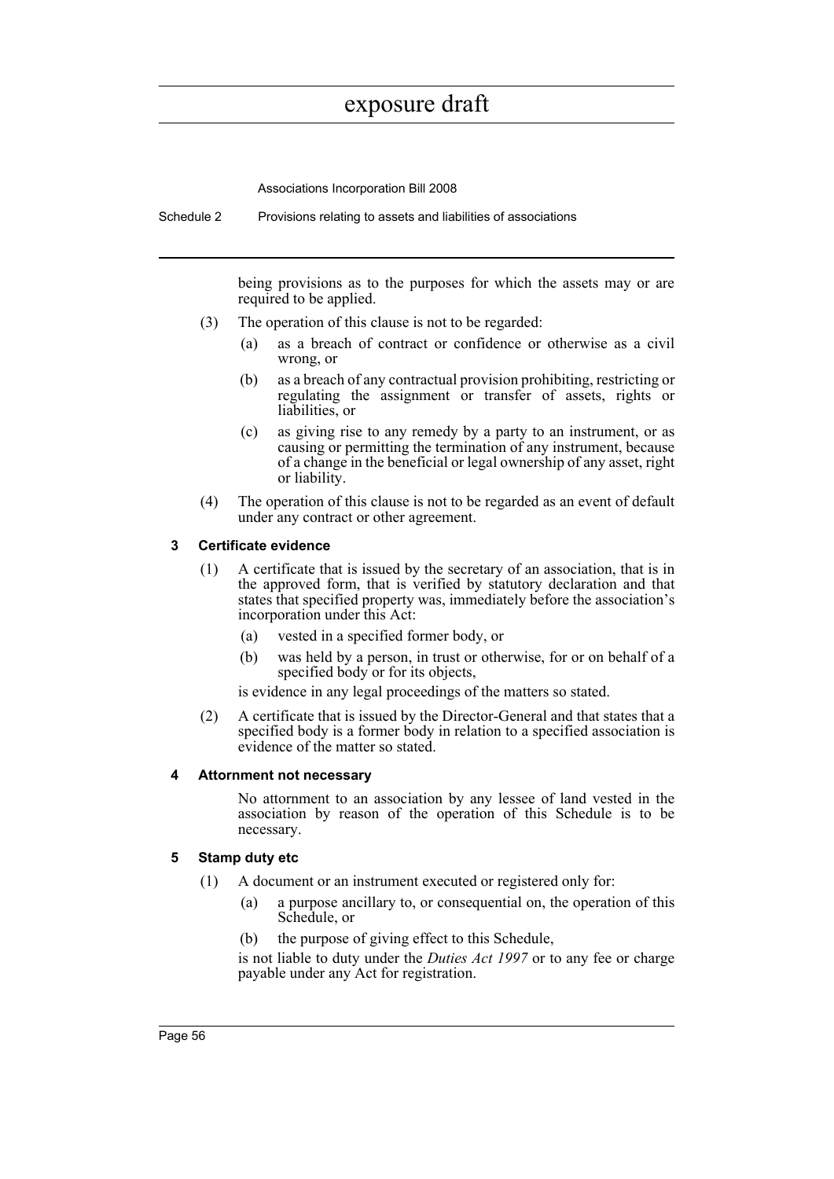being provisions as to the purposes for which the assets may or are required to be applied.

(3) The operation of this clause is not to be regarded:

- (a) as a breach of contract or confidence or otherwise as a civil wrong, or
- (b) as a breach of any contractual provision prohibiting, restricting or regulating the assignment or transfer of assets, rights or liabilities, or
- (c) as giving rise to any remedy by a party to an instrument, or as causing or permitting the termination of any instrument, because of a change in the beneficial or legal ownership of any asset, right or liability.

(4) The operation of this clause is not to be regarded as an event of default under any contract or other agreement.

### 3 Certificate evidence

(1) A certificate that is issued by the secretary of an association, that is in the approved form, that is verified by statutory declaration and that states that specified property was, immediately before the association's incorporation under this Act:

- (a) vested in a specified former body, or
- (b) was held by a person, in trust or otherwise, for or on behalf of a specified body or for its objects,

is evidence in any legal proceedings of the matters so stated.

(2) A certificate that is issued by the Director-General and that states that a specified body is a former body in relation to a specified association is evidence of the matter so stated.

### 4 Attornment not necessary

No attornment to an association by any lessee of land vested in the association by reason of the operation of this Schedule is to be necessary.

### 5 Stamp duty etc

(1) A document or an instrument executed or registered only for:

- (a) a purpose ancillary to, or consequential on, the operation of this Schedule, or
- (b) the purpose of giving effect to this Schedule,

is not liable to duty under the *Duties Act 1997* or to any fee or charge payable under any Act for registration.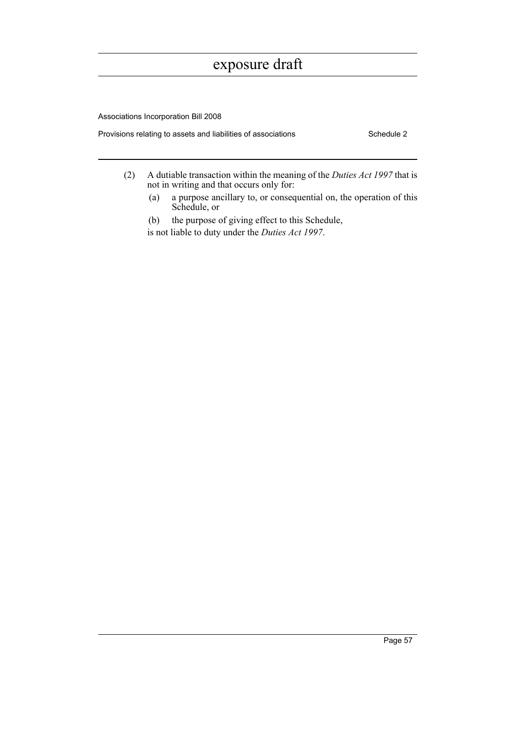(2) A dutiable transaction within the meaning of the *Duties Act 1997* that is not in writing and that occurs only for:

(a) a purpose ancillary to, or consequential on, the operation of this Schedule, or

(b) the purpose of giving effect to this Schedule,

is not liable to duty under the *Duties Act 1997*.